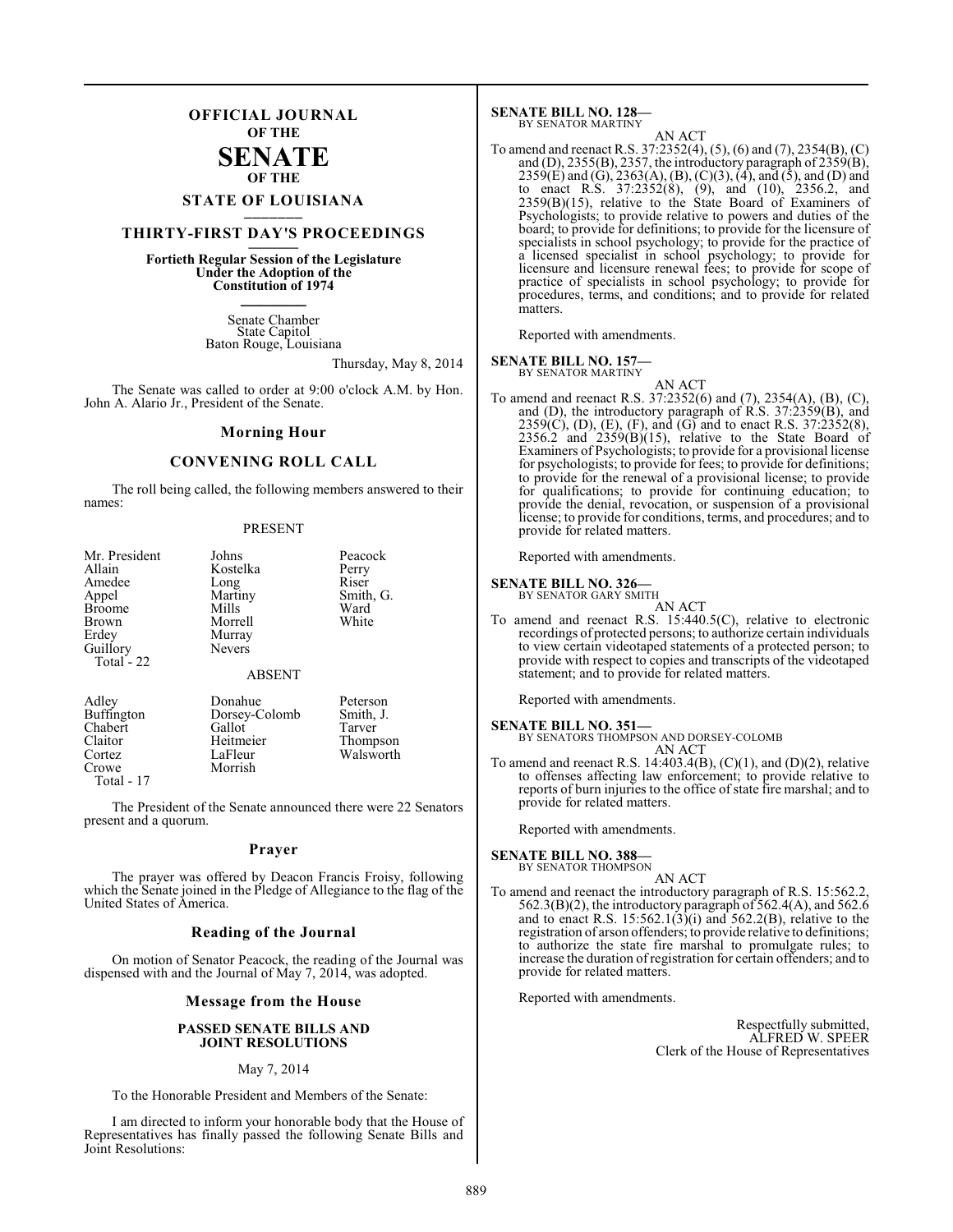# OFFICIAL JOURNAL OF THE SENATE OF THE STATE OF LOUISIANA

## THIRTY-FIRST DAY'S PROCEEDINGS

**Fortieth Regular Session of the Legislature Under the Adoption of the Constitution of 1974**

Senate Chamber
State Capitol
Baton Rouge, Louisiana

Thursday, May 8, 2014

The Senate was called to order at 9:00 o'clock A.M. by Hon. John A. Alario Jr., President of the Senate.

## Morning Hour

## CONVENING ROLL CALL

The roll being called, the following members answered to their names:

PRESENT

| | | |
|---|---|---|
| Mr. President | Johns | Peacock |
| Allain | Kostelka | Perry |
| Amedee | Long | Riser |
| Appel | Martiny | Smith, G. |
| Broome | Mills | Ward |
| Brown | Morrell | White |
| Erdey | Murray | |
| Guillory | Nevers | |
| Total - 22 | | |

ABSENT

| | | |
|---|---|---|
| Adley | Donahue | Peterson |
| Buffington | Dorsey-Colomb | Smith, J. |
| Chabert | Gallot | Tarver |
| Claitor | Heitmeier | Thompson |
| Cortez | LaFleur | Walsworth |
| Crowe | Morrish | |
| Total - 17 | | |

The President of the Senate announced there were 22 Senators present and a quorum.

## Prayer

The prayer was offered by Deacon Francis Froisy, following which the Senate joined in the Pledge of Allegiance to the flag of the United States of America.

## Reading of the Journal

On motion of Senator Peacock, the reading of the Journal was dispensed with and the Journal of May 7, 2014, was adopted.

## Message from the House

### PASSED SENATE BILLS AND JOINT RESOLUTIONS

May 7, 2014

To the Honorable President and Members of the Senate:

I am directed to inform your honorable body that the House of Representatives has finally passed the following Senate Bills and Joint Resolutions:

**SENATE BILL NO. 128—**
BY SENATOR MARTINY

AN ACT

To amend and reenact R.S. 37:2352(4), (5), (6) and (7), 2354(B), (C) and (D), 2355(B), 2357, the introductory paragraph of 2359(B), 2359(E) and (G), 2363(A), (B), (C)(3), (4), and (5), and (D) and to enact R.S. 37:2352(8), (9), and (10), 2356.2, and 2359(B)(15), relative to the State Board of Examiners of Psychologists; to provide relative to powers and duties of the board; to provide for definitions; to provide for the licensure of specialists in school psychology; to provide for the practice of a licensed specialist in school psychology; to provide for licensure and licensure renewal fees; to provide for scope of practice of specialists in school psychology; to provide for procedures, terms, and conditions; and to provide for related matters.

Reported with amendments.

**SENATE BILL NO. 157—**
BY SENATOR MARTINY

AN ACT

To amend and reenact R.S. 37:2352(6) and (7), 2354(A), (B), (C), and (D), the introductory paragraph of R.S. 37:2359(B), and 2359(C), (D), (E), (F), and (G) and to enact R.S. 37:2352(8), 2356.2 and 2359(B)(15), relative to the State Board of Examiners of Psychologists; to provide for a provisional license for psychologists; to provide for fees; to provide for definitions; to provide for the renewal of a provisional license; to provide for qualifications; to provide for continuing education; to provide the denial, revocation, or suspension of a provisional license; to provide for conditions, terms, and procedures; and to provide for related matters.

Reported with amendments.

**SENATE BILL NO. 326—**
BY SENATOR GARY SMITH

AN ACT

To amend and reenact R.S. 15:440.5(C), relative to electronic recordings of protected persons; to authorize certain individuals to view certain videotaped statements of a protected person; to provide with respect to copies and transcripts of the videotaped statement; and to provide for related matters.

Reported with amendments.

**SENATE BILL NO. 351—**
BY SENATORS THOMPSON AND DORSEY-COLOMB

AN ACT

To amend and reenact R.S. 14:403.4(B), (C)(1), and (D)(2), relative to offenses affecting law enforcement; to provide relative to reports of burn injuries to the office of state fire marshal; and to provide for related matters.

Reported with amendments.

**SENATE BILL NO. 388—**
BY SENATOR THOMPSON

AN ACT

To amend and reenact the introductory paragraph of R.S. 15:562.2, 562.3(B)(2), the introductory paragraph of 562.4(A), and 562.6 and to enact R.S. 15:562.1(3)(i) and 562.2(B), relative to the registration of arson offenders; to provide relative to definitions; to authorize the state fire marshal to promulgate rules; to increase the duration of registration for certain offenders; and to provide for related matters.

Reported with amendments.

Respectfully submitted,
ALFRED W. SPEER
Clerk of the House of Representatives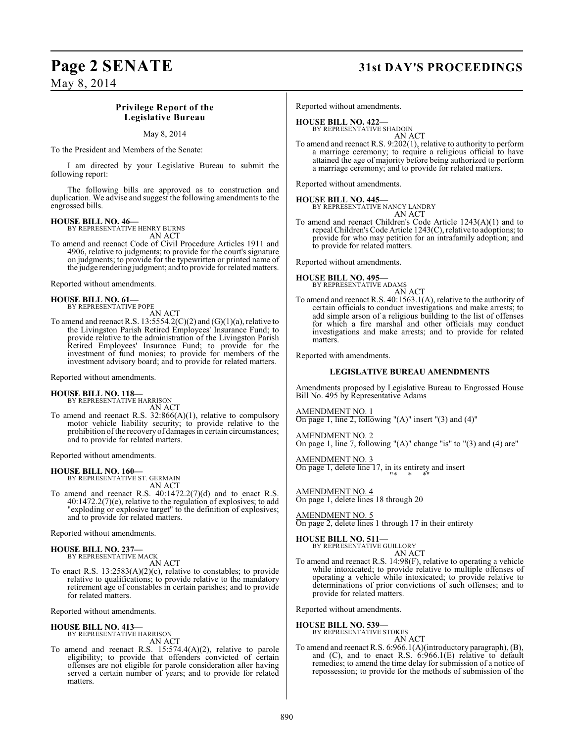### Privilege Report of the Legislative Bureau

May 8, 2014

To the President and Members of the Senate:

I am directed by your Legislative Bureau to submit the following report:

The following bills are approved as to construction and duplication. We advise and suggest the following amendments to the engrossed bills.

**HOUSE BILL NO. 46—**
BY REPRESENTATIVE HENRY BURNS
AN ACT

To amend and reenact Code of Civil Procedure Articles 1911 and 4906, relative to judgments; to provide for the court's signature on judgments; to provide for the typewritten or printed name of the judge rendering judgment; and to provide for related matters.

Reported without amendments.

**HOUSE BILL NO. 61—**
BY REPRESENTATIVE POPE
AN ACT

To amend and reenact R.S. 13:5554.2(C)(2) and (G)(1)(a), relative to the Livingston Parish Retired Employees' Insurance Fund; to provide relative to the administration of the Livingston Parish Retired Employees' Insurance Fund; to provide for the investment of fund monies; to provide for members of the investment advisory board; and to provide for related matters.

Reported without amendments.

**HOUSE BILL NO. 118—**
BY REPRESENTATIVE HARRISON
AN ACT

To amend and reenact R.S. 32:866(A)(1), relative to compulsory motor vehicle liability security; to provide relative to the prohibition of the recovery of damages in certain circumstances; and to provide for related matters.

Reported without amendments.

**HOUSE BILL NO. 160—**
BY REPRESENTATIVE ST. GERMAIN
AN ACT

To amend and reenact R.S. 40:1472.2(7)(d) and to enact R.S. 40:1472.2(7)(e), relative to the regulation of explosives; to add "exploding or explosive target" to the definition of explosives; and to provide for related matters.

Reported without amendments.

**HOUSE BILL NO. 237—**
BY REPRESENTATIVE MACK
AN ACT

To enact R.S. 13:2583(A)(2)(c), relative to constables; to provide relative to qualifications; to provide relative to the mandatory retirement age of constables in certain parishes; and to provide for related matters.

Reported without amendments.

**HOUSE BILL NO. 413—**
BY REPRESENTATIVE HARRISON
AN ACT

To amend and reenact R.S. 15:574.4(A)(2), relative to parole eligibility; to provide that offenders convicted of certain offenses are not eligible for parole consideration after having served a certain number of years; and to provide for related matters.

Reported without amendments.

**HOUSE BILL NO. 422—**
BY REPRESENTATIVE SHADOIN
AN ACT

To amend and reenact R.S. 9:202(1), relative to authority to perform a marriage ceremony; to require a religious official to have attained the age of majority before being authorized to perform a marriage ceremony; and to provide for related matters.

Reported without amendments.

**HOUSE BILL NO. 445—**
BY REPRESENTATIVE NANCY LANDRY
AN ACT

To amend and reenact Children's Code Article 1243(A)(1) and to repeal Children's Code Article 1243(C), relative to adoptions; to provide for who may petition for an intrafamily adoption; and to provide for related matters.

Reported without amendments.

**HOUSE BILL NO. 495—**
BY REPRESENTATIVE ADAMS
AN ACT

To amend and reenact R.S. 40:1563.1(A), relative to the authority of certain officials to conduct investigations and make arrests; to add simple arson of a religious building to the list of offenses for which a fire marshal and other officials may conduct investigations and make arrests; and to provide for related matters.

Reported with amendments.

**LEGISLATIVE BUREAU AMENDMENTS**

Amendments proposed by Legislative Bureau to Engrossed House Bill No. 495 by Representative Adams

AMENDMENT NO. 1
On page 1, line 2, following "(A)" insert "(3) and (4)"

AMENDMENT NO. 2
On page 1, line 7, following "(A)" change "is" to "(3) and (4) are"

AMENDMENT NO. 3
On page 1, delete line 17, in its entirety and insert
"* * *"

AMENDMENT NO. 4
On page 1, delete lines 18 through 20

AMENDMENT NO. 5
On page 2, delete lines 1 through 17 in their entirety

**HOUSE BILL NO. 511—**
BY REPRESENTATIVE GUILLORY
AN ACT

To amend and reenact R.S. 14:98(F), relative to operating a vehicle while intoxicated; to provide relative to multiple offenses of operating a vehicle while intoxicated; to provide relative to determinations of prior convictions of such offenses; and to provide for related matters.

Reported without amendments.

**HOUSE BILL NO. 539—**
BY REPRESENTATIVE STOKES
AN ACT

To amend and reenact R.S. 6:966.1(A)(introductory paragraph), (B), and (C), and to enact R.S. 6:966.1(E) relative to default remedies; to amend the time delay for submission of a notice of repossession; to provide for the methods of submission of the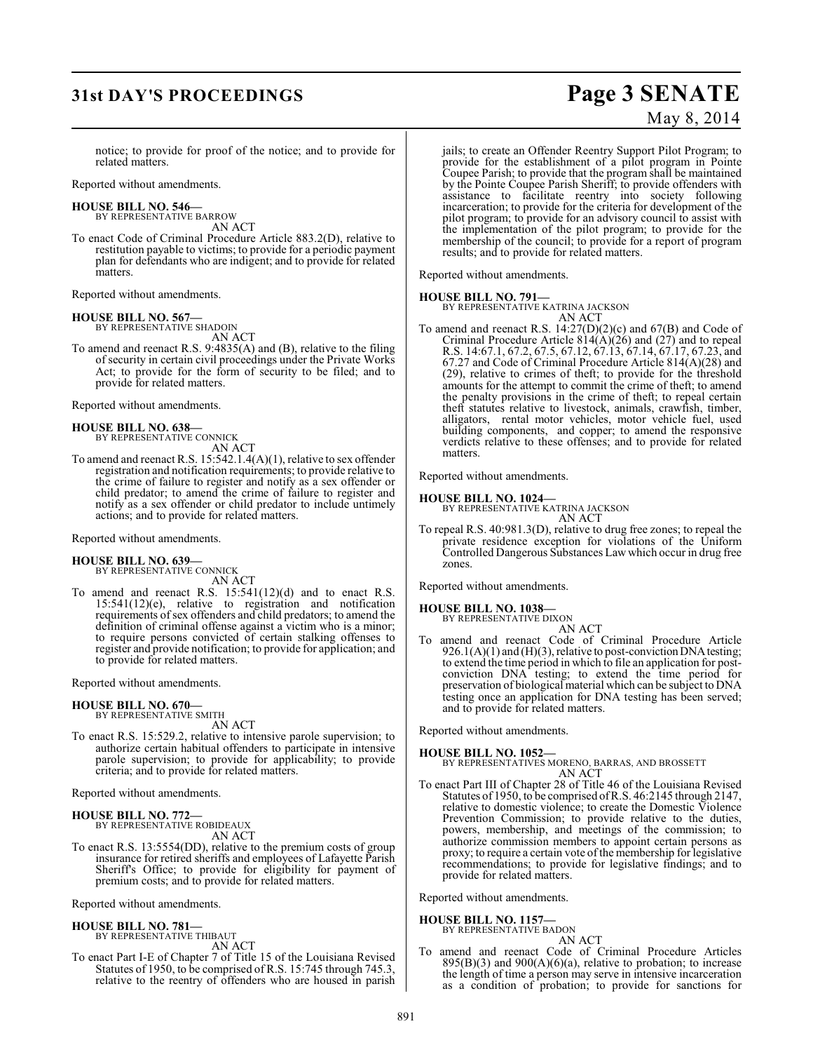notice; to provide for proof of the notice; and to provide for related matters.

Reported without amendments.

**HOUSE BILL NO. 546—**
BY REPRESENTATIVE BARROW
AN ACT

To enact Code of Criminal Procedure Article 883.2(D), relative to restitution payable to victims; to provide for a periodic payment plan for defendants who are indigent; and to provide for related matters.

Reported without amendments.

**HOUSE BILL NO. 567—**
BY REPRESENTATIVE SHADOIN
AN ACT

To amend and reenact R.S. 9:4835(A) and (B), relative to the filing of security in certain civil proceedings under the Private Works Act; to provide for the form of security to be filed; and to provide for related matters.

Reported without amendments.

**HOUSE BILL NO. 638—**
BY REPRESENTATIVE CONNICK
AN ACT

To amend and reenact R.S. 15:542.1.4(A)(1), relative to sex offender registration and notification requirements; to provide relative to the crime of failure to register and notify as a sex offender or child predator; to amend the crime of failure to register and notify as a sex offender or child predator to include untimely actions; and to provide for related matters.

Reported without amendments.

**HOUSE BILL NO. 639—**
BY REPRESENTATIVE CONNICK
AN ACT

To amend and reenact R.S. 15:541(12)(d) and to enact R.S. 15:541(12)(e), relative to registration and notification requirements of sex offenders and child predators; to amend the definition of criminal offense against a victim who is a minor; to require persons convicted of certain stalking offenses to register and provide notification; to provide for application; and to provide for related matters.

Reported without amendments.

**HOUSE BILL NO. 670—**
BY REPRESENTATIVE SMITH
AN ACT

To enact R.S. 15:529.2, relative to intensive parole supervision; to authorize certain habitual offenders to participate in intensive parole supervision; to provide for applicability; to provide criteria; and to provide for related matters.

Reported without amendments.

**HOUSE BILL NO. 772—**
BY REPRESENTATIVE ROBIDEAUX
AN ACT

To enact R.S. 13:5554(DD), relative to the premium costs of group insurance for retired sheriffs and employees of Lafayette Parish Sheriff's Office; to provide for eligibility for payment of premium costs; and to provide for related matters.

Reported without amendments.

**HOUSE BILL NO. 781—**
BY REPRESENTATIVE THIBAUT
AN ACT

To enact Part I-E of Chapter 7 of Title 15 of the Louisiana Revised Statutes of 1950, to be comprised of R.S. 15:745 through 745.3, relative to the reentry of offenders who are housed in parish jails; to create an Offender Reentry Support Pilot Program; to provide for the establishment of a pilot program in Pointe Coupee Parish; to provide that the program shall be maintained by the Pointe Coupee Parish Sheriff; to provide offenders with assistance to facilitate reentry into society following incarceration; to provide for the criteria for development of the pilot program; to provide for an advisory council to assist with the implementation of the pilot program; to provide for the membership of the council; to provide for a report of program results; and to provide for related matters.

Reported without amendments.

**HOUSE BILL NO. 791—**
BY REPRESENTATIVE KATRINA JACKSON
AN ACT

To amend and reenact R.S. 14:27(D)(2)(c) and 67(B) and Code of Criminal Procedure Article 814(A)(26) and (27) and to repeal R.S. 14:67.1, 67.2, 67.5, 67.12, 67.13, 67.14, 67.17, 67.23, and 67.27 and Code of Criminal Procedure Article 814(A)(28) and (29), relative to crimes of theft; to provide for the threshold amounts for the attempt to commit the crime of theft; to amend the penalty provisions in the crime of theft; to repeal certain theft statutes relative to livestock, animals, crawfish, timber, alligators, rental motor vehicles, motor vehicle fuel, used building components, and copper; to amend the responsive verdicts relative to these offenses; and to provide for related matters.

Reported without amendments.

**HOUSE BILL NO. 1024—**
BY REPRESENTATIVE KATRINA JACKSON
AN ACT

To repeal R.S. 40:981.3(D), relative to drug free zones; to repeal the private residence exception for violations of the Uniform Controlled Dangerous Substances Law which occur in drug free zones.

Reported without amendments.

**HOUSE BILL NO. 1038—**
BY REPRESENTATIVE DIXON
AN ACT

To amend and reenact Code of Criminal Procedure Article 926.1(A)(1) and (H)(3), relative to post-conviction DNA testing; to extend the time period in which to file an application for post-conviction DNA testing; to extend the time period for preservation of biological material which can be subject to DNA testing once an application for DNA testing has been served; and to provide for related matters.

Reported without amendments.

**HOUSE BILL NO. 1052—**
BY REPRESENTATIVES MORENO, BARRAS, AND BROSSETT
AN ACT

To enact Part III of Chapter 28 of Title 46 of the Louisiana Revised Statutes of 1950, to be comprised of R.S. 46:2145 through 2147, relative to domestic violence; to create the Domestic Violence Prevention Commission; to provide relative to the duties, powers, membership, and meetings of the commission; to authorize commission members to appoint certain persons as proxy; to require a certain vote of the membership for legislative recommendations; to provide for legislative findings; and to provide for related matters.

Reported without amendments.

**HOUSE BILL NO. 1157—**
BY REPRESENTATIVE BADON
AN ACT

To amend and reenact Code of Criminal Procedure Articles 895(B)(3) and 900(A)(6)(a), relative to probation; to increase the length of time a person may serve in intensive incarceration as a condition of probation; to provide for sanctions for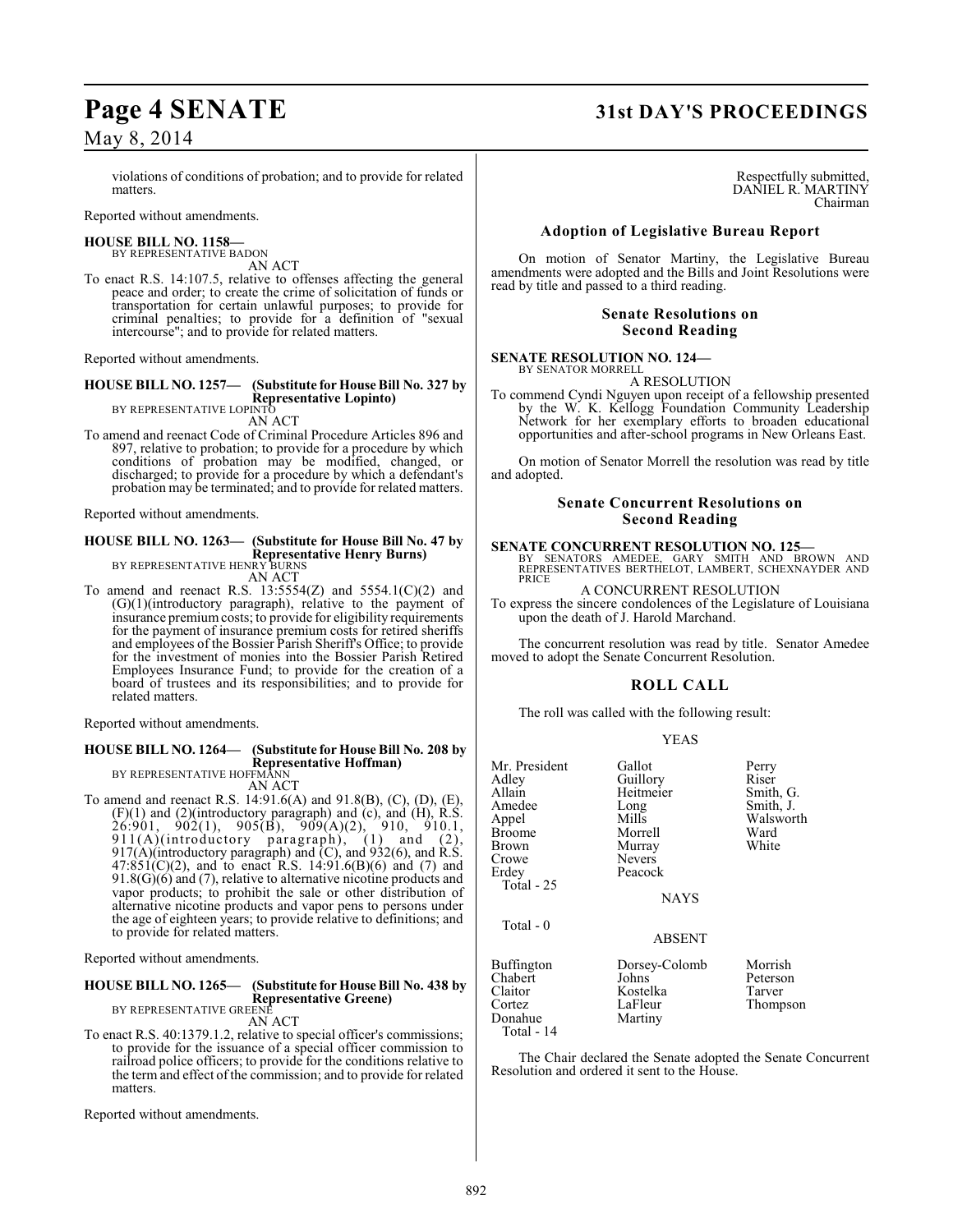violations of conditions of probation; and to provide for related matters.

Reported without amendments.

**HOUSE BILL NO. 1158—**
BY REPRESENTATIVE BADON
AN ACT
To enact R.S. 14:107.5, relative to offenses affecting the general peace and order; to create the crime of solicitation of funds or transportation for certain unlawful purposes; to provide for criminal penalties; to provide for a definition of "sexual intercourse"; and to provide for related matters.

Reported without amendments.

**HOUSE BILL NO. 1257— (Substitute for House Bill No. 327 by Representative Lopinto)**
BY REPRESENTATIVE LOPINTO
AN ACT
To amend and reenact Code of Criminal Procedure Articles 896 and 897, relative to probation; to provide for a procedure by which conditions of probation may be modified, changed, or discharged; to provide for a procedure by which a defendant's probation may be terminated; and to provide for related matters.

Reported without amendments.

**HOUSE BILL NO. 1263— (Substitute for House Bill No. 47 by Representative Henry Burns)**
BY REPRESENTATIVE HENRY BURNS
AN ACT
To amend and reenact R.S. 13:5554(Z) and 5554.1(C)(2) and (G)(1)(introductory paragraph), relative to the payment of insurance premium costs; to provide for eligibility requirements for the payment of insurance premium costs for retired sheriffs and employees of the Bossier Parish Sheriff's Office; to provide for the investment of monies into the Bossier Parish Retired Employees Insurance Fund; to provide for the creation of a board of trustees and its responsibilities; and to provide for related matters.

Reported without amendments.

**HOUSE BILL NO. 1264— (Substitute for House Bill No. 208 by Representative Hoffman)**
BY REPRESENTATIVE HOFFMANN
AN ACT
To amend and reenact R.S. 14:91.6(A) and 91.8(B), (C), (D), (E), (F)(1) and (2)(introductory paragraph) and (c), and (H), R.S. 26:901, 902(1), 905(B), 909(A)(2), 910, 910.1, 911(A)(introductory paragraph), (1) and (2), 917(A)(introductory paragraph) and (C), and 932(6), and R.S. 47:851(C)(2), and to enact R.S. 14:91.6(B)(6) and (7) and 91.8(G)(6) and (7), relative to alternative nicotine products and vapor products; to prohibit the sale or other distribution of alternative nicotine products and vapor pens to persons under the age of eighteen years; to provide relative to definitions; and to provide for related matters.

Reported without amendments.

**HOUSE BILL NO. 1265— (Substitute for House Bill No. 438 by Representative Greene)**
BY REPRESENTATIVE GREENE
AN ACT
To enact R.S. 40:1379.1.2, relative to special officer's commissions; to provide for the issuance of a special officer commission to railroad police officers; to provide for the conditions relative to the term and effect of the commission; and to provide for related matters.

Reported without amendments.

Respectfully submitted,
DANIEL R. MARTINY
Chairman

## Adoption of Legislative Bureau Report

On motion of Senator Martiny, the Legislative Bureau amendments were adopted and the Bills and Joint Resolutions were read by title and passed to a third reading.

## Senate Resolutions on Second Reading

**SENATE RESOLUTION NO. 124—**
BY SENATOR MORRELL
A RESOLUTION
To commend Cyndi Nguyen upon receipt of a fellowship presented by the W. K. Kellogg Foundation Community Leadership Network for her exemplary efforts to broaden educational opportunities and after-school programs in New Orleans East.

On motion of Senator Morrell the resolution was read by title and adopted.

## Senate Concurrent Resolutions on Second Reading

**SENATE CONCURRENT RESOLUTION NO. 125—**
BY SENATORS AMEDEE, GARY SMITH AND BROWN AND REPRESENTATIVES BERTHELOT, LAMBERT, SCHEXNAYDER AND PRICE
A CONCURRENT RESOLUTION
To express the sincere condolences of the Legislature of Louisiana upon the death of J. Harold Marchand.

The concurrent resolution was read by title. Senator Amedee moved to adopt the Senate Concurrent Resolution.

## ROLL CALL

The roll was called with the following result:

YEAS

| | | |
|---|---|---|
| Mr. President | Gallot | Perry |
| Adley | Guillory | Riser |
| Allain | Heitmeier | Smith, G. |
| Amedee | Long | Smith, J. |
| Appel | Mills | Walsworth |
| Broome | Morrell | Ward |
| Brown | Murray | White |
| Crowe | Nevers | |
| Erdey | Peacock | |
| Total - 25 | | |

NAYS

Total - 0

ABSENT

| | | |
|---|---|---|
| Buffington | Dorsey-Colomb | Morrish |
| Chabert | Johns | Peterson |
| Claitor | Kostelka | Tarver |
| Cortez | LaFleur | Thompson |
| Donahue | Martiny | |
| Total - 14 | | |

The Chair declared the Senate adopted the Senate Concurrent Resolution and ordered it sent to the House.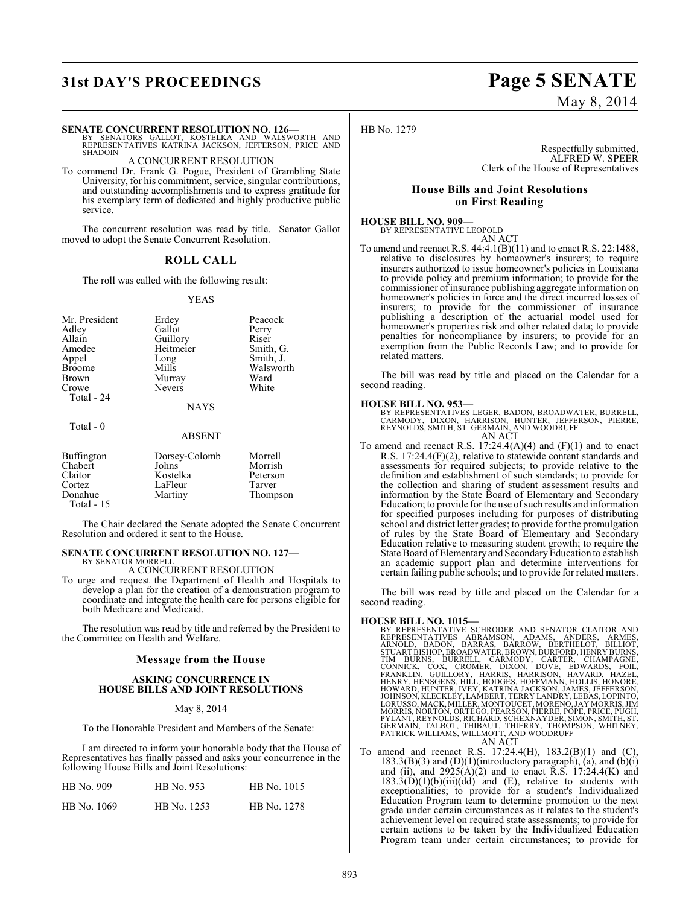**SENATE CONCURRENT RESOLUTION NO. 126—**
BY SENATORS GALLOT, KOSTELKA AND WALSWORTH AND REPRESENTATIVES KATRINA JACKSON, JEFFERSON, PRICE AND SHADOIN

A CONCURRENT RESOLUTION

To commend Dr. Frank G. Pogue, President of Grambling State University, for his commitment, service, singular contributions, and outstanding accomplishments and to express gratitude for his exemplary term of dedicated and highly productive public service.

The concurrent resolution was read by title. Senator Gallot moved to adopt the Senate Concurrent Resolution.

## ROLL CALL

The roll was called with the following result:

YEAS

| | | |
|---|---|---|
| Mr. President | Erdey | Peacock |
| Adley | Gallot | Perry |
| Allain | Guillory | Riser |
| Amedee | Heitmeier | Smith, G. |
| Appel | Long | Smith, J. |
| Broome | Mills | Walsworth |
| Brown | Murray | Ward |
| Crowe | Nevers | White |

Total - 24

NAYS

Total - 0

ABSENT

| | | |
|---|---|---|
| Buffington | Dorsey-Colomb | Morrell |
| Chabert | Johns | Morrish |
| Claitor | Kostelka | Peterson |
| Cortez | LaFleur | Tarver |
| Donahue | Martiny | Thompson |

Total - 15

The Chair declared the Senate adopted the Senate Concurrent Resolution and ordered it sent to the House.

**SENATE CONCURRENT RESOLUTION NO. 127—**
BY SENATOR MORRELL

A CONCURRENT RESOLUTION

To urge and request the Department of Health and Hospitals to develop a plan for the creation of a demonstration program to coordinate and integrate the health care for persons eligible for both Medicare and Medicaid.

The resolution was read by title and referred by the President to the Committee on Health and Welfare.

## Message from the House

### ASKING CONCURRENCE IN HOUSE BILLS AND JOINT RESOLUTIONS

May 8, 2014

To the Honorable President and Members of the Senate:

I am directed to inform your honorable body that the House of Representatives has finally passed and asks your concurrence in the following House Bills and Joint Resolutions:

| | | |
|---|---|---|
| HB No. 909 | HB No. 953 | HB No. 1015 |
| HB No. 1069 | HB No. 1253 | HB No. 1278 |
| HB No. 1279 | | |

Respectfully submitted,
ALFRED W. SPEER
Clerk of the House of Representatives

## House Bills and Joint Resolutions on First Reading

**HOUSE BILL NO. 909—**
BY REPRESENTATIVE LEOPOLD

AN ACT

To amend and reenact R.S. 44:4.1(B)(11) and to enact R.S. 22:1488, relative to disclosures by homeowner's insurers; to require insurers authorized to issue homeowner's policies in Louisiana to provide policy and premium information; to provide for the commissioner of insurance publishing aggregate information on homeowner's policies in force and the direct incurred losses of insurers; to provide for the commissioner of insurance publishing a description of the actuarial model used for homeowner's properties risk and other related data; to provide penalties for noncompliance by insurers; to provide for an exemption from the Public Records Law; and to provide for related matters.

The bill was read by title and placed on the Calendar for a second reading.

**HOUSE BILL NO. 953—**
BY REPRESENTATIVES LEGER, BADON, BROADWATER, BURRELL, CARMODY, DIXON, HARRISON, HUNTER, JEFFERSON, PIERRE, REYNOLDS, SMITH, ST. GERMAIN, AND WOODRUFF

AN ACT

To amend and reenact R.S. 17:24.4(A)(4) and (F)(1) and to enact R.S. 17:24.4(F)(2), relative to statewide content standards and assessments for required subjects; to provide relative to the definition and establishment of such standards; to provide for the collection and sharing of student assessment results and information by the State Board of Elementary and Secondary Education; to provide for the use of such results and information for specified purposes including for purposes of distributing school and district letter grades; to provide for the promulgation of rules by the State Board of Elementary and Secondary Education relative to measuring student growth; to require the State Board of Elementary and Secondary Education to establish an academic support plan and determine interventions for certain failing public schools; and to provide for related matters.

The bill was read by title and placed on the Calendar for a second reading.

**HOUSE BILL NO. 1015—**
BY REPRESENTATIVE SCHRODER AND SENATOR CLAITOR AND REPRESENTATIVES ABRAMSON, ADAMS, ANDERS, ARMES, ARNOLD, BADON, BARRAS, BARROW, BERTHELOT, BILLIOT, STUART BISHOP, BROADWATER, BROWN, BURFORD, HENRY BURNS, TIM BURNS, BURRELL, CARMODY, CARTER, CHAMPAGNE, CONNICK, COX, CROMER, DIXON, DOVE, EDWARDS, FOIL, FRANKLIN, GUILLORY, HARRIS, HARRISON, HAVARD, HAZEL, HENRY, HENSGENS, HILL, HODGES, HOFFMANN, HOLLIS, HONORE, HOWARD, HUNTER, IVEY, KATRINA JACKSON, JAMES, JEFFERSON, JOHNSON, KLECKLEY, LAMBERT, TERRY LANDRY, LEBAS, LOPINTO, LORUSSO, MACK, MILLER, MONTOUCET, MORENO, JAY MORRIS, JIM MORRIS, NORTON, ORTEGO, PEARSON, PIERRE, POPE, PRICE, PUGH, PYLANT, REYNOLDS, RICHARD, SCHEXNAYDER, SIMON, SMITH, ST. GERMAIN, TALBOT, THIBAUT, THIERRY, THOMPSON, WHITNEY, PATRICK WILLIAMS, WILLMOTT, AND WOODRUFF

AN ACT

To amend and reenact R.S. 17:24.4(H), 183.2(B)(1) and (C), 183.3(B)(3) and (D)(1)(introductory paragraph), (a), and (b)(i) and (ii), and 2925(A)(2) and to enact R.S. 17:24.4(K) and 183.3(D)(1)(b)(iii)(dd) and (E), relative to students with exceptionalities; to provide for a student's Individualized Education Program team to determine promotion to the next grade under certain circumstances as it relates to the student's achievement level on required state assessments; to provide for certain actions to be taken by the Individualized Education Program team under certain circumstances; to provide for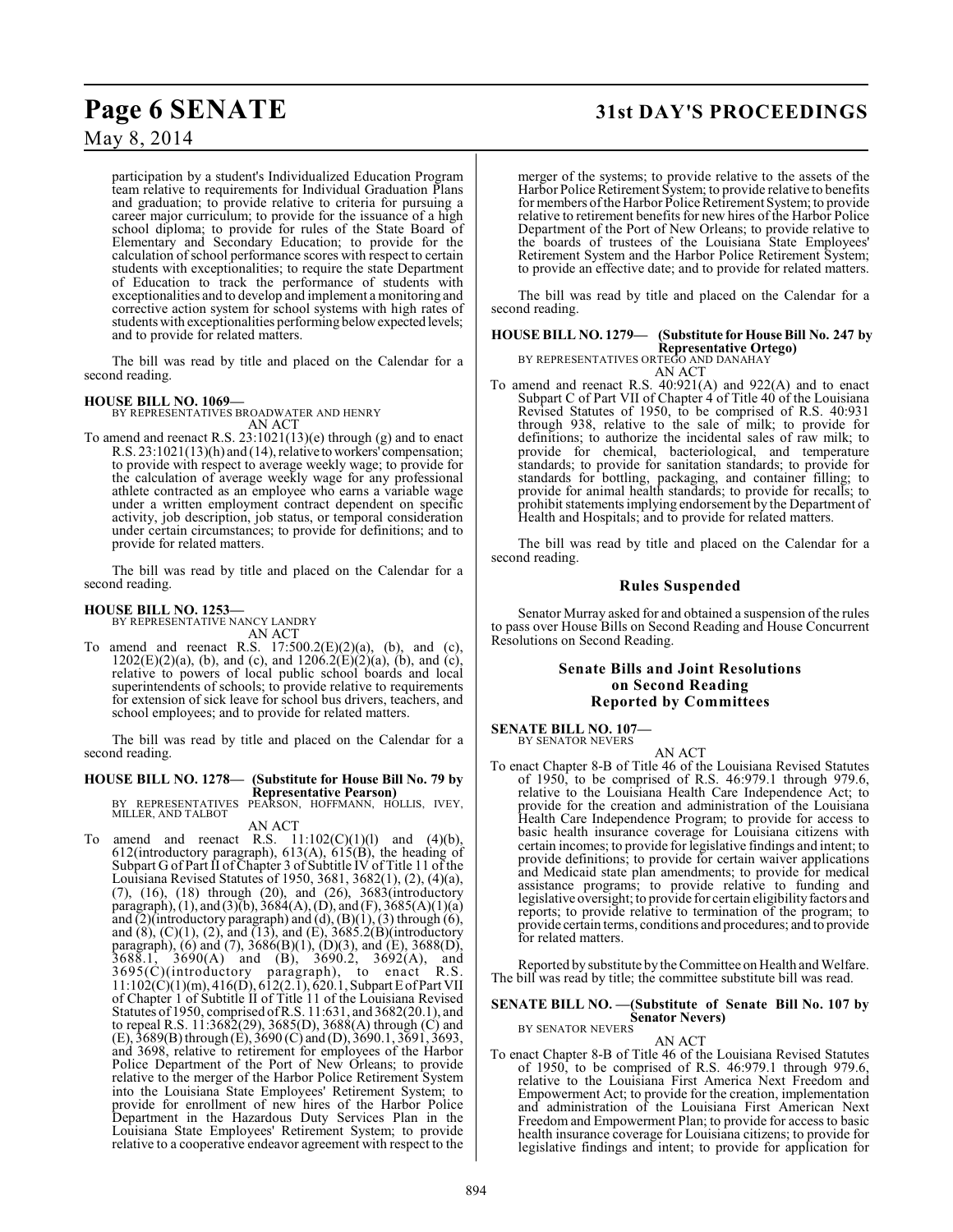participation by a student's Individualized Education Program team relative to requirements for Individual Graduation Plans and graduation; to provide relative to criteria for pursuing a career major curriculum; to provide for the issuance of a high school diploma; to provide for rules of the State Board of Elementary and Secondary Education; to provide for the calculation of school performance scores with respect to certain students with exceptionalities; to require the state Department of Education to track the performance of students with exceptionalities and to develop and implement a monitoring and corrective action system for school systems with high rates of students with exceptionalities performing below expected levels; and to provide for related matters.

The bill was read by title and placed on the Calendar for a second reading.

**HOUSE BILL NO. 1069—**
BY REPRESENTATIVES BROADWATER AND HENRY
AN ACT

To amend and reenact R.S. 23:1021(13)(e) through (g) and to enact R.S. 23:1021(13)(h) and (14), relative to workers' compensation; to provide with respect to average weekly wage; to provide for the calculation of average weekly wage for any professional athlete contracted as an employee who earns a variable wage under a written employment contract dependent on specific activity, job description, job status, or temporal consideration under certain circumstances; to provide for definitions; and to provide for related matters.

The bill was read by title and placed on the Calendar for a second reading.

**HOUSE BILL NO. 1253—**
BY REPRESENTATIVE NANCY LANDRY
AN ACT

To amend and reenact R.S. 17:500.2(E)(2)(a), (b), and (c), 1202(E)(2)(a), (b), and (c), and 1206.2(E)(2)(a), (b), and (c), relative to powers of local public school boards and local superintendents of schools; to provide relative to requirements for extension of sick leave for school bus drivers, teachers, and school employees; and to provide for related matters.

The bill was read by title and placed on the Calendar for a second reading.

**HOUSE BILL NO. 1278— (Substitute for House Bill No. 79 by Representative Pearson)**
BY REPRESENTATIVES PEARSON, HOFFMANN, HOLLIS, IVEY, MILLER, AND TALBOT
AN ACT

To amend and reenact R.S. 11:102(C)(1)(l) and (4)(b), 612(introductory paragraph), 613(A), 615(B), the heading of Subpart G of Part II of Chapter 3 of Subtitle IV of Title 11 of the Louisiana Revised Statutes of 1950, 3681, 3682(1), (2), (4)(a), (7), (16), (18) through (20), and (26), 3683(introductory paragraph), (1), and (3)(b), 3684(A), (D), and (F), 3685(A)(1)(a) and (2)(introductory paragraph) and (d), (B)(1), (3) through (6), and (8), (C)(1), (2), and (13), and (E), 3685.2(B)(introductory paragraph), (6) and (7), 3686(B)(1), (D)(3), and (E), 3688(D), 3688.1, 3690(A) and (B), 3690.2, 3692(A), and 3695(C)(introductory paragraph), to enact R.S. 11:102(C)(1)(m), 416(D), 612(2.1), 620.1, Subpart E of Part VII of Chapter 1 of Subtitle II of Title 11 of the Louisiana Revised Statutes of 1950, comprised of R.S. 11:631, and 3682(20.1), and to repeal R.S. 11:3682(29), 3685(D), 3688(A) through (C) and (E), 3689(B) through (E), 3690 (C) and (D), 3690.1, 3691, 3693, and 3698, relative to retirement for employees of the Harbor Police Department of the Port of New Orleans; to provide relative to the merger of the Harbor Police Retirement System into the Louisiana State Employees' Retirement System; to provide for enrollment of new hires of the Harbor Police Department in the Hazardous Duty Services Plan in the Louisiana State Employees' Retirement System; to provide relative to a cooperative endeavor agreement with respect to the merger of the systems; to provide relative to the assets of the Harbor Police Retirement System; to provide relative to benefits for members of the Harbor Police Retirement System; to provide relative to retirement benefits for new hires of the Harbor Police Department of the Port of New Orleans; to provide relative to the boards of trustees of the Louisiana State Employees' Retirement System and the Harbor Police Retirement System; to provide an effective date; and to provide for related matters.

The bill was read by title and placed on the Calendar for a second reading.

**HOUSE BILL NO. 1279— (Substitute for House Bill No. 247 by Representative Ortego)**
BY REPRESENTATIVES ORTEGO AND DANAHAY
AN ACT

To amend and reenact R.S. 40:921(A) and 922(A) and to enact Subpart C of Part VII of Chapter 4 of Title 40 of the Louisiana Revised Statutes of 1950, to be comprised of R.S. 40:931 through 938, relative to the sale of milk; to provide for definitions; to authorize the incidental sales of raw milk; to provide for chemical, bacteriological, and temperature standards; to provide for sanitation standards; to provide for standards for bottling, packaging, and container filling; to provide for animal health standards; to provide for recalls; to prohibit statements implying endorsement by the Department of Health and Hospitals; and to provide for related matters.

The bill was read by title and placed on the Calendar for a second reading.

## Rules Suspended

Senator Murray asked for and obtained a suspension of the rules to pass over House Bills on Second Reading and House Concurrent Resolutions on Second Reading.

## Senate Bills and Joint Resolutions on Second Reading Reported by Committees

**SENATE BILL NO. 107—**
BY SENATOR NEVERS
AN ACT

To enact Chapter 8-B of Title 46 of the Louisiana Revised Statutes of 1950, to be comprised of R.S. 46:979.1 through 979.6, relative to the Louisiana Health Care Independence Act; to provide for the creation and administration of the Louisiana Health Care Independence Program; to provide for access to basic health insurance coverage for Louisiana citizens with certain incomes; to provide for legislative findings and intent; to provide definitions; to provide for certain waiver applications and Medicaid state plan amendments; to provide for medical assistance programs; to provide relative to funding and legislative oversight; to provide for certain eligibility factors and reports; to provide relative to termination of the program; to provide certain terms, conditions and procedures; and to provide for related matters.

Reported by substitute by the Committee on Health and Welfare. The bill was read by title; the committee substitute bill was read.

**SENATE BILL NO. —(Substitute of Senate Bill No. 107 by Senator Nevers)**
BY SENATOR NEVERS
AN ACT

To enact Chapter 8-B of Title 46 of the Louisiana Revised Statutes of 1950, to be comprised of R.S. 46:979.1 through 979.6, relative to the Louisiana First America Next Freedom and Empowerment Act; to provide for the creation, implementation and administration of the Louisiana First American Next Freedom and Empowerment Plan; to provide for access to basic health insurance coverage for Louisiana citizens; to provide for legislative findings and intent; to provide for application for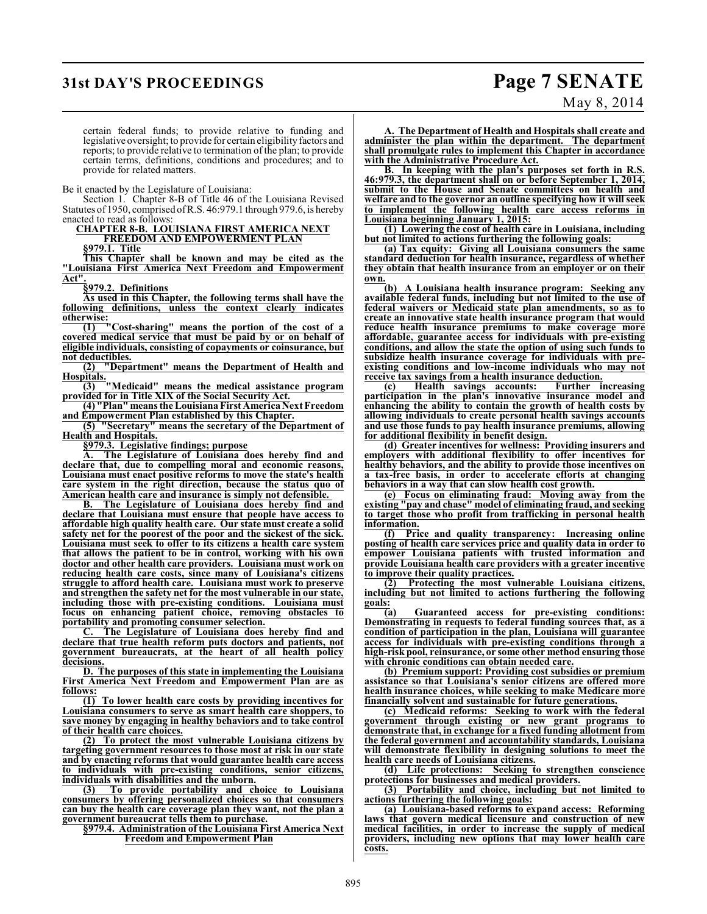certain federal funds; to provide relative to funding and legislative oversight; to provide for certain eligibility factors and reports; to provide relative to termination of the plan; to provide certain terms, definitions, conditions and procedures; and to provide for related matters.

Be it enacted by the Legislature of Louisiana:

Section 1. Chapter 8-B of Title 46 of the Louisiana Revised Statutes of 1950, comprised of R.S. 46:979.1 through 979.6, is hereby enacted to read as follows:

**CHAPTER 8-B. LOUISIANA FIRST AMERICA NEXT FREEDOM AND EMPOWERMENT PLAN**

**§979.1. Title**

**This Chapter shall be known and may be cited as the "Louisiana First America Next Freedom and Empowerment Act".**

**§979.2. Definitions**

**As used in this Chapter, the following terms shall have the following definitions, unless the context clearly indicates otherwise:**

**(1) "Cost-sharing" means the portion of the cost of a covered medical service that must be paid by or on behalf of eligible individuals, consisting of copayments or coinsurance, but not deductibles.**

**(2) "Department" means the Department of Health and Hospitals.**

**(3) "Medicaid" means the medical assistance program provided for in Title XIX of the Social Security Act.**

**(4) "Plan" means the Louisiana First America Next Freedom and Empowerment Plan established by this Chapter.**

**(5) "Secretary" means the secretary of the Department of Health and Hospitals.**

**§979.3. Legislative findings; purpose**

**A. The Legislature of Louisiana does hereby find and declare that, due to compelling moral and economic reasons, Louisiana must enact positive reforms to move the state's health care system in the right direction, because the status quo of American health care and insurance is simply not defensible.**

**B. The Legislature of Louisiana does hereby find and declare that Louisiana must ensure that people have access to affordable high quality health care. Our state must create a solid safety net for the poorest of the poor and the sickest of the sick. Louisiana must seek to offer to its citizens a health care system that allows the patient to be in control, working with his own doctor and other health care providers. Louisiana must work on reducing health care costs, since many of Louisiana's citizens struggle to afford health care. Louisiana must work to preserve and strengthen the safety net for the most vulnerable in our state, including those with pre-existing conditions. Louisiana must focus on enhancing patient choice, removing obstacles to portability and promoting consumer selection.**

**C. The Legislature of Louisiana does hereby find and declare that true health reform puts doctors and patients, not government bureaucrats, at the heart of all health policy decisions.**

**D. The purposes of this state in implementing the Louisiana First America Next Freedom and Empowerment Plan are as follows:**

**(1) To lower health care costs by providing incentives for Louisiana consumers to serve as smart health care shoppers, to save money by engaging in healthy behaviors and to take control of their health care choices.**

**(2) To protect the most vulnerable Louisiana citizens by targeting government resources to those most at risk in our state and by enacting reforms that would guarantee health care access to individuals with pre-existing conditions, senior citizens, individuals with disabilities and the unborn.**

**(3) To provide portability and choice to Louisiana consumers by offering personalized choices so that consumers can buy the health care coverage plan they want, not the plan a government bureaucrat tells them to purchase.**

**§979.4. Administration of the Louisiana First America Next Freedom and Empowerment Plan**

**A. The Department of Health and Hospitals shall create and administer the plan within the department. The department shall promulgate rules to implement this Chapter in accordance with the Administrative Procedure Act.**

**B. In keeping with the plan's purposes set forth in R.S. 46:979.3, the department shall on or before September 1, 2014, submit to the House and Senate committees on health and welfare and to the governor an outline specifying how it will seek to implement the following health care access reforms in Louisiana beginning January 1, 2015:**

**(1) Lowering the cost of health care in Louisiana, including but not limited to actions furthering the following goals:**

**(a) Tax equity: Giving all Louisiana consumers the same standard deduction for health insurance, regardless of whether they obtain that health insurance from an employer or on their own.**

**(b) A Louisiana health insurance program: Seeking any available federal funds, including but not limited to the use of federal waivers or Medicaid state plan amendments, so as to create an innovative state health insurance program that would reduce health insurance premiums to make coverage more affordable, guarantee access for individuals with pre-existing conditions, and allow the state the option of using such funds to subsidize health insurance coverage for individuals with pre-existing conditions and low-income individuals who may not receive tax savings from a health insurance deduction.**

**(c) Health savings accounts: Further increasing participation in the plan's innovative insurance model and enhancing the ability to contain the growth of health costs by allowing individuals to create personal health savings accounts and use those funds to pay health insurance premiums, allowing for additional flexibility in benefit design.**

**(d) Greater incentives for wellness: Providing insurers and employers with additional flexibility to offer incentives for healthy behaviors, and the ability to provide those incentives on a tax-free basis, in order to accelerate efforts at changing behaviors in a way that can slow health cost growth.**

**(e) Focus on eliminating fraud: Moving away from the existing "pay and chase" model of eliminating fraud, and seeking to target those who profit from trafficking in personal health information.**

**(f) Price and quality transparency: Increasing online posting of health care services price and quality data in order to empower Louisiana patients with trusted information and provide Louisiana health care providers with a greater incentive to improve their quality practices.**

**(2) Protecting the most vulnerable Louisiana citizens, including but not limited to actions furthering the following goals:**

**(a) Guaranteed access for pre-existing conditions: Demonstrating in requests to federal funding sources that, as a condition of participation in the plan, Louisiana will guarantee access for individuals with pre-existing conditions through a high-risk pool, reinsurance, or some other method ensuring those with chronic conditions can obtain needed care.**

**(b) Premium support: Providing cost subsidies or premium assistance so that Louisiana's senior citizens are offered more health insurance choices, while seeking to make Medicare more financially solvent and sustainable for future generations.**

**(c) Medicaid reforms: Seeking to work with the federal government through existing or new grant programs to demonstrate that, in exchange for a fixed funding allotment from the federal government and accountability standards, Louisiana will demonstrate flexibility in designing solutions to meet the health care needs of Louisiana citizens.**

**(d) Life protections: Seeking to strengthen conscience protections for businesses and medical providers.**

**(3) Portability and choice, including but not limited to actions furthering the following goals:**

**(a) Louisiana-based reforms to expand access: Reforming laws that govern medical licensure and construction of new medical facilities, in order to increase the supply of medical providers, including new options that may lower health care costs.**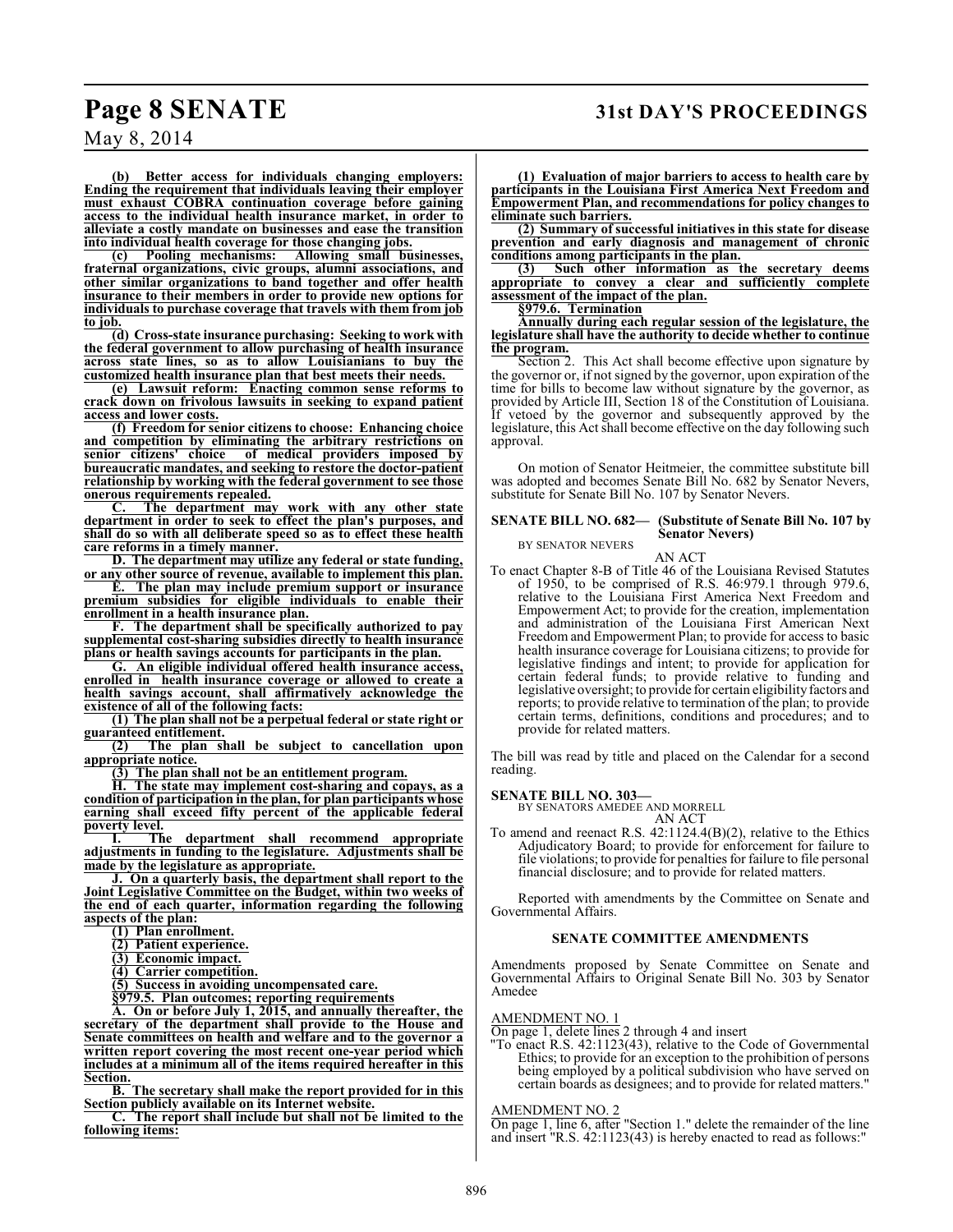**(b) Better access for individuals changing employers: Ending the requirement that individuals leaving their employer must exhaust COBRA continuation coverage before gaining access to the individual health insurance market, in order to alleviate a costly mandate on businesses and ease the transition into individual health coverage for those changing jobs.**

**(c) Pooling mechanisms: Allowing small businesses, fraternal organizations, civic groups, alumni associations, and other similar organizations to band together and offer health insurance to their members in order to provide new options for individuals to purchase coverage that travels with them from job to job.**

**(d) Cross-state insurance purchasing: Seeking to work with the federal government to allow purchasing of health insurance across state lines, so as to allow Louisianians to buy the customized health insurance plan that best meets their needs.**

**(e) Lawsuit reform: Enacting common sense reforms to crack down on frivolous lawsuits in seeking to expand patient access and lower costs.**

**(f) Freedom for senior citizens to choose: Enhancing choice and competition by eliminating the arbitrary restrictions on senior citizens' choice of medical providers imposed by bureaucratic mandates, and seeking to restore the doctor-patient relationship by working with the federal government to see those onerous requirements repealed.**

**C. The department may work with any other state department in order to seek to effect the plan's purposes, and shall do so with all deliberate speed so as to effect these health care reforms in a timely manner.**

**D. The department may utilize any federal or state funding, or any other source of revenue, available to implement this plan.**

**E. The plan may include premium support or insurance premium subsidies for eligible individuals to enable their enrollment in a health insurance plan.**

**F. The department shall be specifically authorized to pay supplemental cost-sharing subsidies directly to health insurance plans or health savings accounts for participants in the plan.**

**G. An eligible individual offered health insurance access, enrolled in health insurance coverage or allowed to create a health savings account, shall affirmatively acknowledge the existence of all of the following facts:**

**(1) The plan shall not be a perpetual federal or state right or guaranteed entitlement.**

**(2) The plan shall be subject to cancellation upon appropriate notice.**

**(3) The plan shall not be an entitlement program.**

**H. The state may implement cost-sharing and copays, as a condition of participation in the plan, for plan participants whose earning shall exceed fifty percent of the applicable federal poverty level.**

**I. The department shall recommend appropriate adjustments in funding to the legislature. Adjustments shall be made by the legislature as appropriate.**

**J. On a quarterly basis, the department shall report to the Joint Legislative Committee on the Budget, within two weeks of the end of each quarter, information regarding the following aspects of the plan:**

**(1) Plan enrollment.**

**(2) Patient experience.**

**(3) Economic impact.**

**(4) Carrier competition.**

**(5) Success in avoiding uncompensated care.**

**§979.5. Plan outcomes; reporting requirements**

**A. On or before July 1, 2015, and annually thereafter, the secretary of the department shall provide to the House and Senate committees on health and welfare and to the governor a written report covering the most recent one-year period which includes at a minimum all of the items required hereafter in this Section.**

**B. The secretary shall make the report provided for in this Section publicly available on its Internet website.**

**C. The report shall include but shall not be limited to the following items:**

**(1) Evaluation of major barriers to access to health care by participants in the Louisiana First America Next Freedom and Empowerment Plan, and recommendations for policy changes to eliminate such barriers.**

**(2) Summary of successful initiatives in this state for disease prevention and early diagnosis and management of chronic conditions among participants in the plan.**

**(3) Such other information as the secretary deems appropriate to convey a clear and sufficiently complete assessment of the impact of the plan.**

**§979.6. Termination**

**Annually during each regular session of the legislature, the legislature shall have the authority to decide whether to continue the program.**

Section 2. This Act shall become effective upon signature by the governor or, if not signed by the governor, upon expiration of the time for bills to become law without signature by the governor, as provided by Article III, Section 18 of the Constitution of Louisiana. If vetoed by the governor and subsequently approved by the legislature, this Act shall become effective on the day following such approval.

On motion of Senator Heitmeier, the committee substitute bill was adopted and becomes Senate Bill No. 682 by Senator Nevers, substitute for Senate Bill No. 107 by Senator Nevers.

**SENATE BILL NO. 682— (Substitute of Senate Bill No. 107 by Senator Nevers)**
BY SENATOR NEVERS

AN ACT

To enact Chapter 8-B of Title 46 of the Louisiana Revised Statutes of 1950, to be comprised of R.S. 46:979.1 through 979.6, relative to the Louisiana First America Next Freedom and Empowerment Act; to provide for the creation, implementation and administration of the Louisiana First American Next Freedom and Empowerment Plan; to provide for access to basic health insurance coverage for Louisiana citizens; to provide for legislative findings and intent; to provide for application for certain federal funds; to provide relative to funding and legislative oversight; to provide for certain eligibility factors and reports; to provide relative to termination of the plan; to provide certain terms, definitions, conditions and procedures; and to provide for related matters.

The bill was read by title and placed on the Calendar for a second reading.

**SENATE BILL NO. 303—**
BY SENATORS AMEDEE AND MORRELL

AN ACT

To amend and reenact R.S. 42:1124.4(B)(2), relative to the Ethics Adjudicatory Board; to provide for enforcement for failure to file violations; to provide for penalties for failure to file personal financial disclosure; and to provide for related matters.

Reported with amendments by the Committee on Senate and Governmental Affairs.

**SENATE COMMITTEE AMENDMENTS**

Amendments proposed by Senate Committee on Senate and Governmental Affairs to Original Senate Bill No. 303 by Senator Amedee

AMENDMENT NO. 1

On page 1, delete lines 2 through 4 and insert

"To enact R.S. 42:1123(43), relative to the Code of Governmental Ethics; to provide for an exception to the prohibition of persons being employed by a political subdivision who have served on certain boards as designees; and to provide for related matters."

AMENDMENT NO. 2

On page 1, line 6, after "Section 1." delete the remainder of the line and insert "R.S. 42:1123(43) is hereby enacted to read as follows:"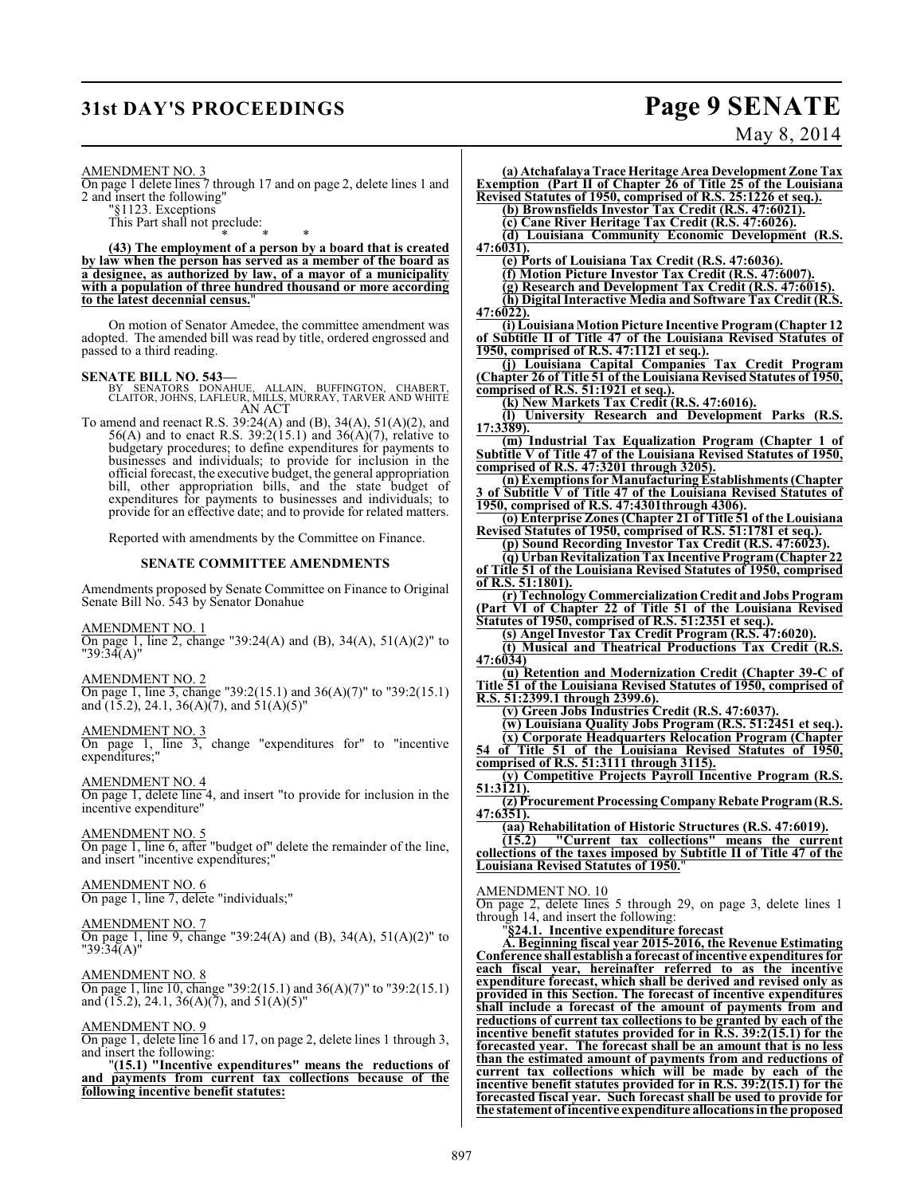AMENDMENT NO. 3

On page 1 delete lines 7 through 17 and on page 2, delete lines 1 and 2 and insert the following"

"§1123. Exceptions

This Part shall not preclude:

\* \* \*

**(43) The employment of a person by a board that is created by law when the person has served as a member of the board as a designee, as authorized by law, of a mayor of a municipality with a population of three hundred thousand or more according to the latest decennial census.**"

On motion of Senator Amedee, the committee amendment was adopted. The amended bill was read by title, ordered engrossed and passed to a third reading.

**SENATE BILL NO. 543—**

BY SENATORS DONAHUE, ALLAIN, BUFFINGTON, CHABERT, CLAITOR, JOHNS, LAFLEUR, MILLS, MURRAY, TARVER AND WHITE

AN ACT

To amend and reenact R.S. 39:24(A) and (B), 34(A), 51(A)(2), and 56(A) and to enact R.S. 39:2(15.1) and 36(A)(7), relative to budgetary procedures; to define expenditures for payments to businesses and individuals; to provide for inclusion in the official forecast, the executive budget, the general appropriation bill, other appropriation bills, and the state budget of expenditures for payments to businesses and individuals; to provide for an effective date; and to provide for related matters.

Reported with amendments by the Committee on Finance.

**SENATE COMMITTEE AMENDMENTS**

Amendments proposed by Senate Committee on Finance to Original Senate Bill No. 543 by Senator Donahue

AMENDMENT NO. 1

On page 1, line 2, change "39:24(A) and (B), 34(A), 51(A)(2)" to "39:34(A)"

AMENDMENT NO. 2

On page 1, line 3, change "39:2(15.1) and 36(A)(7)" to "39:2(15.1) and (15.2), 24.1, 36(A)(7), and 51(A)(5)"

AMENDMENT NO. 3

On page 1, line 3, change "expenditures for" to "incentive expenditures;"

AMENDMENT NO. 4

On page 1, delete line 4, and insert "to provide for inclusion in the incentive expenditure"

AMENDMENT NO. 5

On page 1, line 6, after "budget of" delete the remainder of the line, and insert "incentive expenditures;"

AMENDMENT NO. 6

On page 1, line 7, delete "individuals;"

AMENDMENT NO. 7

On page 1, line 9, change "39:24(A) and (B), 34(A), 51(A)(2)" to "39:34(A)"

AMENDMENT NO. 8

On page 1, line 10, change "39:2(15.1) and 36(A)(7)" to "39:2(15.1) and (15.2), 24.1, 36(A)(7), and 51(A)(5)"

AMENDMENT NO. 9

On page 1, delete line 16 and 17, on page 2, delete lines 1 through 3, and insert the following:

"**(15.1) "Incentive expenditures" means the reductions of and payments from current tax collections because of the following incentive benefit statutes:**

**(a) Atchafalaya Trace Heritage Area Development Zone Tax Exemption (Part II of Chapter 26 of Title 25 of the Louisiana Revised Statutes of 1950, comprised of R.S. 25:1226 et seq.).**

**(b) Brownsfields Investor Tax Credit (R.S. 47:6021).**

**(c) Cane River Heritage Tax Credit (R.S. 47:6026).**

**(d) Louisiana Community Economic Development (R.S. 47:6031).**

**(e) Ports of Louisiana Tax Credit (R.S. 47:6036).**

**(f) Motion Picture Investor Tax Credit (R.S. 47:6007).**

**(g) Research and Development Tax Credit (R.S. 47:6015).**

**(h) Digital Interactive Media and Software Tax Credit (R.S. 47:6022).**

**(i) Louisiana Motion Picture Incentive Program (Chapter 12 of Subtitle II of Title 47 of the Louisiana Revised Statutes of 1950, comprised of R.S. 47:1121 et seq.).**

**(j) Louisiana Capital Companies Tax Credit Program (Chapter 26 of Title 51 of the Louisiana Revised Statutes of 1950, comprised of R.S. 51:1921 et seq.).**

**(k) New Markets Tax Credit (R.S. 47:6016).**

**(l) University Research and Development Parks (R.S. 17:3389).**

**(m) Industrial Tax Equalization Program (Chapter 1 of Subtitle V of Title 47 of the Louisiana Revised Statutes of 1950, comprised of R.S. 47:3201 through 3205).**

**(n) Exemptions for Manufacturing Establishments (Chapter 3 of Subtitle V of Title 47 of the Louisiana Revised Statutes of 1950, comprised of R.S. 47:4301through 4306).**

**(o) Enterprise Zones (Chapter 21 of Title 51 of the Louisiana Revised Statutes of 1950, comprised of R.S. 51:1781 et seq.).**

**(p) Sound Recording Investor Tax Credit (R.S. 47:6023).**

**(q) Urban Revitalization Tax Incentive Program (Chapter 22 of Title 51 of the Louisiana Revised Statutes of 1950, comprised of R.S. 51:1801).**

**(r) Technology Commercialization Credit and Jobs Program (Part VI of Chapter 22 of Title 51 of the Louisiana Revised Statutes of 1950, comprised of R.S. 51:2351 et seq.).**

**(s) Angel Investor Tax Credit Program (R.S. 47:6020).**

**(t) Musical and Theatrical Productions Tax Credit (R.S. 47:6034)**

**(u) Retention and Modernization Credit (Chapter 39-C of Title 51 of the Louisiana Revised Statutes of 1950, comprised of R.S. 51:2399.1 through 2399.6).**

**(v) Green Jobs Industries Credit (R.S. 47:6037).**

**(w) Louisiana Quality Jobs Program (R.S. 51:2451 et seq.).**

**(x) Corporate Headquarters Relocation Program (Chapter 54 of Title 51 of the Louisiana Revised Statutes of 1950, comprised of R.S. 51:3111 through 3115).**

**(y) Competitive Projects Payroll Incentive Program (R.S. 51:3121).**

**(z) Procurement Processing Company Rebate Program (R.S. 47:6351).**

**(aa) Rehabilitation of Historic Structures (R.S. 47:6019).**

**(15.2) "Current tax collections" means the current collections of the taxes imposed by Subtitle II of Title 47 of the Louisiana Revised Statutes of 1950.**"

AMENDMENT NO. 10

On page 2, delete lines 5 through 29, on page 3, delete lines 1 through 14, and insert the following:

"**§24.1. Incentive expenditure forecast**

**A. Beginning fiscal year 2015-2016, the Revenue Estimating Conference shall establish a forecast of incentive expenditures for each fiscal year, hereinafter referred to as the incentive expenditure forecast, which shall be derived and revised only as provided in this Section. The forecast of incentive expenditures shall include a forecast of the amount of payments from and reductions of current tax collections to be granted by each of the incentive benefit statutes provided for in R.S. 39:2(15.1) for the forecasted year. The forecast shall be an amount that is no less than the estimated amount of payments from and reductions of current tax collections which will be made by each of the incentive benefit statutes provided for in R.S. 39:2(15.1) for the forecasted fiscal year. Such forecast shall be used to provide for the statement of incentive expenditure allocations in the proposed**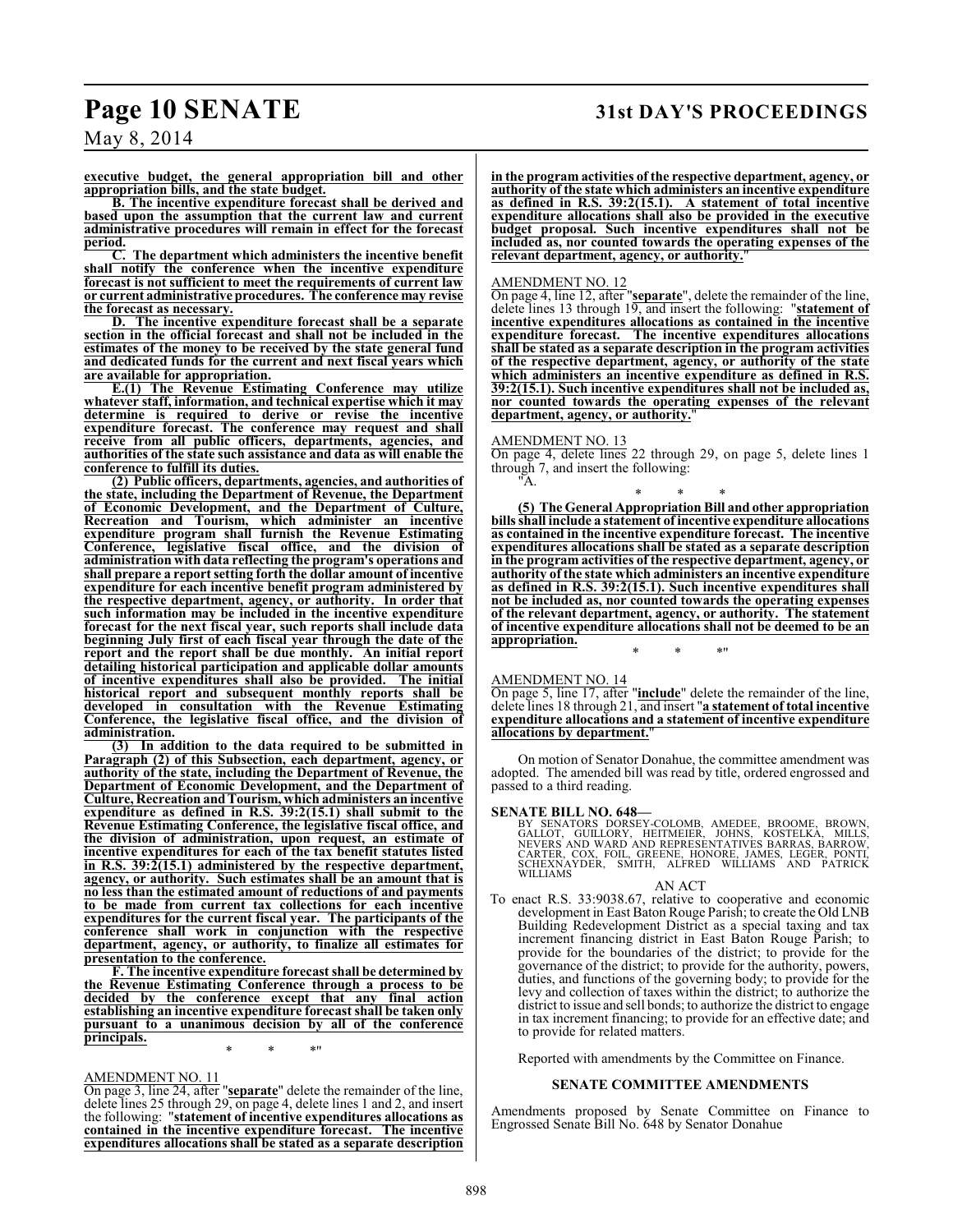**executive budget, the general appropriation bill and other appropriation bills, and the state budget.**

**B. The incentive expenditure forecast shall be derived and based upon the assumption that the current law and current administrative procedures will remain in effect for the forecast period.**

**C. The department which administers the incentive benefit shall notify the conference when the incentive expenditure forecast is not sufficient to meet the requirements of current law or current administrative procedures. The conference may revise the forecast as necessary.**

**D. The incentive expenditure forecast shall be a separate section in the official forecast and shall not be included in the estimates of the money to be received by the state general fund and dedicated funds for the current and next fiscal years which are available for appropriation.**

**E.(1) The Revenue Estimating Conference may utilize whatever staff, information, and technical expertise which it may determine is required to derive or revise the incentive expenditure forecast. The conference may request and shall receive from all public officers, departments, agencies, and authorities of the state such assistance and data as will enable the conference to fulfill its duties.**

**(2) Public officers, departments, agencies, and authorities of the state, including the Department of Revenue, the Department of Economic Development, and the Department of Culture, Recreation and Tourism, which administer an incentive expenditure program shall furnish the Revenue Estimating Conference, legislative fiscal office, and the division of administration with data reflecting the program's operations and shall prepare a report setting forth the dollar amount of incentive expenditure for each incentive benefit program administered by the respective department, agency, or authority. In order that such information may be included in the incentive expenditure forecast for the next fiscal year, such reports shall include data beginning July first of each fiscal year through the date of the report and the report shall be due monthly. An initial report detailing historical participation and applicable dollar amounts of incentive expenditures shall also be provided. The initial historical report and subsequent monthly reports shall be developed in consultation with the Revenue Estimating Conference, the legislative fiscal office, and the division of administration.**

**(3) In addition to the data required to be submitted in Paragraph (2) of this Subsection, each department, agency, or authority of the state, including the Department of Revenue, the Department of Economic Development, and the Department of Culture, Recreation and Tourism, which administers an incentive expenditure as defined in R.S. 39:2(15.1) shall submit to the Revenue Estimating Conference, the legislative fiscal office, and the division of administration, upon request, an estimate of incentive expenditures for each of the tax benefit statutes listed in R.S. 39:2(15.1) administered by the respective department, agency, or authority. Such estimates shall be an amount that is no less than the estimated amount of reductions of and payments to be made from current tax collections for each incentive expenditures for the current fiscal year. The participants of the conference shall work in conjunction with the respective department, agency, or authority, to finalize all estimates for presentation to the conference.**

**F. The incentive expenditure forecast shall be determined by the Revenue Estimating Conference through a process to be decided by the conference except that any final action establishing an incentive expenditure forecast shall be taken only pursuant to a unanimous decision by all of the conference principals.**

\* \* \*"

AMENDMENT NO. 11

On page 3, line 24, after "**separate**" delete the remainder of the line, delete lines 25 through 29, on page 4, delete lines 1 and 2, and insert the following: "**statement of incentive expenditures allocations as contained in the incentive expenditure forecast. The incentive expenditures allocations shall be stated as a separate description in the program activities of the respective department, agency, or authority of the state which administers an incentive expenditure as defined in R.S. 39:2(15.1). A statement of total incentive expenditure allocations shall also be provided in the executive budget proposal. Such incentive expenditures shall not be included as, nor counted towards the operating expenses of the relevant department, agency, or authority.**"

AMENDMENT NO. 12

On page 4, line 12, after "**separate**", delete the remainder of the line, delete lines 13 through 19, and insert the following: "**statement of incentive expenditures allocations as contained in the incentive expenditure forecast. The incentive expenditures allocations shall be stated as a separate description in the program activities of the respective department, agency, or authority of the state which administers an incentive expenditure as defined in R.S. 39:2(15.1). Such incentive expenditures shall not be included as, nor counted towards the operating expenses of the relevant department, agency, or authority.**"

AMENDMENT NO. 13

On page 4, delete lines 22 through 29, on page 5, delete lines 1 through 7, and insert the following:

"A.

\* \* \*

**(5) The General Appropriation Bill and other appropriation bills shall include a statement of incentive expenditure allocations as contained in the incentive expenditure forecast. The incentive expenditures allocations shall be stated as a separate description in the program activities of the respective department, agency, or authority of the state which administers an incentive expenditure as defined in R.S. 39:2(15.1). Such incentive expenditures shall not be included as, nor counted towards the operating expenses of the relevant department, agency, or authority. The statement of incentive expenditure allocations shall not be deemed to be an appropriation.**

\* \* \*"

AMENDMENT NO. 14

On page 5, line 17, after "**include**" delete the remainder of the line, delete lines 18 through 21, and insert "**a statement of total incentive expenditure allocations and a statement of incentive expenditure allocations by department.**"

On motion of Senator Donahue, the committee amendment was adopted. The amended bill was read by title, ordered engrossed and passed to a third reading.

**SENATE BILL NO. 648—**

BY SENATORS DORSEY-COLOMB, AMEDEE, BROOME, BROWN, GALLOT, GUILLORY, HEITMEIER, JOHNS, KOSTELKA, MILLS, NEVERS AND WARD AND REPRESENTATIVES BARRAS, BARROW, CARTER, COX, FOIL, GREENE, HONORE, JAMES, LEGER, PONTI, SCHEXNAYDER, SMITH, ALFRED WILLIAMS AND PATRICK WILLIAMS

AN ACT

To enact R.S. 33:9038.67, relative to cooperative and economic development in East Baton Rouge Parish; to create the Old LNB Building Redevelopment District as a special taxing and tax increment financing district in East Baton Rouge Parish; to provide for the boundaries of the district; to provide for the governance of the district; to provide for the authority, powers, duties, and functions of the governing body; to provide for the levy and collection of taxes within the district; to authorize the district to issue and sell bonds; to authorize the district to engage in tax increment financing; to provide for an effective date; and to provide for related matters.

Reported with amendments by the Committee on Finance.

**SENATE COMMITTEE AMENDMENTS**

Amendments proposed by Senate Committee on Finance to Engrossed Senate Bill No. 648 by Senator Donahue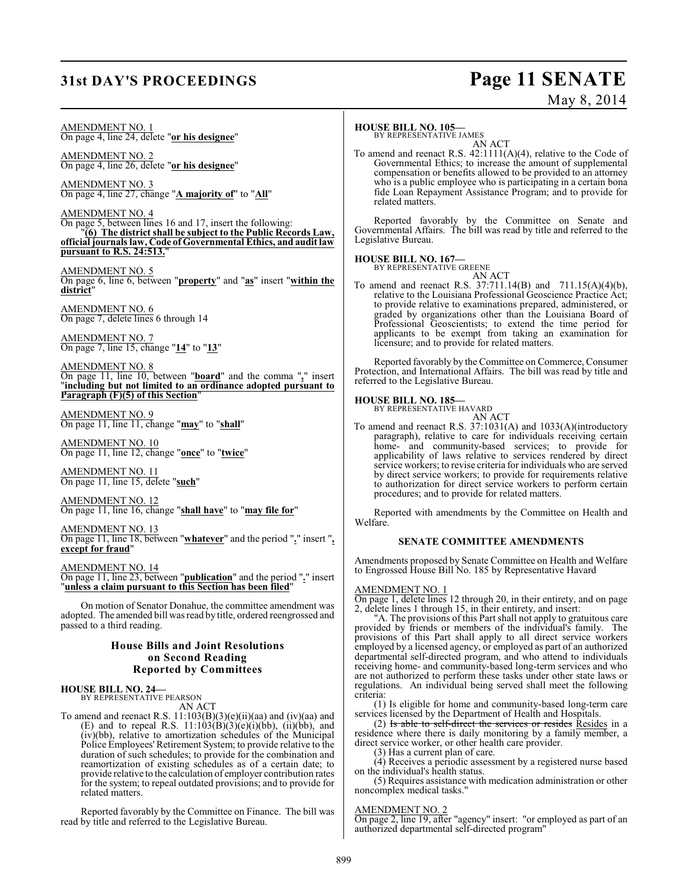AMENDMENT NO. 1
On page 4, line 24, delete "**or his designee**"

AMENDMENT NO. 2
On page 4, line 26, delete "**or his designee**"

AMENDMENT NO. 3
On page 4, line 27, change "**A majority of**" to "**All**"

AMENDMENT NO. 4
On page 5, between lines 16 and 17, insert the following:

"**(6) The district shall be subject to the Public Records Law, official journals law, Code of Governmental Ethics, and audit law pursuant to R.S. 24:513.**"

AMENDMENT NO. 5
On page 6, line 6, between "**property**" and "**as**" insert "**within the district**"

AMENDMENT NO. 6
On page 7, delete lines 6 through 14

AMENDMENT NO. 7
On page 7, line 15, change "**14**" to "**13**"

AMENDMENT NO. 8
On page 11, line 10, between "**board**" and the comma "**,**" insert "**including but not limited to an ordinance adopted pursuant to Paragraph (F)(5) of this Section**"

AMENDMENT NO. 9
On page 11, line 11, change "**may**" to "**shall**"

AMENDMENT NO. 10
On page 11, line 12, change "**once**" to "**twice**"

AMENDMENT NO. 11
On page 11, line 15, delete "**such**"

AMENDMENT NO. 12
On page 11, line 16, change "**shall have**" to "**may file for**"

AMENDMENT NO. 13
On page 11, line 18, between "**whatever**" and the period "**.**" insert "**, except for fraud**"

AMENDMENT NO. 14
On page 11, line 23, between "**publication**" and the period "**.**" insert "**unless a claim pursuant to this Section has been filed**"

On motion of Senator Donahue, the committee amendment was adopted. The amended bill was read by title, ordered reengrossed and passed to a third reading.

## House Bills and Joint Resolutions on Second Reading Reported by Committees

**HOUSE BILL NO. 24—**
BY REPRESENTATIVE PEARSON

AN ACT

To amend and reenact R.S. 11:103(B)(3)(e)(ii)(aa) and (iv)(aa) and (E) and to repeal R.S. 11:103(B)(3)(e)(i)(bb), (ii)(bb), and (iv)(bb), relative to amortization schedules of the Municipal Police Employees' Retirement System; to provide relative to the duration of such schedules; to provide for the combination and reamortization of existing schedules as of a certain date; to provide relative to the calculation of employer contribution rates for the system; to repeal outdated provisions; and to provide for related matters.

Reported favorably by the Committee on Finance. The bill was read by title and referred to the Legislative Bureau.

**HOUSE BILL NO. 105—**
BY REPRESENTATIVE JAMES

AN ACT

To amend and reenact R.S. 42:1111(A)(4), relative to the Code of Governmental Ethics; to increase the amount of supplemental compensation or benefits allowed to be provided to an attorney who is a public employee who is participating in a certain bona fide Loan Repayment Assistance Program; and to provide for related matters.

Reported favorably by the Committee on Senate and Governmental Affairs. The bill was read by title and referred to the Legislative Bureau.

**HOUSE BILL NO. 167—**
BY REPRESENTATIVE GREENE

AN ACT

To amend and reenact R.S. 37:711.14(B) and 711.15(A)(4)(b), relative to the Louisiana Professional Geoscience Practice Act; to provide relative to examinations prepared, administered, or graded by organizations other than the Louisiana Board of Professional Geoscientists; to extend the time period for applicants to be exempt from taking an examination for licensure; and to provide for related matters.

Reported favorably by the Committee on Commerce, Consumer Protection, and International Affairs. The bill was read by title and referred to the Legislative Bureau.

**HOUSE BILL NO. 185—**
BY REPRESENTATIVE HAVARD

AN ACT

To amend and reenact R.S. 37:1031(A) and 1033(A)(introductory paragraph), relative to care for individuals receiving certain home- and community-based services; to provide for applicability of laws relative to services rendered by direct service workers; to revise criteria for individuals who are served by direct service workers; to provide for requirements relative to authorization for direct service workers to perform certain procedures; and to provide for related matters.

Reported with amendments by the Committee on Health and Welfare.

### SENATE COMMITTEE AMENDMENTS

Amendments proposed by Senate Committee on Health and Welfare to Engrossed House Bill No. 185 by Representative Havard

AMENDMENT NO. 1
On page 1, delete lines 12 through 20, in their entirety, and on page 2, delete lines 1 through 15, in their entirety, and insert:

"A. The provisions of this Part shall not apply to gratuitous care provided by friends or members of the individual's family. The provisions of this Part shall apply to all direct service workers employed by a licensed agency, or employed as part of an authorized departmental self-directed program, and who attend to individuals receiving home- and community-based long-term services and who are not authorized to perform these tasks under other state laws or regulations. An individual being served shall meet the following criteria:

(1) Is eligible for home and community-based long-term care services licensed by the Department of Health and Hospitals.

(2) ~~Is able to self-direct the services or resides~~ Resides in a residence where there is daily monitoring by a family member, a direct service worker, or other health care provider.

(3) Has a current plan of care.

(4) Receives a periodic assessment by a registered nurse based on the individual's health status.

(5) Requires assistance with medication administration or other noncomplex medical tasks."

AMENDMENT NO. 2
On page 2, line 19, after "agency" insert: "or employed as part of an authorized departmental self-directed program"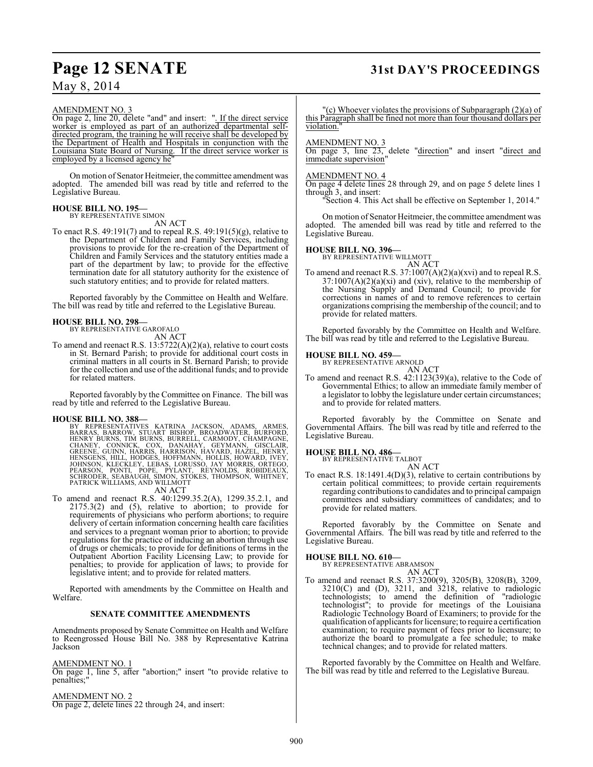AMENDMENT NO. 3

On page 2, line 20, delete "and" and insert: ". If the direct service worker is employed as part of an authorized departmental self-directed program, the training he will receive shall be developed by the Department of Health and Hospitals in conjunction with the Louisiana State Board of Nursing. If the direct service worker is employed by a licensed agency he"

On motion of Senator Heitmeier, the committee amendment was adopted. The amended bill was read by title and referred to the Legislative Bureau.

**HOUSE BILL NO. 195—**
BY REPRESENTATIVE SIMON

AN ACT

To enact R.S. 49:191(7) and to repeal R.S. 49:191(5)(g), relative to the Department of Children and Family Services, including provisions to provide for the re-creation of the Department of Children and Family Services and the statutory entities made a part of the department by law; to provide for the effective termination date for all statutory authority for the existence of such statutory entities; and to provide for related matters.

Reported favorably by the Committee on Health and Welfare. The bill was read by title and referred to the Legislative Bureau.

**HOUSE BILL NO. 298—**
BY REPRESENTATIVE GAROFALO

AN ACT

To amend and reenact R.S. 13:5722(A)(2)(a), relative to court costs in St. Bernard Parish; to provide for additional court costs in criminal matters in all courts in St. Bernard Parish; to provide for the collection and use of the additional funds; and to provide for related matters.

Reported favorably by the Committee on Finance. The bill was read by title and referred to the Legislative Bureau.

**HOUSE BILL NO. 388—**
BY REPRESENTATIVES KATRINA JACKSON, ADAMS, ARMES, BARRAS, BARROW, STUART BISHOP, BROADWATER, BURFORD, HENRY BURNS, TIM BURNS, BURRELL, CARMODY, CHAMPAGNE, CHANEY, CONNICK, COX, DANAHAY, GEYMANN, GISCLAIR, GREENE, GUINN, HARRIS, HARRISON, HAVARD, HAZEL, HENRY, HENSGENS, HILL, HODGES, HOFFMANN, HOLLIS, HOWARD, IVEY, JOHNSON, KLECKLEY, LEBAS, LORUSSO, JAY MORRIS, ORTEGO, PEARSON, PONTI, POPE, PYLANT, REYNOLDS, ROBIDEAUX, SCHRODER, SEABAUGH, SIMON, STOKES, THOMPSON, WHITNEY, PATRICK WILLIAMS, AND WILLMOTT

AN ACT

To amend and reenact R.S. 40:1299.35.2(A), 1299.35.2.1, and 2175.3(2) and (5), relative to abortion; to provide for requirements of physicians who perform abortions; to require delivery of certain information concerning health care facilities and services to a pregnant woman prior to abortion; to provide regulations for the practice of inducing an abortion through use of drugs or chemicals; to provide for definitions of terms in the Outpatient Abortion Facility Licensing Law; to provide for penalties; to provide for application of laws; to provide for legislative intent; and to provide for related matters.

Reported with amendments by the Committee on Health and Welfare.

**SENATE COMMITTEE AMENDMENTS**

Amendments proposed by Senate Committee on Health and Welfare to Reengrossed House Bill No. 388 by Representative Katrina Jackson

AMENDMENT NO. 1

On page 1, line 5, after "abortion;" insert "to provide relative to penalties;"

AMENDMENT NO. 2

On page 2, delete lines 22 through 24, and insert:

"(c) Whoever violates the provisions of Subparagraph (2)(a) of this Paragraph shall be fined not more than four thousand dollars per violation."

AMENDMENT NO. 3

On page 3, line 23, delete "direction" and insert "direct and immediate supervision"

AMENDMENT NO. 4

On page 4 delete lines 28 through 29, and on page 5 delete lines 1 through 3, and insert:

"Section 4. This Act shall be effective on September 1, 2014."

On motion of Senator Heitmeier, the committee amendment was adopted. The amended bill was read by title and referred to the Legislative Bureau.

**HOUSE BILL NO. 396—**
BY REPRESENTATIVE WILLMOTT

AN ACT

To amend and reenact R.S. 37:1007(A)(2)(a)(xvi) and to repeal R.S. 37:1007(A)(2)(a)(xi) and (xiv), relative to the membership of the Nursing Supply and Demand Council; to provide for corrections in names of and to remove references to certain organizations comprising the membership of the council; and to provide for related matters.

Reported favorably by the Committee on Health and Welfare. The bill was read by title and referred to the Legislative Bureau.

**HOUSE BILL NO. 459—**
BY REPRESENTATIVE ARNOLD

AN ACT

To amend and reenact R.S. 42:1123(39)(a), relative to the Code of Governmental Ethics; to allow an immediate family member of a legislator to lobby the legislature under certain circumstances; and to provide for related matters.

Reported favorably by the Committee on Senate and Governmental Affairs. The bill was read by title and referred to the Legislative Bureau.

**HOUSE BILL NO. 486—**
BY REPRESENTATIVE TALBOT

AN ACT

To enact R.S. 18:1491.4(D)(3), relative to certain contributions by certain political committees; to provide certain requirements regarding contributions to candidates and to principal campaign committees and subsidiary committees of candidates; and to provide for related matters.

Reported favorably by the Committee on Senate and Governmental Affairs. The bill was read by title and referred to the Legislative Bureau.

**HOUSE BILL NO. 610—**
BY REPRESENTATIVE ABRAMSON

AN ACT

To amend and reenact R.S. 37:3200(9), 3205(B), 3208(B), 3209, 3210(C) and (D), 3211, and 3218, relative to radiologic technologists; to amend the definition of "radiologic technologist"; to provide for meetings of the Louisiana Radiologic Technology Board of Examiners; to provide for the qualification of applicants for licensure; to require a certification examination; to require payment of fees prior to licensure; to authorize the board to promulgate a fee schedule; to make technical changes; and to provide for related matters.

Reported favorably by the Committee on Health and Welfare. The bill was read by title and referred to the Legislative Bureau.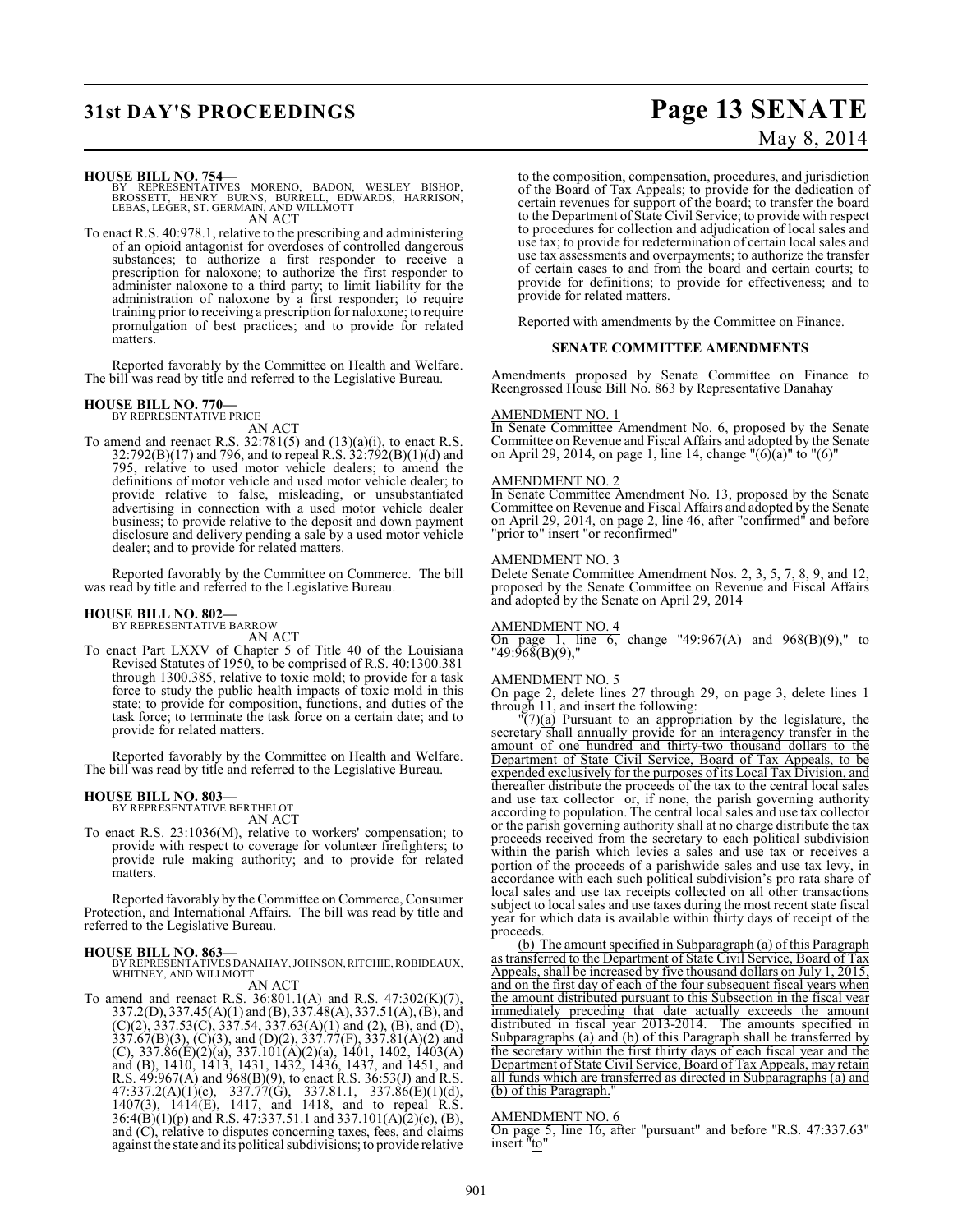**HOUSE BILL NO. 754—**
BY REPRESENTATIVES MORENO, BADON, WESLEY BISHOP, BROSSETT, HENRY BURNS, BURRELL, EDWARDS, HARRISON, LEBAS, LEGER, ST. GERMAIN, AND WILLMOTT

AN ACT

To enact R.S. 40:978.1, relative to the prescribing and administering of an opioid antagonist for overdoses of controlled dangerous substances; to authorize a first responder to receive a prescription for naloxone; to authorize the first responder to administer naloxone to a third party; to limit liability for the administration of naloxone by a first responder; to require training prior to receiving a prescription for naloxone; to require promulgation of best practices; and to provide for related matters.

Reported favorably by the Committee on Health and Welfare. The bill was read by title and referred to the Legislative Bureau.

**HOUSE BILL NO. 770—**
BY REPRESENTATIVE PRICE

AN ACT

To amend and reenact R.S. 32:781(5) and (13)(a)(i), to enact R.S. 32:792(B)(17) and 796, and to repeal R.S. 32:792(B)(1)(d) and 795, relative to used motor vehicle dealers; to amend the definitions of motor vehicle and used motor vehicle dealer; to provide relative to false, misleading, or unsubstantiated advertising in connection with a used motor vehicle dealer business; to provide relative to the deposit and down payment disclosure and delivery pending a sale by a used motor vehicle dealer; and to provide for related matters.

Reported favorably by the Committee on Commerce. The bill was read by title and referred to the Legislative Bureau.

**HOUSE BILL NO. 802—**
BY REPRESENTATIVE BARROW

AN ACT

To enact Part LXXV of Chapter 5 of Title 40 of the Louisiana Revised Statutes of 1950, to be comprised of R.S. 40:1300.381 through 1300.385, relative to toxic mold; to provide for a task force to study the public health impacts of toxic mold in this state; to provide for composition, functions, and duties of the task force; to terminate the task force on a certain date; and to provide for related matters.

Reported favorably by the Committee on Health and Welfare. The bill was read by title and referred to the Legislative Bureau.

**HOUSE BILL NO. 803—**
BY REPRESENTATIVE BERTHELOT

AN ACT

To enact R.S. 23:1036(M), relative to workers' compensation; to provide with respect to coverage for volunteer firefighters; to provide rule making authority; and to provide for related matters.

Reported favorably by the Committee on Commerce, Consumer Protection, and International Affairs. The bill was read by title and referred to the Legislative Bureau.

**HOUSE BILL NO. 863—**
BY REPRESENTATIVES DANAHAY, JOHNSON, RITCHIE, ROBIDEAUX, WHITNEY, AND WILLMOTT

AN ACT

To amend and reenact R.S. 36:801.1(A) and R.S. 47:302(K)(7), 337.2(D), 337.45(A)(1) and (B), 337.48(A), 337.51(A), (B), and (C)(2), 337.53(C), 337.54, 337.63(A)(1) and (2), (B), and (D), 337.67(B)(3), (C)(3), and (D)(2), 337.77(F), 337.81(A)(2) and (C), 337.86(E)(2)(a), 337.101(A)(2)(a), 1401, 1402, 1403(A) and (B), 1410, 1413, 1431, 1432, 1436, 1437, and 1451, and R.S. 49:967(A) and 968(B)(9), to enact R.S. 36:53(J) and R.S. 47:337.2(A)(1)(c), 337.77(G), 337.81.1, 337.86(E)(1)(d), 1407(3), 1414(E), 1417, and 1418, and to repeal R.S. 36:4(B)(1)(p) and R.S. 47:337.51.1 and 337.101(A)(2)(c), (B), and (C), relative to disputes concerning taxes, fees, and claims against the state and its political subdivisions; to provide relative to the composition, compensation, procedures, and jurisdiction of the Board of Tax Appeals; to provide for the dedication of certain revenues for support of the board; to transfer the board to the Department of State Civil Service; to provide with respect to procedures for collection and adjudication of local sales and use tax; to provide for redetermination of certain local sales and use tax assessments and overpayments; to authorize the transfer of certain cases to and from the board and certain courts; to provide for definitions; to provide for effectiveness; and to provide for related matters.

Reported with amendments by the Committee on Finance.

### SENATE COMMITTEE AMENDMENTS

Amendments proposed by Senate Committee on Finance to Reengrossed House Bill No. 863 by Representative Danahay

AMENDMENT NO. 1

In Senate Committee Amendment No. 6, proposed by the Senate Committee on Revenue and Fiscal Affairs and adopted by the Senate on April 29, 2014, on page 1, line 14, change "(6)(a)" to "(6)"

AMENDMENT NO. 2

In Senate Committee Amendment No. 13, proposed by the Senate Committee on Revenue and Fiscal Affairs and adopted by the Senate on April 29, 2014, on page 2, line 46, after "confirmed" and before "prior to" insert "or reconfirmed"

AMENDMENT NO. 3

Delete Senate Committee Amendment Nos. 2, 3, 5, 7, 8, 9, and 12, proposed by the Senate Committee on Revenue and Fiscal Affairs and adopted by the Senate on April 29, 2014

AMENDMENT NO. 4

On page 1, line 6, change "49:967(A) and 968(B)(9)," to "49:968(B)(9),"

AMENDMENT NO. 5

On page 2, delete lines 27 through 29, on page 3, delete lines 1 through 11, and insert the following:

"(7)(a) Pursuant to an appropriation by the legislature, the secretary shall annually provide for an interagency transfer in the amount of one hundred and thirty-two thousand dollars to the Department of State Civil Service, Board of Tax Appeals, to be expended exclusively for the purposes of its Local Tax Division, and thereafter distribute the proceeds of the tax to the central local sales and use tax collector or, if none, the parish governing authority according to population. The central local sales and use tax collector or the parish governing authority shall at no charge distribute the tax proceeds received from the secretary to each political subdivision within the parish which levies a sales and use tax or receives a portion of the proceeds of a parishwide sales and use tax levy, in accordance with each such political subdivision's pro rata share of local sales and use tax receipts collected on all other transactions subject to local sales and use taxes during the most recent state fiscal year for which data is available within thirty days of receipt of the proceeds.

(b) The amount specified in Subparagraph (a) of this Paragraph as transferred to the Department of State Civil Service, Board of Tax Appeals, shall be increased by five thousand dollars on July 1, 2015, and on the first day of each of the four subsequent fiscal years when the amount distributed pursuant to this Subsection in the fiscal year immediately preceding that date actually exceeds the amount distributed in fiscal year 2013-2014. The amounts specified in Subparagraphs (a) and (b) of this Paragraph shall be transferred by the secretary within the first thirty days of each fiscal year and the Department of State Civil Service, Board of Tax Appeals, may retain all funds which are transferred as directed in Subparagraphs (a) and (b) of this Paragraph."

AMENDMENT NO. 6

On page 5, line 16, after "pursuant" and before "R.S. 47:337.63" insert "to"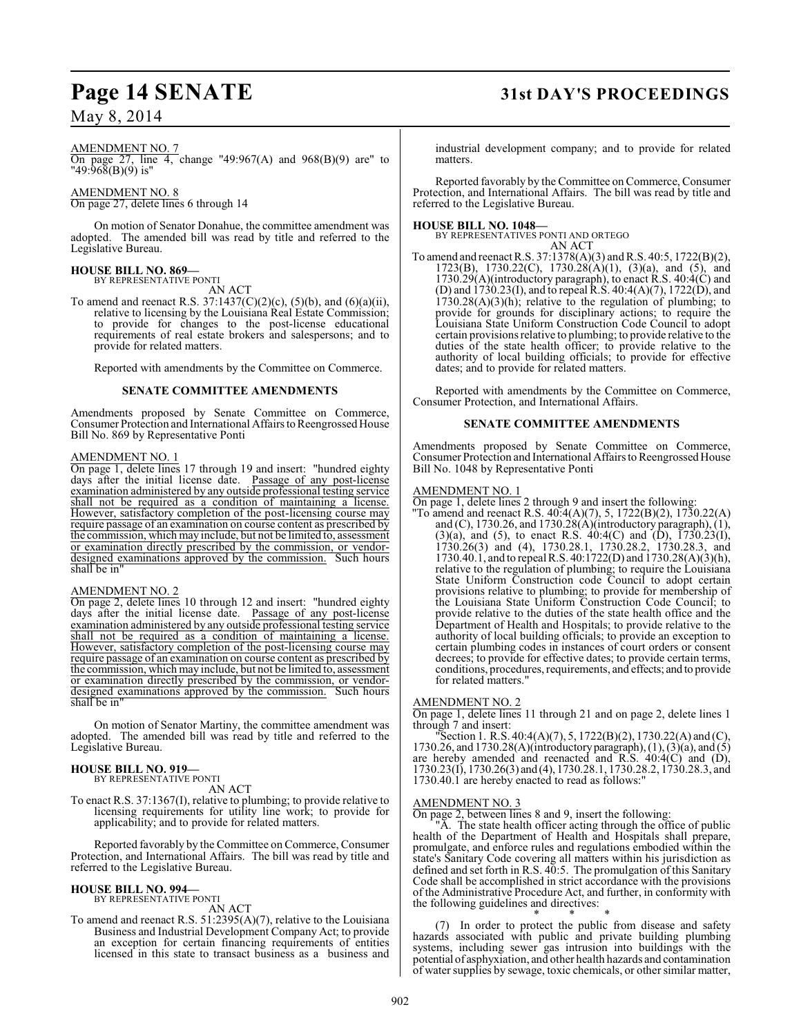AMENDMENT NO. 7

On page 27, line 4, change "49:967(A) and 968(B)(9) are" to "49:968(B)(9) is"

AMENDMENT NO. 8

On page 27, delete lines 6 through 14

On motion of Senator Donahue, the committee amendment was adopted. The amended bill was read by title and referred to the Legislative Bureau.

**HOUSE BILL NO. 869—**
BY REPRESENTATIVE PONTI
AN ACT

To amend and reenact R.S. 37:1437(C)(2)(c), (5)(b), and (6)(a)(ii), relative to licensing by the Louisiana Real Estate Commission; to provide for changes to the post-license educational requirements of real estate brokers and salespersons; and to provide for related matters.

Reported with amendments by the Committee on Commerce.

**SENATE COMMITTEE AMENDMENTS**

Amendments proposed by Senate Committee on Commerce, Consumer Protection and International Affairs to Reengrossed House Bill No. 869 by Representative Ponti

AMENDMENT NO. 1

On page 1, delete lines 17 through 19 and insert: "hundred eighty days after the initial license date. Passage of any post-license examination administered by any outside professional testing service shall not be required as a condition of maintaining a license. However, satisfactory completion of the post-licensing course may require passage of an examination on course content as prescribed by the commission, which may include, but not be limited to, assessment or examination directly prescribed by the commission, or vendor-designed examinations approved by the commission. Such hours shall be in"

AMENDMENT NO. 2

On page 2, delete lines 10 through 12 and insert: "hundred eighty days after the initial license date. Passage of any post-license examination administered by any outside professional testing service shall not be required as a condition of maintaining a license. However, satisfactory completion of the post-licensing course may require passage of an examination on course content as prescribed by the commission, which may include, but not be limited to, assessment or examination directly prescribed by the commission, or vendor-designed examinations approved by the commission. Such hours shall be in"

On motion of Senator Martiny, the committee amendment was adopted. The amended bill was read by title and referred to the Legislative Bureau.

**HOUSE BILL NO. 919—**
BY REPRESENTATIVE PONTI
AN ACT

To enact R.S. 37:1367(I), relative to plumbing; to provide relative to licensing requirements for utility line work; to provide for applicability; and to provide for related matters.

Reported favorably by the Committee on Commerce, Consumer Protection, and International Affairs. The bill was read by title and referred to the Legislative Bureau.

**HOUSE BILL NO. 994—**
BY REPRESENTATIVE PONTI
AN ACT

To amend and reenact R.S. 51:2395(A)(7), relative to the Louisiana Business and Industrial Development Company Act; to provide an exception for certain financing requirements of entities licensed in this state to transact business as a business and industrial development company; and to provide for related matters.

Reported favorably by the Committee on Commerce, Consumer Protection, and International Affairs. The bill was read by title and referred to the Legislative Bureau.

**HOUSE BILL NO. 1048—**
BY REPRESENTATIVES PONTI AND ORTEGO
AN ACT

To amend and reenact R.S. 37:1378(A)(3) and R.S. 40:5, 1722(B)(2), 1723(B), 1730.22(C), 1730.28(A)(1), (3)(a), and (5), and 1730.29(A)(introductory paragraph), to enact R.S. 40:4(C) and (D) and 1730.23(I), and to repeal R.S. 40:4(A)(7), 1722(D), and 1730.28(A)(3)(h); relative to the regulation of plumbing; to provide for grounds for disciplinary actions; to require the Louisiana State Uniform Construction Code Council to adopt certain provisions relative to plumbing; to provide relative to the duties of the state health officer; to provide relative to the authority of local building officials; to provide for effective dates; and to provide for related matters.

Reported with amendments by the Committee on Commerce, Consumer Protection, and International Affairs.

**SENATE COMMITTEE AMENDMENTS**

Amendments proposed by Senate Committee on Commerce, Consumer Protection and International Affairs to Reengrossed House Bill No. 1048 by Representative Ponti

AMENDMENT NO. 1

On page 1, delete lines 2 through 9 and insert the following:

"To amend and reenact R.S. 40:4(A)(7), 5, 1722(B)(2), 1730.22(A) and (C), 1730.26, and 1730.28(A)(introductory paragraph), (1), (3)(a), and (5), to enact R.S. 40:4(C) and (D), 1730.23(I), 1730.26(3) and (4), 1730.28.1, 1730.28.2, 1730.28.3, and 1730.40.1, and to repeal R.S. 40:1722(D) and 1730.28(A)(3)(h), relative to the regulation of plumbing; to require the Louisiana State Uniform Construction code Council to adopt certain provisions relative to plumbing; to provide for membership of the Louisiana State Uniform Construction Code Council; to provide relative to the duties of the state health office and the Department of Health and Hospitals; to provide relative to the authority of local building officials; to provide an exception to certain plumbing codes in instances of court orders or consent decrees; to provide for effective dates; to provide certain terms, conditions, procedures, requirements, and effects; and to provide for related matters."

AMENDMENT NO. 2

On page 1, delete lines 11 through 21 and on page 2, delete lines 1 through 7 and insert:

"Section 1. R.S. 40:4(A)(7), 5, 1722(B)(2), 1730.22(A) and (C), 1730.26, and 1730.28(A)(introductory paragraph), (1), (3)(a), and (5) are hereby amended and reenacted and R.S. 40:4(C) and (D), 1730.23(I), 1730.26(3) and (4), 1730.28.1, 1730.28.2, 1730.28.3, and 1730.40.1 are hereby enacted to read as follows:"

AMENDMENT NO. 3

On page 2, between lines 8 and 9, insert the following:

"A. The state health officer acting through the office of public health of the Department of Health and Hospitals shall prepare, promulgate, and enforce rules and regulations embodied within the state's Sanitary Code covering all matters within his jurisdiction as defined and set forth in R.S. 40:5. The promulgation of this Sanitary Code shall be accomplished in strict accordance with the provisions of the Administrative Procedure Act, and further, in conformity with the following guidelines and directives:

\* \* \*

(7) In order to protect the public from disease and safety hazards associated with public and private building plumbing systems, including sewer gas intrusion into buildings with the potential of asphyxiation, and other health hazards and contamination of water supplies by sewage, toxic chemicals, or other similar matter,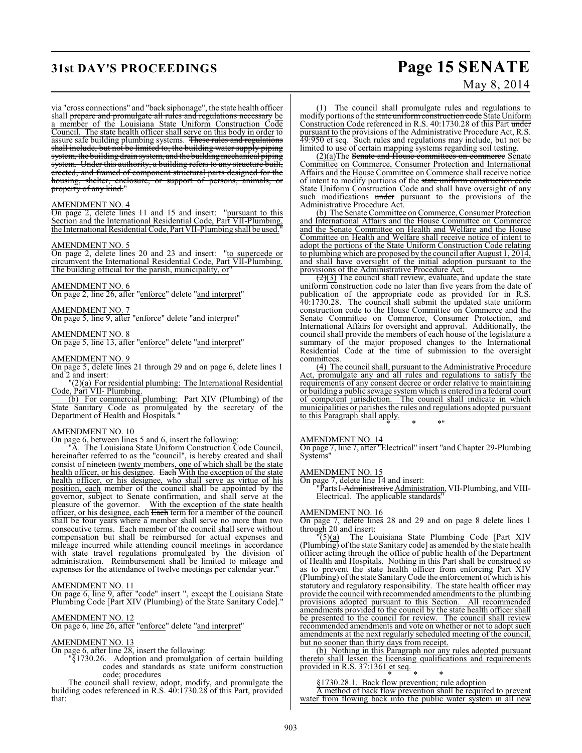via "cross connections" and "back siphonage", the state health officer shall prepare and promulgate all rules and regulations necessary be a member of the Louisiana State Uniform Construction Code Council. The state health officer shall serve on this body in order to assure safe building plumbing systems. These rules and regulations shall include, but not be limited to, the building water supply piping system, the building drain system, and the building mechanical piping system. Under this authority, a building refers to any structure built, erected, and framed of component structural parts designed for the housing, shelter, enclosure, or support of persons, animals, or property of any kind."

AMENDMENT NO. 4

On page 2, delete lines 11 and 15 and insert: "pursuant to this Section and the International Residential Code, Part VII-Plumbing, the International Residential Code, Part VII-Plumbing shall be used."

AMENDMENT NO. 5

On page 2, delete lines 20 and 23 and insert: "to supercede or circumvent the International Residential Code, Part VII-Plumbing. The building official for the parish, municipality, or"

AMENDMENT NO. 6

On page 2, line 26, after "enforce" delete "and interpret"

AMENDMENT NO. 7

On page 5, line 9, after "enforce" delete "and interpret"

AMENDMENT NO. 8

On page 5, line 13, after "enforce" delete "and interpret"

AMENDMENT NO. 9

On page 5, delete lines 21 through 29 and on page 6, delete lines 1 and 2 and insert:

"(2)(a) For residential plumbing: The International Residential Code, Part VII- Plumbing.

(b) For commercial plumbing: Part XIV (Plumbing) of the State Sanitary Code as promulgated by the secretary of the Department of Health and Hospitals."

AMENDMENT NO. 10

On page 6, between lines 5 and 6, insert the following:

"A. The Louisiana State Uniform Construction Code Council, hereinafter referred to as the "council", is hereby created and shall consist of nineteen twenty members, one of which shall be the state health officer, or his designee. Each With the exception of the state health officer, or his designee, who shall serve as virtue of his position, each member of the council shall be appointed by the governor, subject to Senate confirmation, and shall serve at the pleasure of the governor. With the exception of the state health officer, or his designee, each Each term for a member of the council shall be four years where a member shall serve no more than two consecutive terms. Each member of the council shall serve without compensation but shall be reimbursed for actual expenses and mileage incurred while attending council meetings in accordance with state travel regulations promulgated by the division of administration. Reimbursement shall be limited to mileage and expenses for the attendance of twelve meetings per calendar year."

AMENDMENT NO. 11

On page 6, line 9, after "code" insert ", except the Louisiana State Plumbing Code [Part XIV (Plumbing) of the State Sanitary Code]."

AMENDMENT NO. 12

On page 6, line 26, after "enforce" delete "and interpret"

AMENDMENT NO. 13

On page 6, after line 28, insert the following:

"§1730.26. Adoption and promulgation of certain building codes and standards as state uniform construction code; procedures

The council shall review, adopt, modify, and promulgate the building codes referenced in R.S. 40:1730.28 of this Part, provided that:

(1) The council shall promulgate rules and regulations to modify portions of the state uniform construction code State Uniform Construction Code referenced in R.S. 40:1730.28 of this Part under pursuant to the provisions of the Administrative Procedure Act, R.S. 49:950 et seq. Such rules and regulations may include, but not be limited to use of certain mapping systems regarding soil testing.

(2)(a)The Senate and House committees on commerce Senate Committee on Commerce, Consumer Protection and International Affairs and the House Committee on Commerce shall receive notice of intent to modify portions of the state uniform construction code State Uniform Construction Code and shall have oversight of any such modifications under pursuant to the provisions of the Administrative Procedure Act.

(b) The Senate Committee on Commerce, Consumer Protection and International Affairs and the House Committee on Commerce and the Senate Committee on Health and Welfare and the House Committee on Health and Welfare shall receive notice of intent to adopt the portions of the State Uniform Construction Code relating to plumbing which are proposed by the council after August 1, 2014, and shall have oversight of the initial adoption pursuant to the provisions of the Administrative Procedure Act.

(2)(3) The council shall review, evaluate, and update the state uniform construction code no later than five years from the date of publication of the appropriate code as provided for in R.S. 40:1730.28. The council shall submit the updated state uniform construction code to the House Committee on Commerce and the Senate Committee on Commerce, Consumer Protection, and International Affairs for oversight and approval. Additionally, the council shall provide the members of each house of the legislature a summary of the major proposed changes to the International Residential Code at the time of submission to the oversight committees.

(4) The council shall, pursuant to the Administrative Procedure Act, promulgate any and all rules and regulations to satisfy the requirements of any consent decree or order relative to maintaining or building a public sewage system which is entered in a federal court of competent jurisdiction. The council shall indicate in which municipalities or parishes the rules and regulations adopted pursuant to this Paragraph shall apply.

\* \* \*"

AMENDMENT NO. 14

On page 7, line 7, after "Electrical" insert "and Chapter 29-Plumbing Systems"

AMENDMENT NO. 15

On page 7, delete line 14 and insert:

"Parts I-Administrative Administration, VII-Plumbing, and VIII-Electrical. The applicable standards"

AMENDMENT NO. 16

On page 7, delete lines 28 and 29 and on page 8 delete lines 1 through 20 and insert:

"(5)(a) The Louisiana State Plumbing Code [Part XIV (Plumbing) of the state Sanitary code] as amended by the state health officer acting through the office of public health of the Department of Health and Hospitals. Nothing in this Part shall be construed so as to prevent the state health officer from enforcing Part XIV (Plumbing) of the state Sanitary Code the enforcement of which is his statutory and regulatory responsibility. The state health officer may provide the council with recommended amendments to the plumbing provisions adopted pursuant to this Section. All recommended amendments provided to the council by the state health officer shall be presented to the council for review. The council shall review recommended amendments and vote on whether or not to adopt such amendments at the next regularly scheduled meeting of the council, but no sooner than thirty days from receipt.

(b) Nothing in this Paragraph nor any rules adopted pursuant thereto shall lessen the licensing qualifications and requirements provided in R.S. 37:1361 et seq.

\* \* \*

§1730.28.1. Back flow prevention; rule adoption

A method of back flow prevention shall be required to prevent water from flowing back into the public water system in all new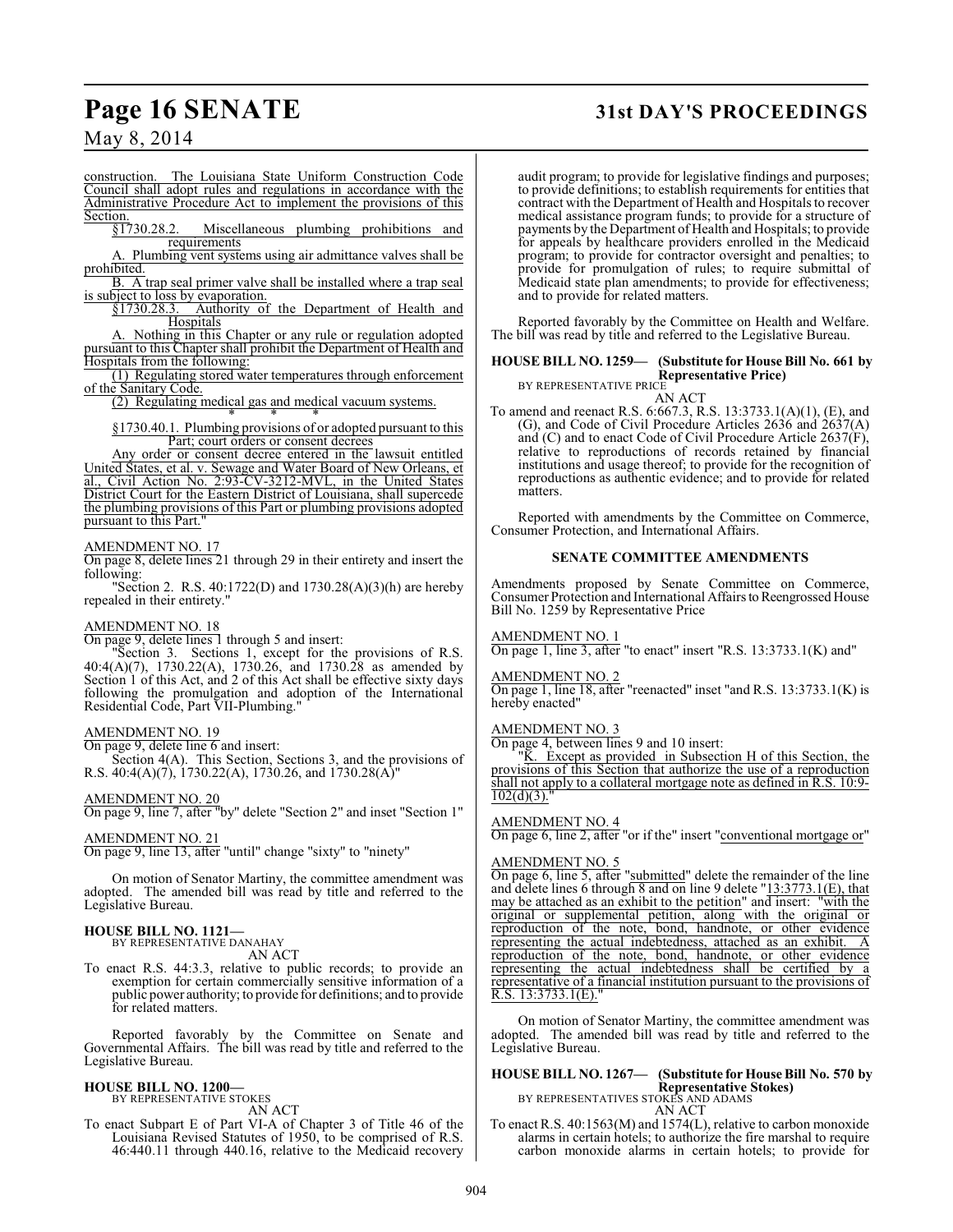construction. The Louisiana State Uniform Construction Code Council shall adopt rules and regulations in accordance with the Administrative Procedure Act to implement the provisions of this Section.

§1730.28.2. Miscellaneous plumbing prohibitions and requirements

A. Plumbing vent systems using air admittance valves shall be prohibited.

B. A trap seal primer valve shall be installed where a trap seal is subject to loss by evaporation.

§1730.28.3. Authority of the Department of Health and Hospitals

A. Nothing in this Chapter or any rule or regulation adopted pursuant to this Chapter shall prohibit the Department of Health and Hospitals from the following:

(1) Regulating stored water temperatures through enforcement of the Sanitary Code.

(2) Regulating medical gas and medical vacuum systems.

\* \* \*

§1730.40.1. Plumbing provisions of or adopted pursuant to this Part; court orders or consent decrees

Any order or consent decree entered in the lawsuit entitled United States, et al. v. Sewage and Water Board of New Orleans, et al., Civil Action No. 2:93-CV-3212-MVL, in the United States District Court for the Eastern District of Louisiana, shall supercede the plumbing provisions of this Part or plumbing provisions adopted pursuant to this Part."

AMENDMENT NO. 17

On page 8, delete lines 21 through 29 in their entirety and insert the following:

"Section 2. R.S. 40:1722(D) and 1730.28(A)(3)(h) are hereby repealed in their entirety."

AMENDMENT NO. 18

On page 9, delete lines 1 through 5 and insert:

"Section 3. Sections 1, except for the provisions of R.S. 40:4(A)(7), 1730.22(A), 1730.26, and 1730.28 as amended by Section 1 of this Act, and 2 of this Act shall be effective sixty days following the promulgation and adoption of the International Residential Code, Part VII-Plumbing."

AMENDMENT NO. 19

On page 9, delete line 6 and insert:

Section 4(A). This Section, Sections 3, and the provisions of R.S. 40:4(A)(7), 1730.22(A), 1730.26, and 1730.28(A)"

AMENDMENT NO. 20

On page 9, line 7, after "by" delete "Section 2" and inset "Section 1"

AMENDMENT NO. 21

On page 9, line 13, after "until" change "sixty" to "ninety"

On motion of Senator Martiny, the committee amendment was adopted. The amended bill was read by title and referred to the Legislative Bureau.

**HOUSE BILL NO. 1121—**
BY REPRESENTATIVE DANAHAY
AN ACT

To enact R.S. 44:3.3, relative to public records; to provide an exemption for certain commercially sensitive information of a public power authority; to provide for definitions; and to provide for related matters.

Reported favorably by the Committee on Senate and Governmental Affairs. The bill was read by title and referred to the Legislative Bureau.

**HOUSE BILL NO. 1200—**
BY REPRESENTATIVE STOKES
AN ACT

To enact Subpart E of Part VI-A of Chapter 3 of Title 46 of the Louisiana Revised Statutes of 1950, to be comprised of R.S. 46:440.11 through 440.16, relative to the Medicaid recovery audit program; to provide for legislative findings and purposes; to provide definitions; to establish requirements for entities that contract with the Department of Health and Hospitals to recover medical assistance program funds; to provide for a structure of payments by the Department of Health and Hospitals; to provide for appeals by healthcare providers enrolled in the Medicaid program; to provide for contractor oversight and penalties; to provide for promulgation of rules; to require submittal of Medicaid state plan amendments; to provide for effectiveness; and to provide for related matters.

Reported favorably by the Committee on Health and Welfare. The bill was read by title and referred to the Legislative Bureau.

**HOUSE BILL NO. 1259— (Substitute for House Bill No. 661 by Representative Price)**
BY REPRESENTATIVE PRICE
AN ACT

To amend and reenact R.S. 6:667.3, R.S. 13:3733.1(A)(1), (E), and (G), and Code of Civil Procedure Articles 2636 and 2637(A) and (C) and to enact Code of Civil Procedure Article 2637(F), relative to reproductions of records retained by financial institutions and usage thereof; to provide for the recognition of reproductions as authentic evidence; and to provide for related matters.

Reported with amendments by the Committee on Commerce, Consumer Protection, and International Affairs.

**SENATE COMMITTEE AMENDMENTS**

Amendments proposed by Senate Committee on Commerce, Consumer Protection and International Affairs to Reengrossed House Bill No. 1259 by Representative Price

AMENDMENT NO. 1

On page 1, line 3, after "to enact" insert "R.S. 13:3733.1(K) and"

AMENDMENT NO. 2

On page 1, line 18, after "reenacted" inset "and R.S. 13:3733.1(K) is hereby enacted"

AMENDMENT NO. 3

On page 4, between lines 9 and 10 insert:

"K. Except as provided in Subsection H of this Section, the provisions of this Section that authorize the use of a reproduction shall not apply to a collateral mortgage note as defined in R.S. 10:9-102(d)(3)."

AMENDMENT NO. 4

On page 6, line 2, after "or if the" insert "conventional mortgage or"

AMENDMENT NO. 5

On page 6, line 5, after "submitted" delete the remainder of the line and delete lines 6 through 8 and on line 9 delete "13:3773.1(E), that may be attached as an exhibit to the petition" and insert: "with the original or supplemental petition, along with the original or reproduction of the note, bond, handnote, or other evidence representing the actual indebtedness, attached as an exhibit. A reproduction of the note, bond, handnote, or other evidence representing the actual indebtedness shall be certified by a representative of a financial institution pursuant to the provisions of R.S. 13:3733.1(E)."

On motion of Senator Martiny, the committee amendment was adopted. The amended bill was read by title and referred to the Legislative Bureau.

**HOUSE BILL NO. 1267— (Substitute for House Bill No. 570 by Representative Stokes)**
BY REPRESENTATIVES STOKES AND ADAMS
AN ACT

To enact R.S. 40:1563(M) and 1574(L), relative to carbon monoxide alarms in certain hotels; to authorize the fire marshal to require carbon monoxide alarms in certain hotels; to provide for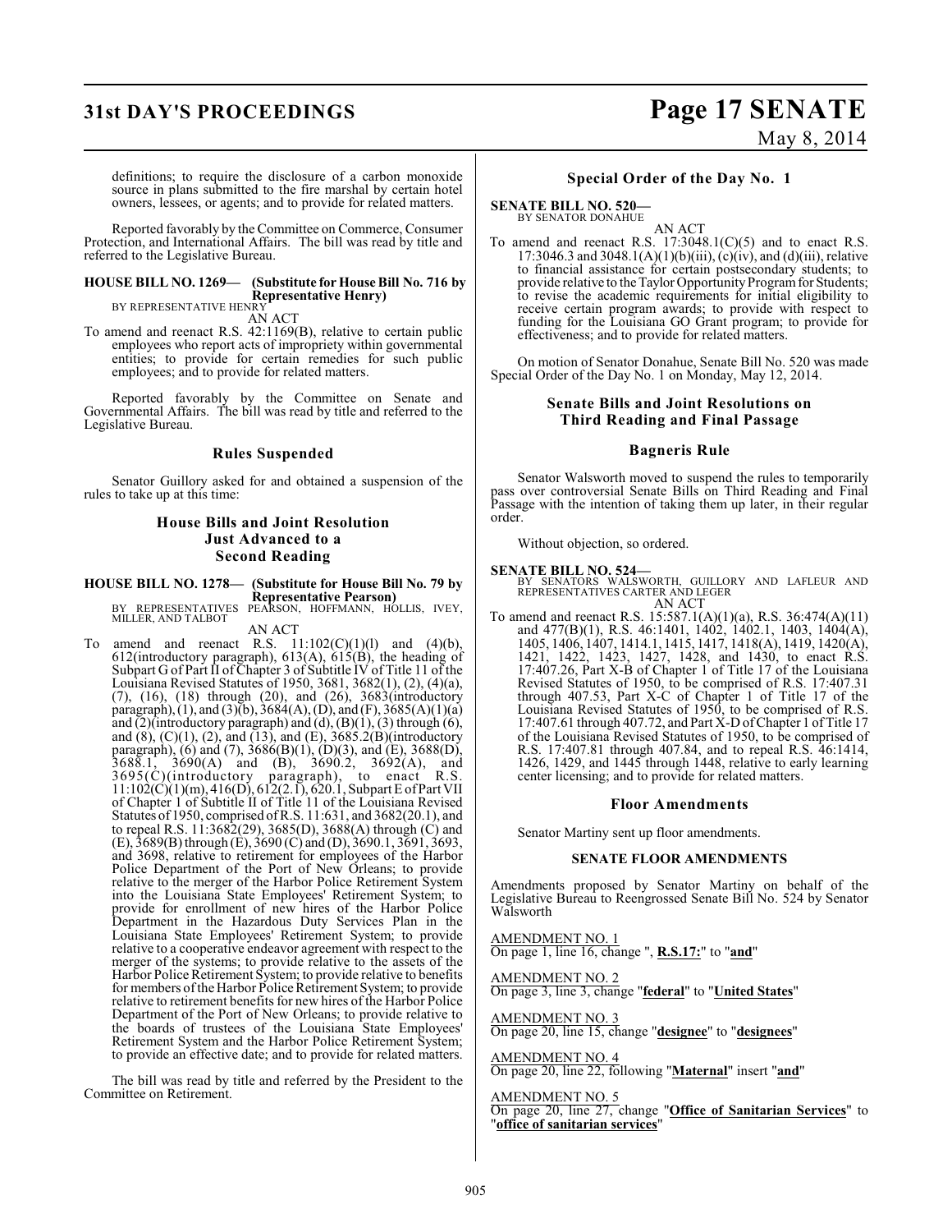definitions; to require the disclosure of a carbon monoxide source in plans submitted to the fire marshal by certain hotel owners, lessees, or agents; and to provide for related matters.

Reported favorably by the Committee on Commerce, Consumer Protection, and International Affairs. The bill was read by title and referred to the Legislative Bureau.

**HOUSE BILL NO. 1269— (Substitute for House Bill No. 716 by Representative Henry)**
BY REPRESENTATIVE HENRY
AN ACT

To amend and reenact R.S. 42:1169(B), relative to certain public employees who report acts of impropriety within governmental entities; to provide for certain remedies for such public employees; and to provide for related matters.

Reported favorably by the Committee on Senate and Governmental Affairs. The bill was read by title and referred to the Legislative Bureau.

## Rules Suspended

Senator Guillory asked for and obtained a suspension of the rules to take up at this time:

## House Bills and Joint Resolution Just Advanced to a Second Reading

**HOUSE BILL NO. 1278— (Substitute for House Bill No. 79 by Representative Pearson)**
BY REPRESENTATIVES PEARSON, HOFFMANN, HOLLIS, IVEY, MILLER, AND TALBOT
AN ACT

To amend and reenact R.S. 11:102(C)(1)(l) and (4)(b), 612(introductory paragraph), 613(A), 615(B), the heading of Subpart G of Part II of Chapter 3 of Subtitle IV of Title 11 of the Louisiana Revised Statutes of 1950, 3681, 3682(1), (2), (4)(a), (7), (16), (18) through (20), and (26), 3683(introductory paragraph), (1), and (3)(b), 3684(A), (D), and (F), 3685(A)(1)(a) and (2)(introductory paragraph) and (d), (B)(1), (3) through (6), and (8), (C)(1), (2), and (13), and (E), 3685.2(B)(introductory paragraph), (6) and (7), 3686(B)(1), (D)(3), and (E), 3688(D), 3688.1, 3690(A) and (B), 3690.2, 3692(A), and 3695(C)(introductory paragraph), to enact R.S. 11:102(C)(1)(m), 416(D), 612(2.1), 620.1, Subpart E of Part VII of Chapter 1 of Subtitle II of Title 11 of the Louisiana Revised Statutes of 1950, comprised of R.S. 11:631, and 3682(20.1), and to repeal R.S. 11:3682(29), 3685(D), 3688(A) through (C) and (E), 3689(B) through (E), 3690 (C) and (D), 3690.1, 3691, 3693, and 3698, relative to retirement for employees of the Harbor Police Department of the Port of New Orleans; to provide relative to the merger of the Harbor Police Retirement System into the Louisiana State Employees' Retirement System; to provide for enrollment of new hires of the Harbor Police Department in the Hazardous Duty Services Plan in the Louisiana State Employees' Retirement System; to provide relative to a cooperative endeavor agreement with respect to the merger of the systems; to provide relative to the assets of the Harbor Police Retirement System; to provide relative to benefits for members of the Harbor Police Retirement System; to provide relative to retirement benefits for new hires of the Harbor Police Department of the Port of New Orleans; to provide relative to the boards of trustees of the Louisiana State Employees' Retirement System and the Harbor Police Retirement System; to provide an effective date; and to provide for related matters.

The bill was read by title and referred by the President to the Committee on Retirement.

## Special Order of the Day No. 1

**SENATE BILL NO. 520—**
BY SENATOR DONAHUE
AN ACT

To amend and reenact R.S. 17:3048.1(C)(5) and to enact R.S. 17:3046.3 and 3048.1(A)(1)(b)(iii), (c)(iv), and (d)(iii), relative to financial assistance for certain postsecondary students; to provide relative to the Taylor Opportunity Program for Students; to revise the academic requirements for initial eligibility to receive certain program awards; to provide with respect to funding for the Louisiana GO Grant program; to provide for effectiveness; and to provide for related matters.

On motion of Senator Donahue, Senate Bill No. 520 was made Special Order of the Day No. 1 on Monday, May 12, 2014.

## Senate Bills and Joint Resolutions on Third Reading and Final Passage

## Bagneris Rule

Senator Walsworth moved to suspend the rules to temporarily pass over controversial Senate Bills on Third Reading and Final Passage with the intention of taking them up later, in their regular order.

Without objection, so ordered.

**SENATE BILL NO. 524—**
BY SENATORS WALSWORTH, GUILLORY AND LAFLEUR AND REPRESENTATIVES CARTER AND LEGER
AN ACT

To amend and reenact R.S. 15:587.1(A)(1)(a), R.S. 36:474(A)(11) and 477(B)(1), R.S. 46:1401, 1402, 1402.1, 1403, 1404(A), 1405, 1406, 1407, 1414.1, 1415, 1417, 1418(A), 1419, 1420(A), 1421, 1422, 1423, 1427, 1428, and 1430, to enact R.S. 17:407.26, Part X-B of Chapter 1 of Title 17 of the Louisiana Revised Statutes of 1950, to be comprised of R.S. 17:407.31 through 407.53, Part X-C of Chapter 1 of Title 17 of the Louisiana Revised Statutes of 1950, to be comprised of R.S. 17:407.61 through 407.72, and Part X-D of Chapter 1 of Title 17 of the Louisiana Revised Statutes of 1950, to be comprised of R.S. 17:407.81 through 407.84, and to repeal R.S. 46:1414, 1426, 1429, and 1445 through 1448, relative to early learning center licensing; and to provide for related matters.

## Floor Amendments

Senator Martiny sent up floor amendments.

### SENATE FLOOR AMENDMENTS

Amendments proposed by Senator Martiny on behalf of the Legislative Bureau to Reengrossed Senate Bill No. 524 by Senator Walsworth

AMENDMENT NO. 1
On page 1, line 16, change ", **R.S.17:**" to "**and**"

AMENDMENT NO. 2
On page 3, line 3, change "**federal**" to "**United States**"

AMENDMENT NO. 3
On page 20, line 15, change "**designee**" to "**designees**"

AMENDMENT NO. 4
On page 20, line 22, following "**Maternal**" insert "**and**"

AMENDMENT NO. 5
On page 20, line 27, change "**Office of Sanitarian Services**" to "**office of sanitarian services**"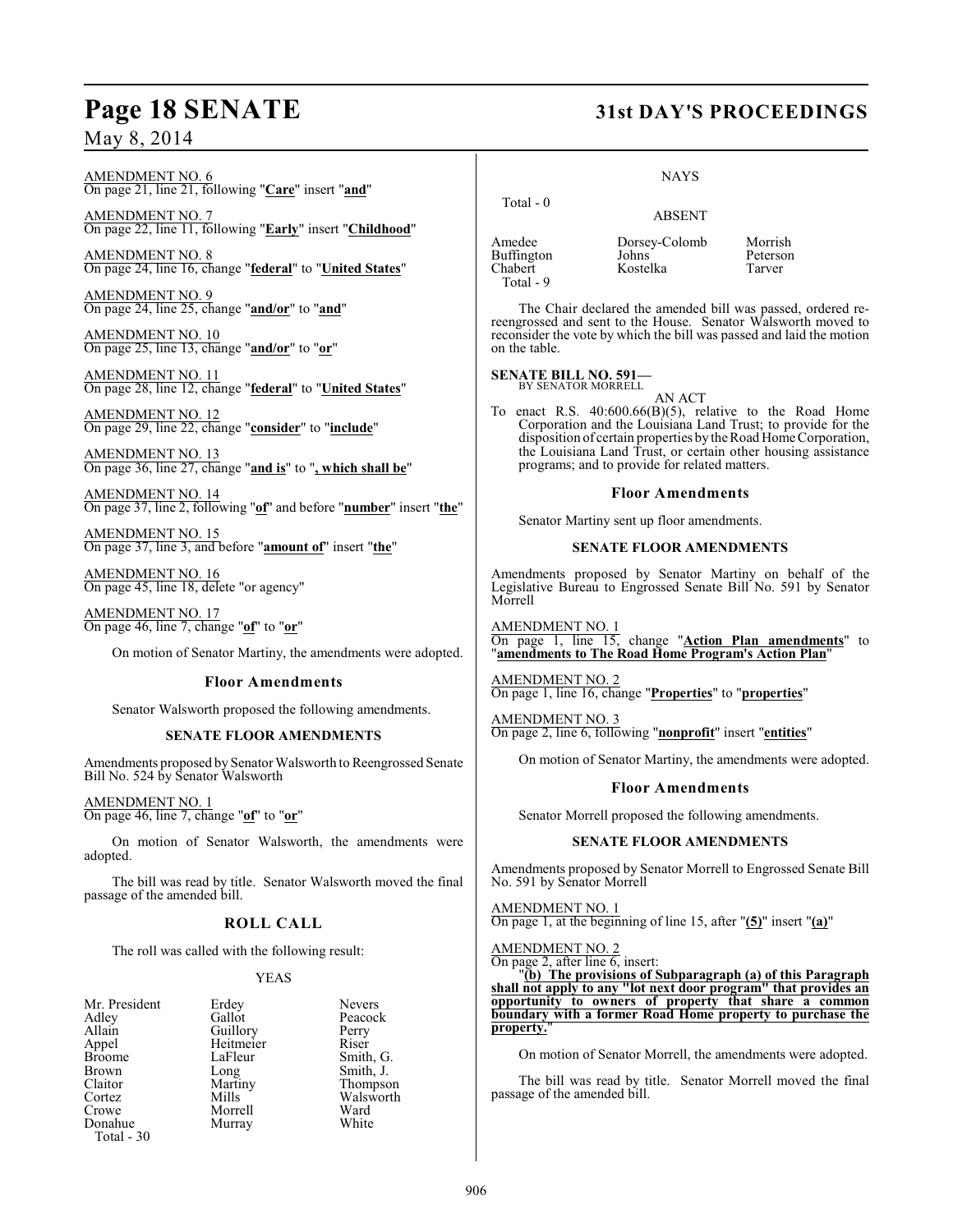AMENDMENT NO. 6
On page 21, line 21, following "**Care**" insert "**and**"

AMENDMENT NO. 7
On page 22, line 11, following "**Early**" insert "**Childhood**"

AMENDMENT NO. 8
On page 24, line 16, change "**federal**" to "**United States**"

AMENDMENT NO. 9
On page 24, line 25, change "**and/or**" to "**and**"

AMENDMENT NO. 10
On page 25, line 13, change "**and/or**" to "**or**"

AMENDMENT NO. 11
On page 28, line 12, change "**federal**" to "**United States**"

AMENDMENT NO. 12
On page 29, line 22, change "**consider**" to "**include**"

AMENDMENT NO. 13
On page 36, line 27, change "**and is**" to "**, which shall be**"

AMENDMENT NO. 14
On page 37, line 2, following "**of**" and before "**number**" insert "**the**"

AMENDMENT NO. 15
On page 37, line 3, and before "**amount of**" insert "**the**"

AMENDMENT NO. 16
On page 45, line 18, delete "or agency"

AMENDMENT NO. 17
On page 46, line 7, change "**of**" to "**or**"

On motion of Senator Martiny, the amendments were adopted.

### Floor Amendments

Senator Walsworth proposed the following amendments.

#### SENATE FLOOR AMENDMENTS

Amendments proposed by Senator Walsworth to Reengrossed Senate Bill No. 524 by Senator Walsworth

AMENDMENT NO. 1
On page 46, line 7, change "**of**" to "**or**"

On motion of Senator Walsworth, the amendments were adopted.

The bill was read by title. Senator Walsworth moved the final passage of the amended bill.

## ROLL CALL

The roll was called with the following result:

YEAS

| | | |
|---|---|---|
| Mr. President | Erdey | Nevers |
| Adley | Gallot | Peacock |
| Allain | Guillory | Perry |
| Appel | Heitmeier | Riser |
| Broome | LaFleur | Smith, G. |
| Brown | Long | Smith, J. |
| Claitor | Martiny | Thompson |
| Cortez | Mills | Walsworth |
| Crowe | Morrell | Ward |
| Donahue | Murray | White |

Total - 30

NAYS

Total - 0

ABSENT

| | | |
|---|---|---|
| Amedee | Dorsey-Colomb | Morrish |
| Buffington | Johns | Peterson |
| Chabert | Kostelka | Tarver |

Total - 9

The Chair declared the amended bill was passed, ordered re-reengrossed and sent to the House. Senator Walsworth moved to reconsider the vote by which the bill was passed and laid the motion on the table.

**SENATE BILL NO. 591—**
BY SENATOR MORRELL

AN ACT

To enact R.S. 40:600.66(B)(5), relative to the Road Home Corporation and the Louisiana Land Trust; to provide for the disposition of certain properties by the Road Home Corporation, the Louisiana Land Trust, or certain other housing assistance programs; and to provide for related matters.

### Floor Amendments

Senator Martiny sent up floor amendments.

#### SENATE FLOOR AMENDMENTS

Amendments proposed by Senator Martiny on behalf of the Legislative Bureau to Engrossed Senate Bill No. 591 by Senator Morrell

AMENDMENT NO. 1
On page 1, line 15, change "**Action Plan amendments**" to "**amendments to The Road Home Program's Action Plan**"

AMENDMENT NO. 2
On page 1, line 16, change "**Properties**" to "**properties**"

AMENDMENT NO. 3
On page 2, line 6, following "**nonprofit**" insert "**entities**"

On motion of Senator Martiny, the amendments were adopted.

### Floor Amendments

Senator Morrell proposed the following amendments.

#### SENATE FLOOR AMENDMENTS

Amendments proposed by Senator Morrell to Engrossed Senate Bill No. 591 by Senator Morrell

AMENDMENT NO. 1
On page 1, at the beginning of line 15, after "**(5)**" insert "**(a)**"

AMENDMENT NO. 2
On page 2, after line 6, insert:
"**(b) The provisions of Subparagraph (a) of this Paragraph shall not apply to any "lot next door program" that provides an opportunity to owners of property that share a common boundary with a former Road Home property to purchase the property.**"

On motion of Senator Morrell, the amendments were adopted.

The bill was read by title. Senator Morrell moved the final passage of the amended bill.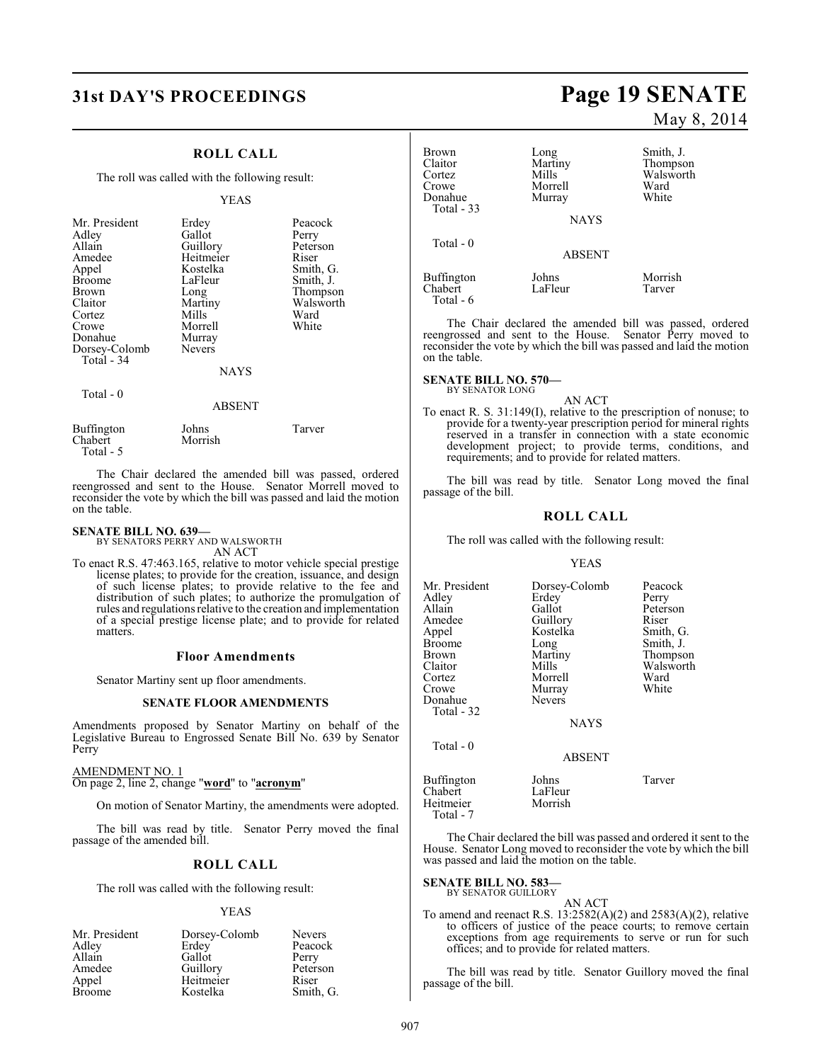## ROLL CALL

The roll was called with the following result:

YEAS

| | | |
|---|---|---|
| Mr. President | Erdey | Peacock |
| Adley | Gallot | Perry |
| Allain | Guillory | Peterson |
| Amedee | Heitmeier | Riser |
| Appel | Kostelka | Smith, G. |
| Broome | LaFleur | Smith, J. |
| Brown | Long | Thompson |
| Claitor | Martiny | Walsworth |
| Cortez | Mills | Ward |
| Crowe | Morrell | White |
| Donahue | Murray | |
| Dorsey-Colomb | Nevers | |
| Total - 34 | | |

NAYS

Total - 0

ABSENT

| | | |
|---|---|---|
| Buffington | Johns | Tarver |
| Chabert | Morrish | |
| Total - 5 | | |

The Chair declared the amended bill was passed, ordered reengrossed and sent to the House. Senator Morrell moved to reconsider the vote by which the bill was passed and laid the motion on the table.

**SENATE BILL NO. 639—**
BY SENATORS PERRY AND WALSWORTH
AN ACT

To enact R.S. 47:463.165, relative to motor vehicle special prestige license plates; to provide for the creation, issuance, and design of such license plates; to provide relative to the fee and distribution of such plates; to authorize the promulgation of rules and regulations relative to the creation and implementation of a special prestige license plate; and to provide for related matters.

## Floor Amendments

Senator Martiny sent up floor amendments.

### SENATE FLOOR AMENDMENTS

Amendments proposed by Senator Martiny on behalf of the Legislative Bureau to Engrossed Senate Bill No. 639 by Senator Perry

AMENDMENT NO. 1
On page 2, line 2, change "**word**" to "**acronym**"

On motion of Senator Martiny, the amendments were adopted.

The bill was read by title. Senator Perry moved the final passage of the amended bill.

## ROLL CALL

The roll was called with the following result:

YEAS

| | | |
|---|---|---|
| Mr. President | Dorsey-Colomb | Nevers |
| Adley | Erdey | Peacock |
| Allain | Gallot | Perry |
| Amedee | Guillory | Peterson |
| Appel | Heitmeier | Riser |
| Broome | Kostelka | Smith, G. |
| Brown | Long | Smith, J. |
| Claitor | Martiny | Thompson |
| Cortez | Mills | Walsworth |
| Crowe | Morrell | Ward |
| Donahue | Murray | White |
| Total - 33 | | |

NAYS

Total - 0

ABSENT

| | | |
|---|---|---|
| Buffington | Johns | Morrish |
| Chabert | LaFleur | Tarver |
| Total - 6 | | |

The Chair declared the amended bill was passed, ordered reengrossed and sent to the House. Senator Perry moved to reconsider the vote by which the bill was passed and laid the motion on the table.

**SENATE BILL NO. 570—**
BY SENATOR LONG
AN ACT

To enact R. S. 31:149(I), relative to the prescription of nonuse; to provide for a twenty-year prescription period for mineral rights reserved in a transfer in connection with a state economic development project; to provide terms, conditions, and requirements; and to provide for related matters.

The bill was read by title. Senator Long moved the final passage of the bill.

## ROLL CALL

The roll was called with the following result:

YEAS

| | | |
|---|---|---|
| Mr. President | Dorsey-Colomb | Peacock |
| Adley | Erdey | Perry |
| Allain | Gallot | Peterson |
| Amedee | Guillory | Riser |
| Appel | Kostelka | Smith, G. |
| Broome | Long | Smith, J. |
| Brown | Martiny | Thompson |
| Claitor | Mills | Walsworth |
| Cortez | Morrell | Ward |
| Crowe | Murray | White |
| Donahue | Nevers | |
| Total - 32 | | |

NAYS

Total - 0

ABSENT

| | | |
|---|---|---|
| Buffington | Johns | Tarver |
| Chabert | LaFleur | |
| Heitmeier | Morrish | |
| Total - 7 | | |

The Chair declared the bill was passed and ordered it sent to the House. Senator Long moved to reconsider the vote by which the bill was passed and laid the motion on the table.

**SENATE BILL NO. 583—**
BY SENATOR GUILLORY
AN ACT

To amend and reenact R.S. 13:2582(A)(2) and 2583(A)(2), relative to officers of justice of the peace courts; to remove certain exceptions from age requirements to serve or run for such offices; and to provide for related matters.

The bill was read by title. Senator Guillory moved the final passage of the bill.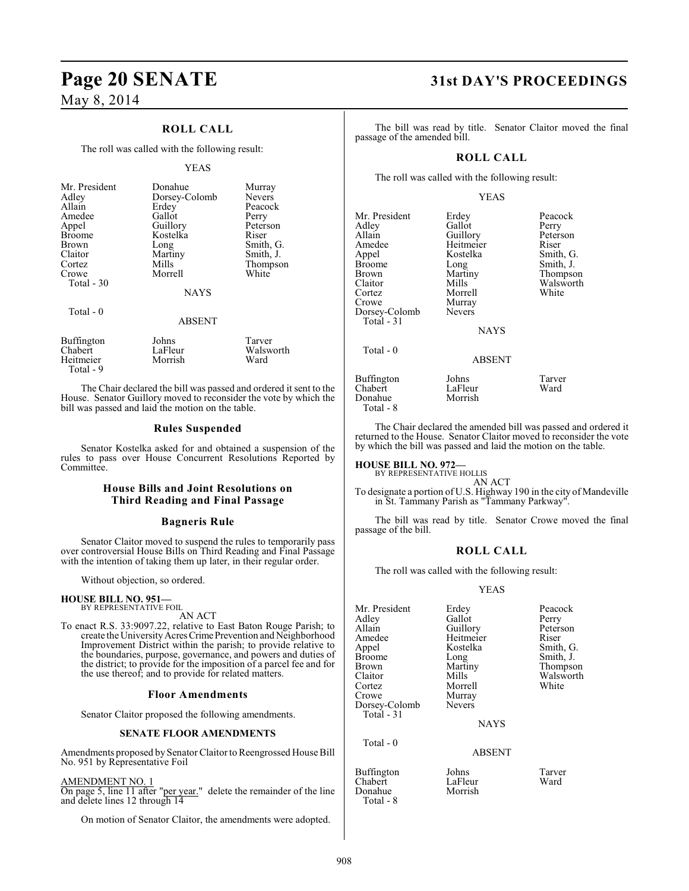## ROLL CALL

The roll was called with the following result:

YEAS

| | | |
|---|---|---|
| Mr. President | Donahue | Murray |
| Adley | Dorsey-Colomb | Nevers |
| Allain | Erdey | Peacock |
| Amedee | Gallot | Perry |
| Appel | Guillory | Peterson |
| Broome | Kostelka | Riser |
| Brown | Long | Smith, G. |
| Claitor | Martiny | Smith, J. |
| Cortez | Mills | Thompson |
| Crowe | Morrell | White |
| Total - 30 | | |

NAYS

Total - 0

ABSENT

| | | |
|---|---|---|
| Buffington | Johns | Tarver |
| Chabert | LaFleur | Walsworth |
| Heitmeier | Morrish | Ward |
| Total - 9 | | |

The Chair declared the bill was passed and ordered it sent to the House. Senator Guillory moved to reconsider the vote by which the bill was passed and laid the motion on the table.

### Rules Suspended

Senator Kostelka asked for and obtained a suspension of the rules to pass over House Concurrent Resolutions Reported by Committee.

### House Bills and Joint Resolutions on Third Reading and Final Passage

### Bagneris Rule

Senator Claitor moved to suspend the rules to temporarily pass over controversial House Bills on Third Reading and Final Passage with the intention of taking them up later, in their regular order.

Without objection, so ordered.

**HOUSE BILL NO. 951—**
BY REPRESENTATIVE FOIL

AN ACT

To enact R.S. 33:9097.22, relative to East Baton Rouge Parish; to create the University Acres Crime Prevention and Neighborhood Improvement District within the parish; to provide relative to the boundaries, purpose, governance, and powers and duties of the district; to provide for the imposition of a parcel fee and for the use thereof; and to provide for related matters.

### Floor Amendments

Senator Claitor proposed the following amendments.

### SENATE FLOOR AMENDMENTS

Amendments proposed by Senator Claitor to Reengrossed House Bill No. 951 by Representative Foil

AMENDMENT NO. 1

On page 5, line 11 after "per year." delete the remainder of the line and delete lines 12 through 14

On motion of Senator Claitor, the amendments were adopted.

The bill was read by title. Senator Claitor moved the final passage of the amended bill.

## ROLL CALL

The roll was called with the following result:

YEAS

| | | |
|---|---|---|
| Mr. President | Erdey | Peacock |
| Adley | Gallot | Perry |
| Allain | Guillory | Peterson |
| Amedee | Heitmeier | Riser |
| Appel | Kostelka | Smith, G. |
| Broome | Long | Smith, J. |
| Brown | Martiny | Thompson |
| Claitor | Mills | Walsworth |
| Cortez | Morrell | White |
| Crowe | Murray | |
| Dorsey-Colomb | Nevers | |
| Total - 31 | | |

NAYS

Total - 0

ABSENT

| | | |
|---|---|---|
| Buffington | Johns | Tarver |
| Chabert | LaFleur | Ward |
| Donahue | Morrish | |
| Total - 8 | | |

The Chair declared the amended bill was passed and ordered it returned to the House. Senator Claitor moved to reconsider the vote by which the bill was passed and laid the motion on the table.

**HOUSE BILL NO. 972—**
BY REPRESENTATIVE HOLLIS

AN ACT

To designate a portion of U.S. Highway 190 in the city of Mandeville in St. Tammany Parish as "Tammany Parkway".

The bill was read by title. Senator Crowe moved the final passage of the bill.

## ROLL CALL

The roll was called with the following result:

YEAS

| | | |
|---|---|---|
| Mr. President | Erdey | Peacock |
| Adley | Gallot | Perry |
| Allain | Guillory | Peterson |
| Amedee | Heitmeier | Riser |
| Appel | Kostelka | Smith, G. |
| Broome | Long | Smith, J. |
| Brown | Martiny | Thompson |
| Claitor | Mills | Walsworth |
| Cortez | Morrell | White |
| Crowe | Murray | |
| Dorsey-Colomb | Nevers | |
| Total - 31 | | |

NAYS

Total - 0

ABSENT

| | | |
|---|---|---|
| Buffington | Johns | Tarver |
| Chabert | LaFleur | Ward |
| Donahue | Morrish | |
| Total - 8 | | |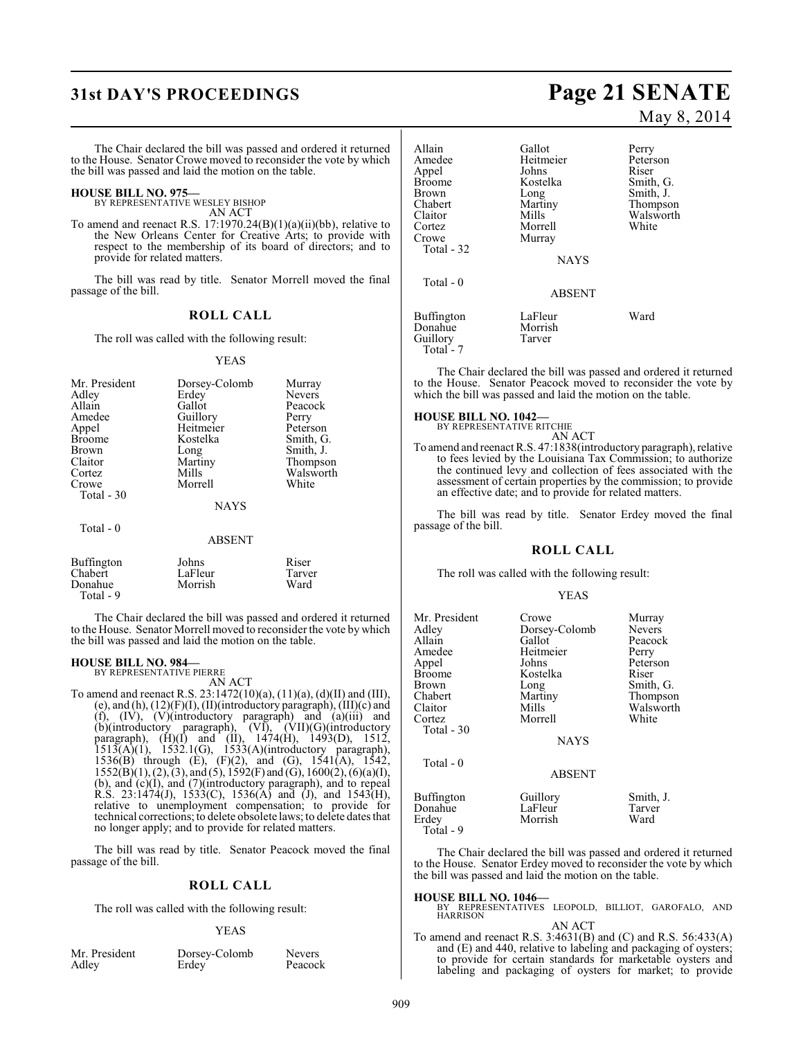The Chair declared the bill was passed and ordered it returned to the House. Senator Crowe moved to reconsider the vote by which the bill was passed and laid the motion on the table.

**HOUSE BILL NO. 975—**
BY REPRESENTATIVE WESLEY BISHOP
AN ACT

To amend and reenact R.S. 17:1970.24(B)(1)(a)(ii)(bb), relative to the New Orleans Center for Creative Arts; to provide with respect to the membership of its board of directors; and to provide for related matters.

The bill was read by title. Senator Morrell moved the final passage of the bill.

## ROLL CALL

The roll was called with the following result:

YEAS

| | | |
|---|---|---|
| Mr. President | Dorsey-Colomb | Murray |
| Adley | Erdey | Nevers |
| Allain | Gallot | Peacock |
| Amedee | Guillory | Perry |
| Appel | Heitmeier | Peterson |
| Broome | Kostelka | Smith, G. |
| Brown | Long | Smith, J. |
| Claitor | Martiny | Thompson |
| Cortez | Mills | Walsworth |
| Crowe | Morrell | White |

Total - 30

NAYS

Total - 0

ABSENT

| | | |
|---|---|---|
| Buffington | Johns | Riser |
| Chabert | LaFleur | Tarver |
| Donahue | Morrish | Ward |

Total - 9

The Chair declared the bill was passed and ordered it returned to the House. Senator Morrell moved to reconsider the vote by which the bill was passed and laid the motion on the table.

**HOUSE BILL NO. 984—**
BY REPRESENTATIVE PIERRE
AN ACT

To amend and reenact R.S. 23:1472(10)(a), (11)(a), (d)(II) and (III), (e), and (h), (12)(F)(I), (II)(introductory paragraph), (III)(c) and (f), (IV), (V)(introductory paragraph) and (a)(iii) and (b)(introductory paragraph), (VI), (VII)(G)(introductory paragraph), (H)(I) and (II), 1474(H), 1493(D), 1512, 1513(A)(1), 1532.1(G), 1533(A)(introductory paragraph), 1536(B) through (E), (F)(2), and (G), 1541(A), 1542, 1552(B)(1), (2), (3), and (5), 1592(F) and (G), 1600(2), (6)(a)(I), (b), and (c)(I), and (7)(introductory paragraph), and to repeal R.S. 23:1474(J), 1533(C), 1536(A) and (J), and 1543(H), relative to unemployment compensation; to provide for technical corrections; to delete obsolete laws; to delete dates that no longer apply; and to provide for related matters.

The bill was read by title. Senator Peacock moved the final passage of the bill.

## ROLL CALL

The roll was called with the following result:

YEAS

| | | |
|---|---|---|
| Mr. President | Dorsey-Colomb | Nevers |
| Adley | Erdey | Peacock |
| Allain | Gallot | Perry |
| Amedee | Heitmeier | Peterson |
| Appel | Johns | Riser |
| Broome | Kostelka | Smith, G. |
| Brown | Long | Smith, J. |
| Chabert | Martiny | Thompson |
| Claitor | Mills | Walsworth |
| Cortez | Morrell | White |
| Crowe | Murray | |

Total - 32

NAYS

Total - 0

ABSENT

| | | |
|---|---|---|
| Buffington | LaFleur | Ward |
| Donahue | Morrish | |
| Guillory | Tarver | |

Total - 7

The Chair declared the bill was passed and ordered it returned to the House. Senator Peacock moved to reconsider the vote by which the bill was passed and laid the motion on the table.

**HOUSE BILL NO. 1042—**
BY REPRESENTATIVE RITCHIE
AN ACT

To amend and reenact R.S. 47:1838(introductory paragraph), relative to fees levied by the Louisiana Tax Commission; to authorize the continued levy and collection of fees associated with the assessment of certain properties by the commission; to provide an effective date; and to provide for related matters.

The bill was read by title. Senator Erdey moved the final passage of the bill.

## ROLL CALL

The roll was called with the following result:

YEAS

| | | |
|---|---|---|
| Mr. President | Crowe | Murray |
| Adley | Dorsey-Colomb | Nevers |
| Allain | Gallot | Peacock |
| Amedee | Heitmeier | Perry |
| Appel | Johns | Peterson |
| Broome | Kostelka | Riser |
| Brown | Long | Smith, G. |
| Chabert | Martiny | Thompson |
| Claitor | Mills | Walsworth |
| Cortez | Morrell | White |

Total - 30

NAYS

Total - 0

ABSENT

| | | |
|---|---|---|
| Buffington | Guillory | Smith, J. |
| Donahue | LaFleur | Tarver |
| Erdey | Morrish | Ward |

Total - 9

The Chair declared the bill was passed and ordered it returned to the House. Senator Erdey moved to reconsider the vote by which the bill was passed and laid the motion on the table.

**HOUSE BILL NO. 1046—**
BY REPRESENTATIVES LEOPOLD, BILLIOT, GAROFALO, AND HARRISON
AN ACT

To amend and reenact R.S. 3:4631(B) and (C) and R.S. 56:433(A) and (E) and 440, relative to labeling and packaging of oysters; to provide for certain standards for marketable oysters and labeling and packaging of oysters for market; to provide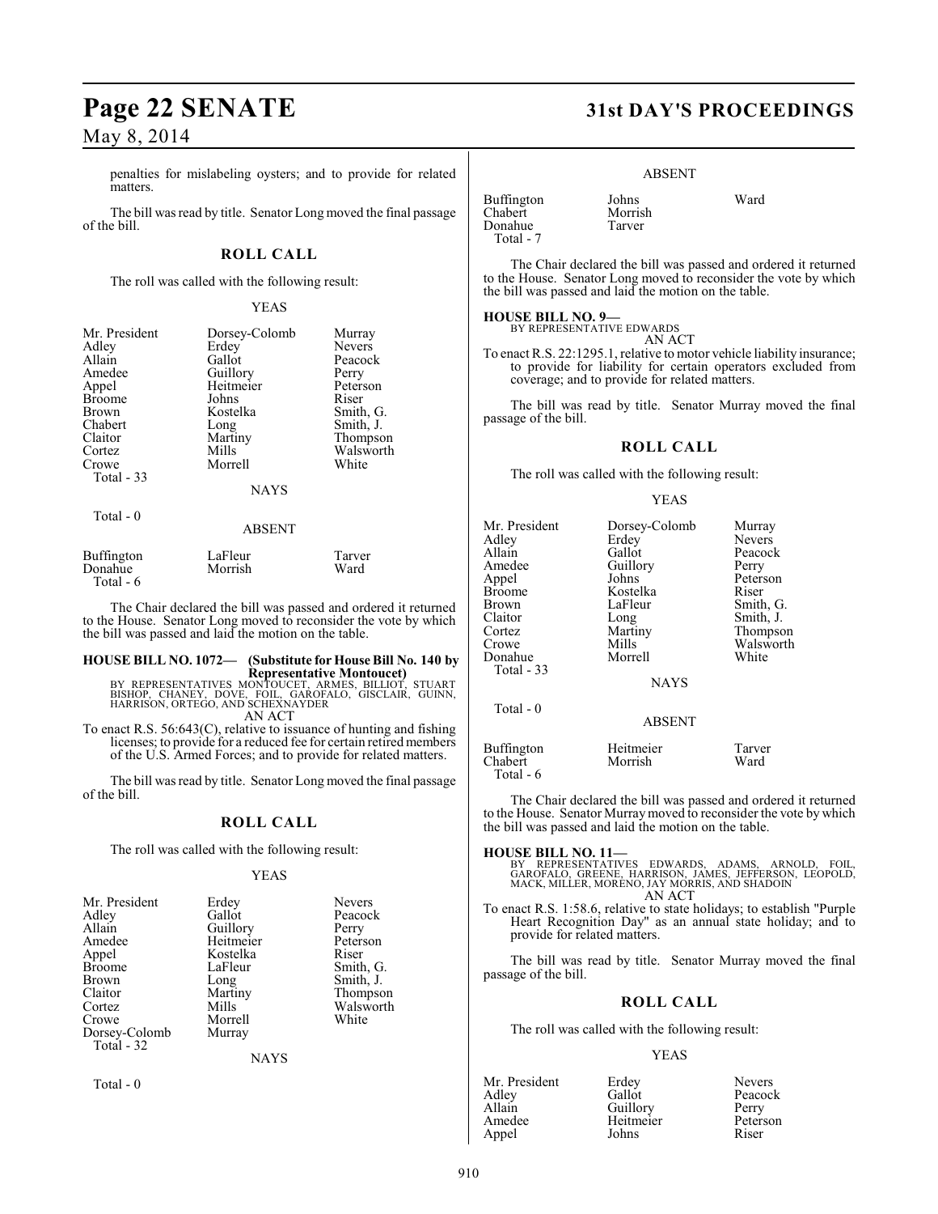penalties for mislabeling oysters; and to provide for related matters.

The bill was read by title. Senator Long moved the final passage of the bill.

## ROLL CALL

The roll was called with the following result:

YEAS

| | | |
|---|---|---|
| Mr. President | Dorsey-Colomb | Murray |
| Adley | Erdey | Nevers |
| Allain | Gallot | Peacock |
| Amedee | Guillory | Perry |
| Appel | Heitmeier | Peterson |
| Broome | Johns | Riser |
| Brown | Kostelka | Smith, G. |
| Chabert | Long | Smith, J. |
| Claitor | Martiny | Thompson |
| Cortez | Mills | Walsworth |
| Crowe | Morrell | White |

Total - 33

NAYS

Total - 0

ABSENT

| | | |
|---|---|---|
| Buffington | LaFleur | Tarver |
| Donahue | Morrish | Ward |

Total - 6

The Chair declared the bill was passed and ordered it returned to the House. Senator Long moved to reconsider the vote by which the bill was passed and laid the motion on the table.

**HOUSE BILL NO. 1072— (Substitute for House Bill No. 140 by Representative Montoucet)**
BY REPRESENTATIVES MONTOUCET, ARMES, BILLIOT, STUART BISHOP, CHANEY, DOVE, FOIL, GAROFALO, GISCLAIR, GUINN, HARRISON, ORTEGO, AND SCHEXNAYDER
AN ACT

To enact R.S. 56:643(C), relative to issuance of hunting and fishing licenses; to provide for a reduced fee for certain retired members of the U.S. Armed Forces; and to provide for related matters.

The bill was read by title. Senator Long moved the final passage of the bill.

## ROLL CALL

The roll was called with the following result:

YEAS

| | | |
|---|---|---|
| Mr. President | Erdey | Nevers |
| Adley | Gallot | Peacock |
| Allain | Guillory | Perry |
| Amedee | Heitmeier | Peterson |
| Appel | Kostelka | Riser |
| Broome | LaFleur | Smith, G. |
| Brown | Long | Smith, J. |
| Claitor | Martiny | Thompson |
| Cortez | Mills | Walsworth |
| Crowe | Morrell | White |
| Dorsey-Colomb | Murray | |

Total - 32

NAYS

Total - 0

ABSENT

| | | |
|---|---|---|
| Buffington | Johns | Ward |
| Chabert | Morrish | |
| Donahue | Tarver | |

Total - 7

The Chair declared the bill was passed and ordered it returned to the House. Senator Long moved to reconsider the vote by which the bill was passed and laid the motion on the table.

**HOUSE BILL NO. 9—**
BY REPRESENTATIVE EDWARDS
AN ACT

To enact R.S. 22:1295.1, relative to motor vehicle liability insurance; to provide for liability for certain operators excluded from coverage; and to provide for related matters.

The bill was read by title. Senator Murray moved the final passage of the bill.

## ROLL CALL

The roll was called with the following result:

YEAS

| | | |
|---|---|---|
| Mr. President | Dorsey-Colomb | Murray |
| Adley | Erdey | Nevers |
| Allain | Gallot | Peacock |
| Amedee | Guillory | Perry |
| Appel | Johns | Peterson |
| Broome | Kostelka | Riser |
| Brown | LaFleur | Smith, G. |
| Claitor | Long | Smith, J. |
| Cortez | Martiny | Thompson |
| Crowe | Mills | Walsworth |
| Donahue | Morrell | White |

Total - 33

NAYS

Total - 0

ABSENT

| | | |
|---|---|---|
| Buffington | Heitmeier | Tarver |
| Chabert | Morrish | Ward |

Total - 6

The Chair declared the bill was passed and ordered it returned to the House. Senator Murray moved to reconsider the vote by which the bill was passed and laid the motion on the table.

**HOUSE BILL NO. 11—**
BY REPRESENTATIVES EDWARDS, ADAMS, ARNOLD, FOIL, GAROFALO, GREENE, HARRISON, JAMES, JEFFERSON, LEOPOLD, MACK, MILLER, MORENO, JAY MORRIS, AND SHADOIN
AN ACT

To enact R.S. 1:58.6, relative to state holidays; to establish "Purple Heart Recognition Day" as an annual state holiday; and to provide for related matters.

The bill was read by title. Senator Murray moved the final passage of the bill.

## ROLL CALL

The roll was called with the following result:

YEAS

| | | |
|---|---|---|
| Mr. President | Erdey | Nevers |
| Adley | Gallot | Peacock |
| Allain | Guillory | Perry |
| Amedee | Heitmeier | Peterson |
| Appel | Johns | Riser |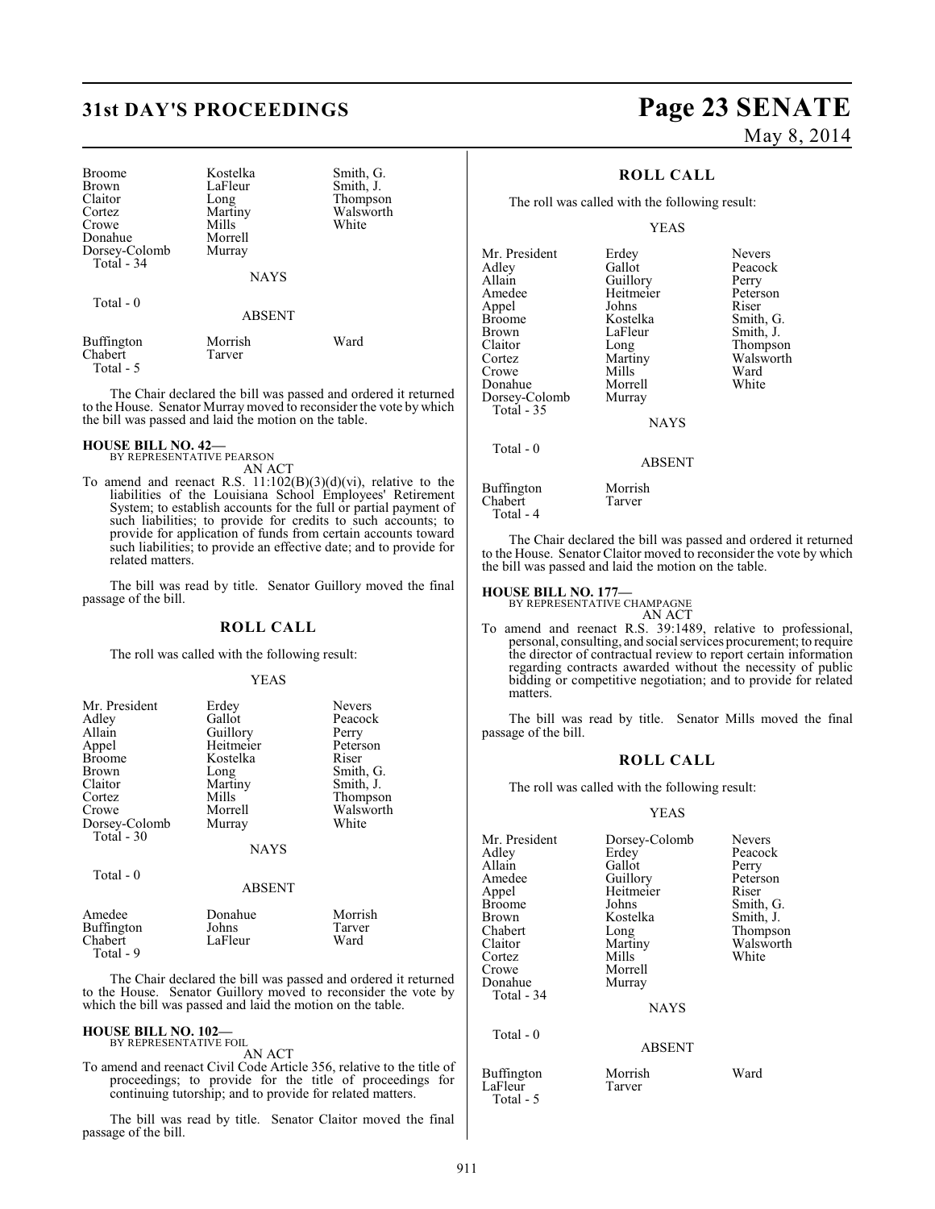| | | |
|---|---|---|
| Broome | Kostelka | Smith, G. |
| Brown | LaFleur | Smith, J. |
| Claitor | Long | Thompson |
| Cortez | Martiny | Walsworth |
| Crowe | Mills | White |
| Donahue | Morrell | |
| Dorsey-Colomb | Murray | |
| Total - 34 | | |

NAYS

Total - 0

ABSENT

| | | |
|---|---|---|
| Buffington | Morrish | Ward |
| Chabert | Tarver | |
| Total - 5 | | |

The Chair declared the bill was passed and ordered it returned to the House. Senator Murray moved to reconsider the vote by which the bill was passed and laid the motion on the table.

**HOUSE BILL NO. 42—**
BY REPRESENTATIVE PEARSON
AN ACT

To amend and reenact R.S. 11:102(B)(3)(d)(vi), relative to the liabilities of the Louisiana School Employees' Retirement System; to establish accounts for the full or partial payment of such liabilities; to provide for credits to such accounts; to provide for application of funds from certain accounts toward such liabilities; to provide an effective date; and to provide for related matters.

The bill was read by title. Senator Guillory moved the final passage of the bill.

## ROLL CALL

The roll was called with the following result:

YEAS

| | | |
|---|---|---|
| Mr. President | Erdey | Nevers |
| Adley | Gallot | Peacock |
| Allain | Guillory | Perry |
| Appel | Heitmeier | Peterson |
| Broome | Kostelka | Riser |
| Brown | Long | Smith, G. |
| Claitor | Martiny | Smith, J. |
| Cortez | Mills | Thompson |
| Crowe | Morrell | Walsworth |
| Dorsey-Colomb | Murray | White |
| Total - 30 | | |

NAYS

Total - 0

ABSENT

| | | |
|---|---|---|
| Amedee | Donahue | Morrish |
| Buffington | Johns | Tarver |
| Chabert | LaFleur | Ward |
| Total - 9 | | |

The Chair declared the bill was passed and ordered it returned to the House. Senator Guillory moved to reconsider the vote by which the bill was passed and laid the motion on the table.

**HOUSE BILL NO. 102—**
BY REPRESENTATIVE FOIL
AN ACT

To amend and reenact Civil Code Article 356, relative to the title of proceedings; to provide for the title of proceedings for continuing tutorship; and to provide for related matters.

The bill was read by title. Senator Claitor moved the final passage of the bill.

## ROLL CALL

The roll was called with the following result:

YEAS

| | | |
|---|---|---|
| Mr. President | Erdey | Nevers |
| Adley | Gallot | Peacock |
| Allain | Guillory | Perry |
| Amedee | Heitmeier | Peterson |
| Appel | Johns | Riser |
| Broome | Kostelka | Smith, G. |
| Brown | LaFleur | Smith, J. |
| Claitor | Long | Thompson |
| Cortez | Martiny | Walsworth |
| Crowe | Mills | Ward |
| Donahue | Morrell | White |
| Dorsey-Colomb | Murray | |
| Total - 35 | | |

NAYS

Total - 0

ABSENT

| | | |
|---|---|---|
| Buffington | Morrish | |
| Chabert | Tarver | |
| Total - 4 | | |

The Chair declared the bill was passed and ordered it returned to the House. Senator Claitor moved to reconsider the vote by which the bill was passed and laid the motion on the table.

**HOUSE BILL NO. 177—**
BY REPRESENTATIVE CHAMPAGNE
AN ACT

To amend and reenact R.S. 39:1489, relative to professional, personal, consulting, and social services procurement; to require the director of contractual review to report certain information regarding contracts awarded without the necessity of public bidding or competitive negotiation; and to provide for related matters.

The bill was read by title. Senator Mills moved the final passage of the bill.

## ROLL CALL

The roll was called with the following result:

YEAS

| | | |
|---|---|---|
| Mr. President | Dorsey-Colomb | Nevers |
| Adley | Erdey | Peacock |
| Allain | Gallot | Perry |
| Amedee | Guillory | Peterson |
| Appel | Heitmeier | Riser |
| Broome | Johns | Smith, G. |
| Brown | Kostelka | Smith, J. |
| Chabert | Long | Thompson |
| Claitor | Martiny | Walsworth |
| Cortez | Mills | White |
| Crowe | Morrell | |
| Donahue | Murray | |
| Total - 34 | | |

NAYS

Total - 0

ABSENT

| | | |
|---|---|---|
| Buffington | Morrish | Ward |
| LaFleur | Tarver | |
| Total - 5 | | |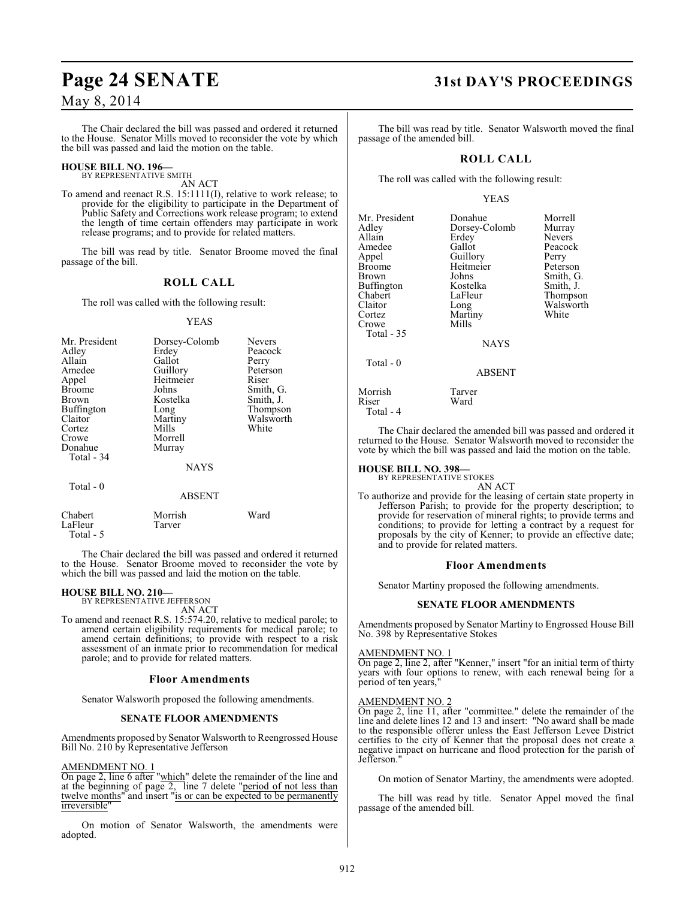The Chair declared the bill was passed and ordered it returned to the House. Senator Mills moved to reconsider the vote by which the bill was passed and laid the motion on the table.

**HOUSE BILL NO. 196—**
BY REPRESENTATIVE SMITH

AN ACT

To amend and reenact R.S. 15:1111(I), relative to work release; to provide for the eligibility to participate in the Department of Public Safety and Corrections work release program; to extend the length of time certain offenders may participate in work release programs; and to provide for related matters.

The bill was read by title. Senator Broome moved the final passage of the bill.

## ROLL CALL

The roll was called with the following result:

YEAS

| | | |
|---|---|---|
| Mr. President | Dorsey-Colomb | Nevers |
| Adley | Erdey | Peacock |
| Allain | Gallot | Perry |
| Amedee | Guillory | Peterson |
| Appel | Heitmeier | Riser |
| Broome | Johns | Smith, G. |
| Brown | Kostelka | Smith, J. |
| Buffington | Long | Thompson |
| Claitor | Martiny | Walsworth |
| Cortez | Mills | White |
| Crowe | Morrell | |
| Donahue | Murray | |

Total - 34

NAYS

Total - 0

ABSENT

| | | |
|---|---|---|
| Chabert | Morrish | Ward |
| LaFleur | Tarver | |

Total - 5

The Chair declared the bill was passed and ordered it returned to the House. Senator Broome moved to reconsider the vote by which the bill was passed and laid the motion on the table.

**HOUSE BILL NO. 210—**
BY REPRESENTATIVE JEFFERSON

AN ACT

To amend and reenact R.S. 15:574.20, relative to medical parole; to amend certain eligibility requirements for medical parole; to amend certain definitions; to provide with respect to a risk assessment of an inmate prior to recommendation for medical parole; and to provide for related matters.

### Floor Amendments

Senator Walsworth proposed the following amendments.

### SENATE FLOOR AMENDMENTS

Amendments proposed by Senator Walsworth to Reengrossed House Bill No. 210 by Representative Jefferson

AMENDMENT NO. 1

On page 2, line 6 after "which" delete the remainder of the line and at the beginning of page 2, line 7 delete "period of not less than twelve months" and insert "is or can be expected to be permanently irreversible"

On motion of Senator Walsworth, the amendments were adopted.

The bill was read by title. Senator Walsworth moved the final passage of the amended bill.

## ROLL CALL

The roll was called with the following result:

YEAS

| | | |
|---|---|---|
| Mr. President | Donahue | Morrell |
| Adley | Dorsey-Colomb | Murray |
| Allain | Erdey | Nevers |
| Amedee | Gallot | Peacock |
| Appel | Guillory | Perry |
| Broome | Heitmeier | Peterson |
| Brown | Johns | Smith, G. |
| Buffington | Kostelka | Smith, J. |
| Chabert | LaFleur | Thompson |
| Claitor | Long | Walsworth |
| Cortez | Martiny | White |
| Crowe | Mills | |

Total - 35

NAYS

Total - 0

ABSENT

| | |
|---|---|
| Morrish | Tarver |
| Riser | Ward |

Total - 4

The Chair declared the amended bill was passed and ordered it returned to the House. Senator Walsworth moved to reconsider the vote by which the bill was passed and laid the motion on the table.

**HOUSE BILL NO. 398—**
BY REPRESENTATIVE STOKES

AN ACT

To authorize and provide for the leasing of certain state property in Jefferson Parish; to provide for the property description; to provide for reservation of mineral rights; to provide terms and conditions; to provide for letting a contract by a request for proposals by the city of Kenner; to provide an effective date; and to provide for related matters.

### Floor Amendments

Senator Martiny proposed the following amendments.

### SENATE FLOOR AMENDMENTS

Amendments proposed by Senator Martiny to Engrossed House Bill No. 398 by Representative Stokes

AMENDMENT NO. 1

On page 2, line 2, after "Kenner," insert "for an initial term of thirty years with four options to renew, with each renewal being for a period of ten years,"

AMENDMENT NO. 2

On page 2, line 11, after "committee." delete the remainder of the line and delete lines 12 and 13 and insert: "No award shall be made to the responsible offerer unless the East Jefferson Levee District certifies to the city of Kenner that the proposal does not create a negative impact on hurricane and flood protection for the parish of Jefferson."

On motion of Senator Martiny, the amendments were adopted.

The bill was read by title. Senator Appel moved the final passage of the amended bill.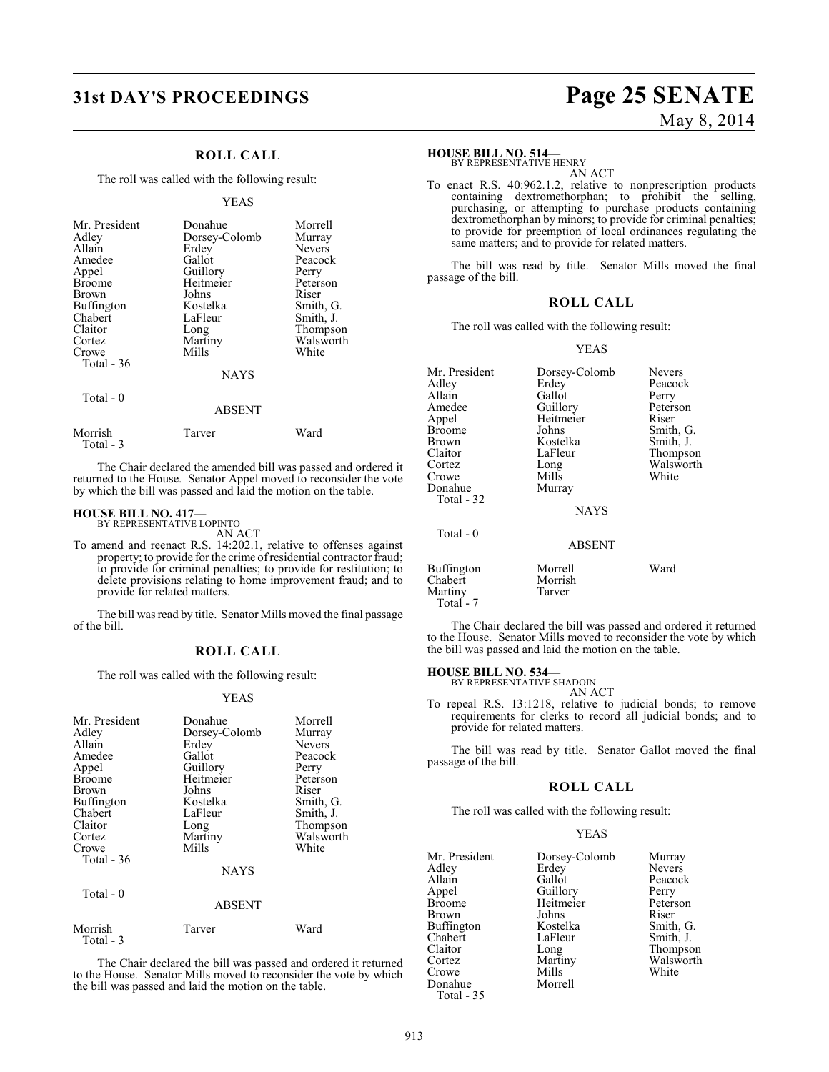### ROLL CALL

The roll was called with the following result:

YEAS

| | | |
|---|---|---|
| Mr. President | Donahue | Morrell |
| Adley | Dorsey-Colomb | Murray |
| Allain | Erdey | Nevers |
| Amedee | Gallot | Peacock |
| Appel | Guillory | Perry |
| Broome | Heitmeier | Peterson |
| Brown | Johns | Riser |
| Buffington | Kostelka | Smith, G. |
| Chabert | LaFleur | Smith, J. |
| Claitor | Long | Thompson |
| Cortez | Martiny | Walsworth |
| Crowe | Mills | White |
| Total - 36 | | |

NAYS

Total - 0

ABSENT

| | | |
|---|---|---|
| Morrish | Tarver | Ward |
| Total - 3 | | |

The Chair declared the amended bill was passed and ordered it returned to the House. Senator Appel moved to reconsider the vote by which the bill was passed and laid the motion on the table.

**HOUSE BILL NO. 417—**
BY REPRESENTATIVE LOPINTO
AN ACT

To amend and reenact R.S. 14:202.1, relative to offenses against property; to provide for the crime of residential contractor fraud; to provide for criminal penalties; to provide for restitution; to delete provisions relating to home improvement fraud; and to provide for related matters.

The bill was read by title. Senator Mills moved the final passage of the bill.

### ROLL CALL

The roll was called with the following result:

YEAS

| | | |
|---|---|---|
| Mr. President | Donahue | Morrell |
| Adley | Dorsey-Colomb | Murray |
| Allain | Erdey | Nevers |
| Amedee | Gallot | Peacock |
| Appel | Guillory | Perry |
| Broome | Heitmeier | Peterson |
| Brown | Johns | Riser |
| Buffington | Kostelka | Smith, G. |
| Chabert | LaFleur | Smith, J. |
| Claitor | Long | Thompson |
| Cortez | Martiny | Walsworth |
| Crowe | Mills | White |
| Total - 36 | | |

NAYS

Total - 0

ABSENT

| | | |
|---|---|---|
| Morrish | Tarver | Ward |
| Total - 3 | | |

The Chair declared the bill was passed and ordered it returned to the House. Senator Mills moved to reconsider the vote by which the bill was passed and laid the motion on the table.

**HOUSE BILL NO. 514—**
BY REPRESENTATIVE HENRY
AN ACT

To enact R.S. 40:962.1.2, relative to nonprescription products containing dextromethorphan; to prohibit the selling, purchasing, or attempting to purchase products containing dextromethorphan by minors; to provide for criminal penalties; to provide for preemption of local ordinances regulating the same matters; and to provide for related matters.

The bill was read by title. Senator Mills moved the final passage of the bill.

### ROLL CALL

The roll was called with the following result:

YEAS

| | | |
|---|---|---|
| Mr. President | Dorsey-Colomb | Nevers |
| Adley | Erdey | Peacock |
| Allain | Gallot | Perry |
| Amedee | Guillory | Peterson |
| Appel | Heitmeier | Riser |
| Broome | Johns | Smith, G. |
| Brown | Kostelka | Smith, J. |
| Claitor | LaFleur | Thompson |
| Cortez | Long | Walsworth |
| Crowe | Mills | White |
| Donahue | Murray | |
| Total - 32 | | |

NAYS

Total - 0

ABSENT

| | | |
|---|---|---|
| Buffington | Morrell | Ward |
| Chabert | Morrish | |
| Martiny | Tarver | |
| Total - 7 | | |

The Chair declared the bill was passed and ordered it returned to the House. Senator Mills moved to reconsider the vote by which the bill was passed and laid the motion on the table.

**HOUSE BILL NO. 534—**
BY REPRESENTATIVE SHADOIN
AN ACT

To repeal R.S. 13:1218, relative to judicial bonds; to remove requirements for clerks to record all judicial bonds; and to provide for related matters.

The bill was read by title. Senator Gallot moved the final passage of the bill.

### ROLL CALL

The roll was called with the following result:

YEAS

| | | |
|---|---|---|
| Mr. President | Dorsey-Colomb | Murray |
| Adley | Erdey | Nevers |
| Allain | Gallot | Peacock |
| Appel | Guillory | Perry |
| Broome | Heitmeier | Peterson |
| Brown | Johns | Riser |
| Buffington | Kostelka | Smith, G. |
| Chabert | LaFleur | Smith, J. |
| Claitor | Long | Thompson |
| Cortez | Martiny | Walsworth |
| Crowe | Mills | White |
| Donahue | Morrell | |
| Total - 35 | | |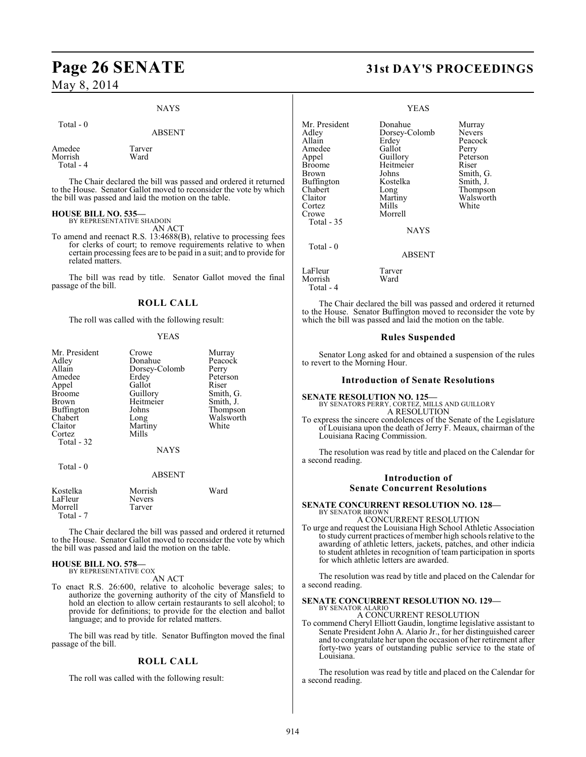NAYS

Total - 0

ABSENT

| | |
|---|---|
| Amedee | Tarver |
| Morrish | Ward |

Total - 4

The Chair declared the bill was passed and ordered it returned to the House. Senator Gallot moved to reconsider the vote by which the bill was passed and laid the motion on the table.

**HOUSE BILL NO. 535—**
BY REPRESENTATIVE SHADOIN

AN ACT

To amend and reenact R.S. 13:4688(B), relative to processing fees for clerks of court; to remove requirements relative to when certain processing fees are to be paid in a suit; and to provide for related matters.

The bill was read by title. Senator Gallot moved the final passage of the bill.

## ROLL CALL

The roll was called with the following result:

YEAS

| | | |
|---|---|---|
| Mr. President | Crowe | Murray |
| Adley | Donahue | Peacock |
| Allain | Dorsey-Colomb | Perry |
| Amedee | Erdey | Peterson |
| Appel | Gallot | Riser |
| Broome | Guillory | Smith, G. |
| Brown | Heitmeier | Smith, J. |
| Buffington | Johns | Thompson |
| Chabert | Long | Walsworth |
| Claitor | Martiny | White |
| Cortez | Mills | |

Total - 32

NAYS

Total - 0

ABSENT

| | | |
|---|---|---|
| Kostelka | Morrish | Ward |
| LaFleur | Nevers | |
| Morrell | Tarver | |

Total - 7

The Chair declared the bill was passed and ordered it returned to the House. Senator Gallot moved to reconsider the vote by which the bill was passed and laid the motion on the table.

**HOUSE BILL NO. 578—**
BY REPRESENTATIVE COX

AN ACT

To enact R.S. 26:600, relative to alcoholic beverage sales; to authorize the governing authority of the city of Mansfield to hold an election to allow certain restaurants to sell alcohol; to provide for definitions; to provide for the election and ballot language; and to provide for related matters.

The bill was read by title. Senator Buffington moved the final passage of the bill.

## ROLL CALL

The roll was called with the following result:

YEAS

| | | |
|---|---|---|
| Mr. President | Donahue | Murray |
| Adley | Dorsey-Colomb | Nevers |
| Allain | Erdey | Peacock |
| Amedee | Gallot | Perry |
| Appel | Guillory | Peterson |
| Broome | Heitmeier | Riser |
| Brown | Johns | Smith, G. |
| Buffington | Kostelka | Smith, J. |
| Chabert | Long | Thompson |
| Claitor | Martiny | Walsworth |
| Cortez | Mills | White |
| Crowe | Morrell | |

Total - 35

NAYS

Total - 0

ABSENT

| | |
|---|---|
| LaFleur | Tarver |
| Morrish | Ward |

Total - 4

The Chair declared the bill was passed and ordered it returned to the House. Senator Buffington moved to reconsider the vote by which the bill was passed and laid the motion on the table.

## Rules Suspended

Senator Long asked for and obtained a suspension of the rules to revert to the Morning Hour.

## Introduction of Senate Resolutions

**SENATE RESOLUTION NO. 125—**
BY SENATORS PERRY, CORTEZ, MILLS AND GUILLORY

A RESOLUTION

To express the sincere condolences of the Senate of the Legislature of Louisiana upon the death of Jerry F. Meaux, chairman of the Louisiana Racing Commission.

The resolution was read by title and placed on the Calendar for a second reading.

## Introduction of Senate Concurrent Resolutions

**SENATE CONCURRENT RESOLUTION NO. 128—**
BY SENATOR BROWN

A CONCURRENT RESOLUTION

To urge and request the Louisiana High School Athletic Association to study current practices of member high schools relative to the awarding of athletic letters, jackets, patches, and other indicia to student athletes in recognition of team participation in sports for which athletic letters are awarded.

The resolution was read by title and placed on the Calendar for a second reading.

**SENATE CONCURRENT RESOLUTION NO. 129—**
BY SENATOR ALARIO

A CONCURRENT RESOLUTION

To commend Cheryl Elliott Gaudin, longtime legislative assistant to Senate President John A. Alario Jr., for her distinguished career and to congratulate her upon the occasion of her retirement after forty-two years of outstanding public service to the state of Louisiana.

The resolution was read by title and placed on the Calendar for a second reading.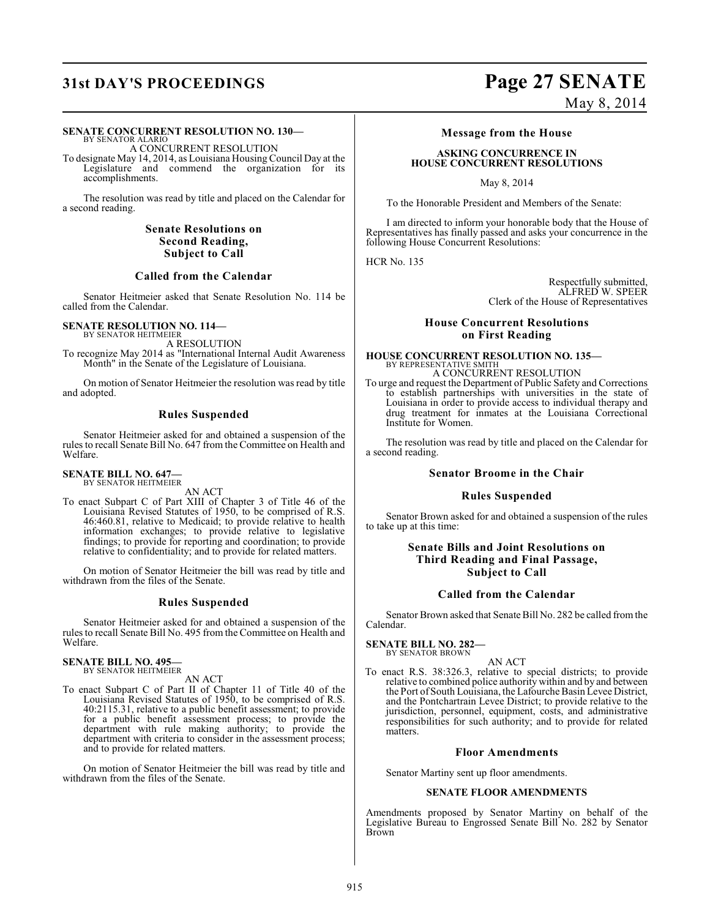**SENATE CONCURRENT RESOLUTION NO. 130—**
BY SENATOR ALARIO
A CONCURRENT RESOLUTION
To designate May 14, 2014, as Louisiana Housing Council Day at the Legislature and commend the organization for its accomplishments.

The resolution was read by title and placed on the Calendar for a second reading.

## Senate Resolutions on Second Reading, Subject to Call

## Called from the Calendar

Senator Heitmeier asked that Senate Resolution No. 114 be called from the Calendar.

**SENATE RESOLUTION NO. 114—**
BY SENATOR HEITMEIER
A RESOLUTION
To recognize May 2014 as "International Internal Audit Awareness Month" in the Senate of the Legislature of Louisiana.

On motion of Senator Heitmeier the resolution was read by title and adopted.

## Rules Suspended

Senator Heitmeier asked for and obtained a suspension of the rules to recall Senate Bill No. 647 from the Committee on Health and Welfare.

**SENATE BILL NO. 647—**
BY SENATOR HEITMEIER
AN ACT
To enact Subpart C of Part XIII of Chapter 3 of Title 46 of the Louisiana Revised Statutes of 1950, to be comprised of R.S. 46:460.81, relative to Medicaid; to provide relative to health information exchanges; to provide relative to legislative findings; to provide for reporting and coordination; to provide relative to confidentiality; and to provide for related matters.

On motion of Senator Heitmeier the bill was read by title and withdrawn from the files of the Senate.

## Rules Suspended

Senator Heitmeier asked for and obtained a suspension of the rules to recall Senate Bill No. 495 from the Committee on Health and Welfare.

**SENATE BILL NO. 495—**
BY SENATOR HEITMEIER
AN ACT
To enact Subpart C of Part II of Chapter 11 of Title 40 of the Louisiana Revised Statutes of 1950, to be comprised of R.S. 40:2115.31, relative to a public benefit assessment; to provide for a public benefit assessment process; to provide the department with rule making authority; to provide the department with criteria to consider in the assessment process; and to provide for related matters.

On motion of Senator Heitmeier the bill was read by title and withdrawn from the files of the Senate.

## Message from the House

**ASKING CONCURRENCE IN HOUSE CONCURRENT RESOLUTIONS**

May 8, 2014

To the Honorable President and Members of the Senate:

I am directed to inform your honorable body that the House of Representatives has finally passed and asks your concurrence in the following House Concurrent Resolutions:

HCR No. 135

Respectfully submitted,
ALFRED W. SPEER
Clerk of the House of Representatives

## House Concurrent Resolutions on First Reading

**HOUSE CONCURRENT RESOLUTION NO. 135—**
BY REPRESENTATIVE SMITH
A CONCURRENT RESOLUTION
To urge and request the Department of Public Safety and Corrections to establish partnerships with universities in the state of Louisiana in order to provide access to individual therapy and drug treatment for inmates at the Louisiana Correctional Institute for Women.

The resolution was read by title and placed on the Calendar for a second reading.

## Senator Broome in the Chair

## Rules Suspended

Senator Brown asked for and obtained a suspension of the rules to take up at this time:

## Senate Bills and Joint Resolutions on Third Reading and Final Passage, Subject to Call

## Called from the Calendar

Senator Brown asked that Senate Bill No. 282 be called from the Calendar.

**SENATE BILL NO. 282—**
BY SENATOR BROWN
AN ACT
To enact R.S. 38:326.3, relative to special districts; to provide relative to combined police authority within and by and between the Port of South Louisiana, the Lafourche Basin Levee District, and the Pontchartrain Levee District; to provide relative to the jurisdiction, personnel, equipment, costs, and administrative responsibilities for such authority; and to provide for related matters.

## Floor Amendments

Senator Martiny sent up floor amendments.

**SENATE FLOOR AMENDMENTS**

Amendments proposed by Senator Martiny on behalf of the Legislative Bureau to Engrossed Senate Bill No. 282 by Senator Brown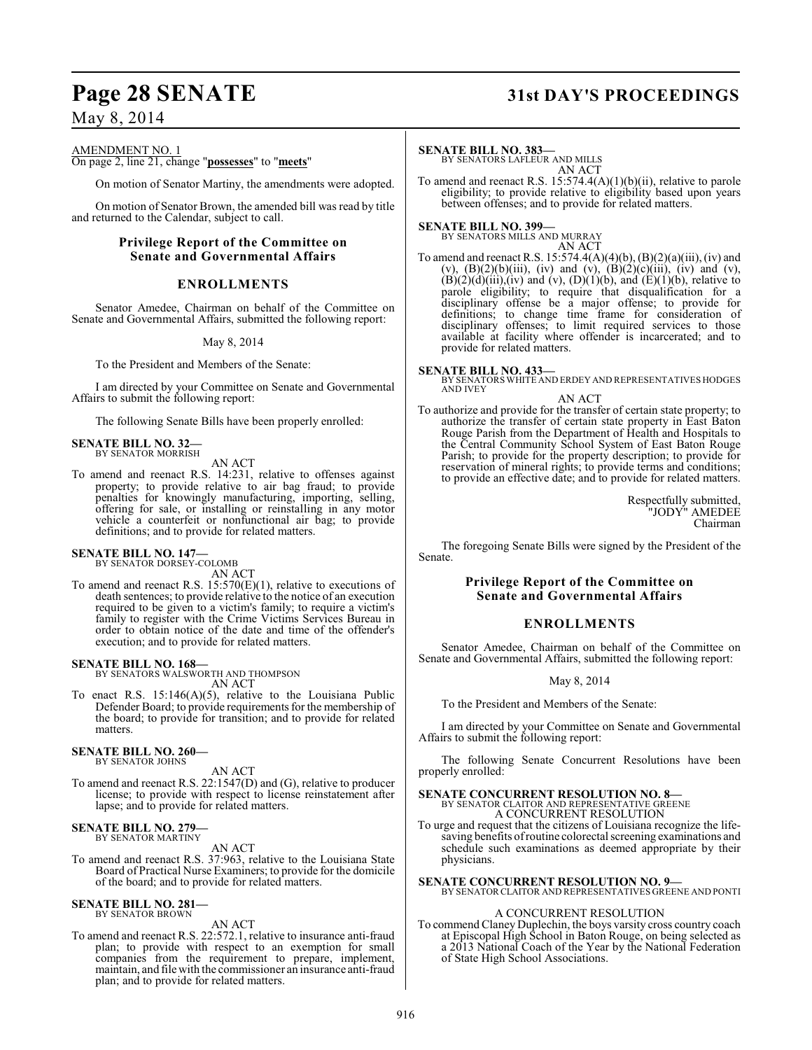AMENDMENT NO. 1

On page 2, line 21, change "**possesses**" to "**meets**"

On motion of Senator Martiny, the amendments were adopted.

On motion of Senator Brown, the amended bill was read by title and returned to the Calendar, subject to call.

## Privilege Report of the Committee on Senate and Governmental Affairs

## ENROLLMENTS

Senator Amedee, Chairman on behalf of the Committee on Senate and Governmental Affairs, submitted the following report:

May 8, 2014

To the President and Members of the Senate:

I am directed by your Committee on Senate and Governmental Affairs to submit the following report:

The following Senate Bills have been properly enrolled:

**SENATE BILL NO. 32—**
BY SENATOR MORRISH

AN ACT

To amend and reenact R.S. 14:231, relative to offenses against property; to provide relative to air bag fraud; to provide penalties for knowingly manufacturing, importing, selling, offering for sale, or installing or reinstalling in any motor vehicle a counterfeit or nonfunctional air bag; to provide definitions; and to provide for related matters.

**SENATE BILL NO. 147—**
BY SENATOR DORSEY-COLOMB

AN ACT

To amend and reenact R.S. 15:570(E)(1), relative to executions of death sentences; to provide relative to the notice of an execution required to be given to a victim's family; to require a victim's family to register with the Crime Victims Services Bureau in order to obtain notice of the date and time of the offender's execution; and to provide for related matters.

**SENATE BILL NO. 168—**
BY SENATORS WALSWORTH AND THOMPSON

AN ACT

To enact R.S. 15:146(A)(5), relative to the Louisiana Public Defender Board; to provide requirements for the membership of the board; to provide for transition; and to provide for related matters.

**SENATE BILL NO. 260—**
BY SENATOR JOHNS

AN ACT

To amend and reenact R.S. 22:1547(D) and (G), relative to producer license; to provide with respect to license reinstatement after lapse; and to provide for related matters.

**SENATE BILL NO. 279—**
BY SENATOR MARTINY

AN ACT

To amend and reenact R.S. 37:963, relative to the Louisiana State Board of Practical Nurse Examiners; to provide for the domicile of the board; and to provide for related matters.

**SENATE BILL NO. 281—**
BY SENATOR BROWN

AN ACT

To amend and reenact R.S. 22:572.1, relative to insurance anti-fraud plan; to provide with respect to an exemption for small companies from the requirement to prepare, implement, maintain, and file with the commissioner an insurance anti-fraud plan; and to provide for related matters.

**SENATE BILL NO. 383—**
BY SENATORS LAFLEUR AND MILLS

AN ACT

To amend and reenact R.S. 15:574.4(A)(1)(b)(ii), relative to parole eligibility; to provide relative to eligibility based upon years between offenses; and to provide for related matters.

**SENATE BILL NO. 399—**
BY SENATORS MILLS AND MURRAY

AN ACT

To amend and reenact R.S. 15:574.4(A)(4)(b), (B)(2)(a)(iii), (iv) and (v), (B)(2)(b)(iii), (iv) and (v), (B)(2)(c)(iii), (iv) and (v), (B)(2)(d)(iii),(iv) and (v), (D)(1)(b), and (E)(1)(b), relative to parole eligibility; to require that disqualification for a disciplinary offense be a major offense; to provide for definitions; to change time frame for consideration of disciplinary offenses; to limit required services to those available at facility where offender is incarcerated; and to provide for related matters.

**SENATE BILL NO. 433—**
BY SENATORS WHITE AND ERDEY AND REPRESENTATIVES HODGES AND IVEY

AN ACT

To authorize and provide for the transfer of certain state property; to authorize the transfer of certain state property in East Baton Rouge Parish from the Department of Health and Hospitals to the Central Community School System of East Baton Rouge Parish; to provide for the property description; to provide for reservation of mineral rights; to provide terms and conditions; to provide an effective date; and to provide for related matters.

Respectfully submitted,
"JODY" AMEDEE
Chairman

The foregoing Senate Bills were signed by the President of the Senate.

## Privilege Report of the Committee on Senate and Governmental Affairs

## ENROLLMENTS

Senator Amedee, Chairman on behalf of the Committee on Senate and Governmental Affairs, submitted the following report:

May 8, 2014

To the President and Members of the Senate:

I am directed by your Committee on Senate and Governmental Affairs to submit the following report:

The following Senate Concurrent Resolutions have been properly enrolled:

**SENATE CONCURRENT RESOLUTION NO. 8—**
BY SENATOR CLAITOR AND REPRESENTATIVE GREENE

A CONCURRENT RESOLUTION

To urge and request that the citizens of Louisiana recognize the life-saving benefits of routine colorectal screening examinations and schedule such examinations as deemed appropriate by their physicians.

**SENATE CONCURRENT RESOLUTION NO. 9—**
BY SENATOR CLAITOR AND REPRESENTATIVES GREENE AND PONTI

A CONCURRENT RESOLUTION

To commend Claney Duplechin, the boys varsity cross country coach at Episcopal High School in Baton Rouge, on being selected as a 2013 National Coach of the Year by the National Federation of State High School Associations.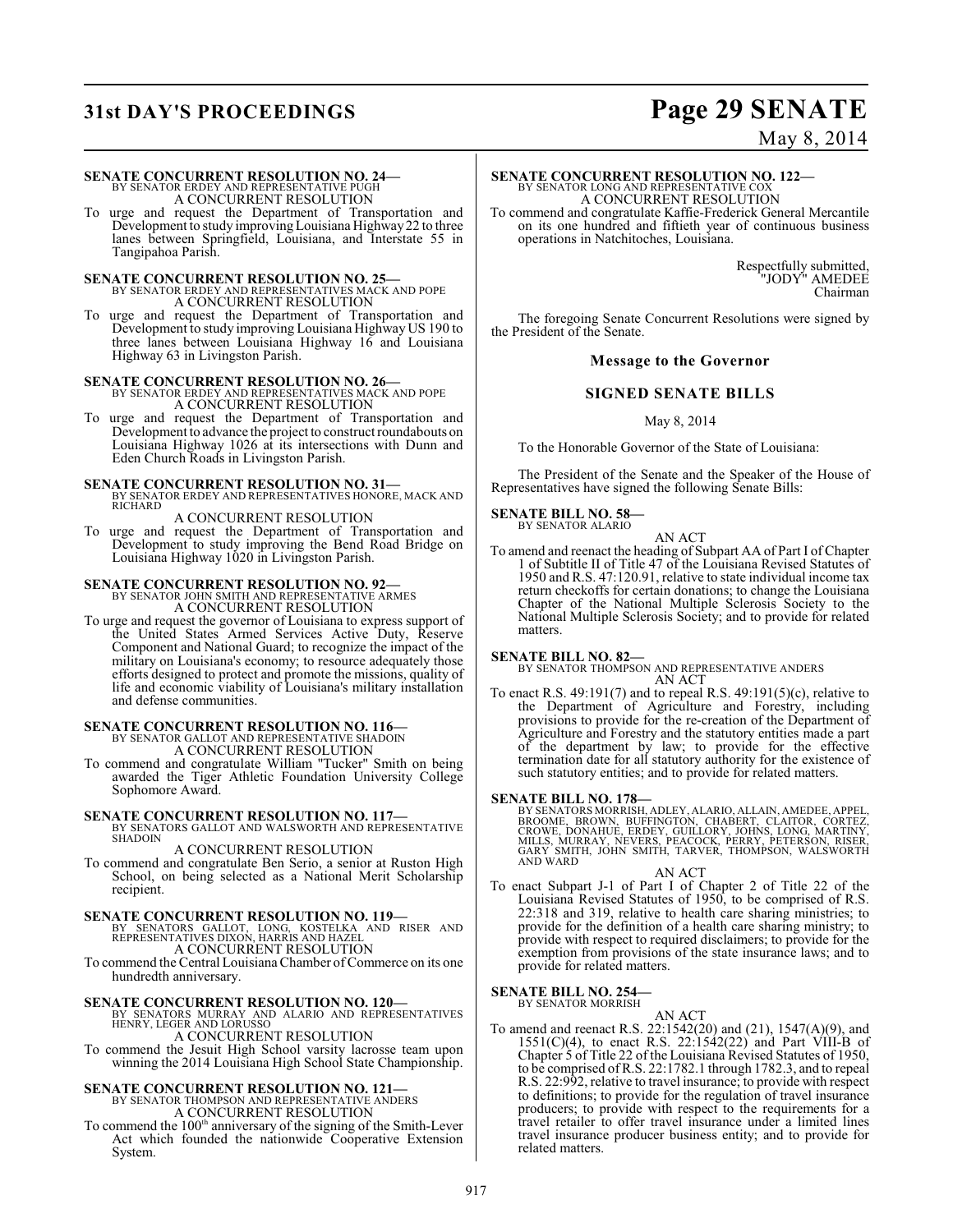**SENATE CONCURRENT RESOLUTION NO. 24—**
BY SENATOR ERDEY AND REPRESENTATIVE PUGH
A CONCURRENT RESOLUTION

To urge and request the Department of Transportation and Development to study improving Louisiana Highway 22 to three lanes between Springfield, Louisiana, and Interstate 55 in Tangipahoa Parish.

**SENATE CONCURRENT RESOLUTION NO. 25—**
BY SENATOR ERDEY AND REPRESENTATIVES MACK AND POPE
A CONCURRENT RESOLUTION

To urge and request the Department of Transportation and Development to study improving Louisiana Highway US 190 to three lanes between Louisiana Highway 16 and Louisiana Highway 63 in Livingston Parish.

**SENATE CONCURRENT RESOLUTION NO. 26—**
BY SENATOR ERDEY AND REPRESENTATIVES MACK AND POPE
A CONCURRENT RESOLUTION

To urge and request the Department of Transportation and Development to advance the project to construct roundabouts on Louisiana Highway 1026 at its intersections with Dunn and Eden Church Roads in Livingston Parish.

**SENATE CONCURRENT RESOLUTION NO. 31—**
BY SENATOR ERDEY AND REPRESENTATIVES HONORE, MACK AND RICHARD
A CONCURRENT RESOLUTION

To urge and request the Department of Transportation and Development to study improving the Bend Road Bridge on Louisiana Highway 1020 in Livingston Parish.

**SENATE CONCURRENT RESOLUTION NO. 92—**
BY SENATOR JOHN SMITH AND REPRESENTATIVE ARMES
A CONCURRENT RESOLUTION

To urge and request the governor of Louisiana to express support of the United States Armed Services Active Duty, Reserve Component and National Guard; to recognize the impact of the military on Louisiana's economy; to resource adequately those efforts designed to protect and promote the missions, quality of life and economic viability of Louisiana's military installation and defense communities.

**SENATE CONCURRENT RESOLUTION NO. 116—**
BY SENATOR GALLOT AND REPRESENTATIVE SHADOIN
A CONCURRENT RESOLUTION

To commend and congratulate William "Tucker" Smith on being awarded the Tiger Athletic Foundation University College Sophomore Award.

**SENATE CONCURRENT RESOLUTION NO. 117—**
BY SENATORS GALLOT AND WALSWORTH AND REPRESENTATIVE SHADOIN
A CONCURRENT RESOLUTION

To commend and congratulate Ben Serio, a senior at Ruston High School, on being selected as a National Merit Scholarship recipient.

**SENATE CONCURRENT RESOLUTION NO. 119—**
BY SENATORS GALLOT, LONG, KOSTELKA AND RISER AND REPRESENTATIVES DIXON, HARRIS AND HAZEL
A CONCURRENT RESOLUTION

To commend the Central Louisiana Chamber of Commerce on its one hundredth anniversary.

**SENATE CONCURRENT RESOLUTION NO. 120—**
BY SENATORS MURRAY AND ALARIO AND REPRESENTATIVES HENRY, LEGER AND LORUSSO
A CONCURRENT RESOLUTION

To commend the Jesuit High School varsity lacrosse team upon winning the 2014 Louisiana High School State Championship.

**SENATE CONCURRENT RESOLUTION NO. 121—**
BY SENATOR THOMPSON AND REPRESENTATIVE ANDERS
A CONCURRENT RESOLUTION

To commend the 100th anniversary of the signing of the Smith-Lever Act which founded the nationwide Cooperative Extension System.

**SENATE CONCURRENT RESOLUTION NO. 122—**
BY SENATOR LONG AND REPRESENTATIVE COX
A CONCURRENT RESOLUTION

To commend and congratulate Kaffie-Frederick General Mercantile on its one hundred and fiftieth year of continuous business operations in Natchitoches, Louisiana.

Respectfully submitted,
"JODY" AMEDEE
Chairman

The foregoing Senate Concurrent Resolutions were signed by the President of the Senate.

## Message to the Governor

## SIGNED SENATE BILLS

May 8, 2014

To the Honorable Governor of the State of Louisiana:

The President of the Senate and the Speaker of the House of Representatives have signed the following Senate Bills:

**SENATE BILL NO. 58—**
BY SENATOR ALARIO
AN ACT

To amend and reenact the heading of Subpart AA of Part I of Chapter 1 of Subtitle II of Title 47 of the Louisiana Revised Statutes of 1950 and R.S. 47:120.91, relative to state individual income tax return checkoffs for certain donations; to change the Louisiana Chapter of the National Multiple Sclerosis Society to the National Multiple Sclerosis Society; and to provide for related matters.

**SENATE BILL NO. 82—**
BY SENATOR THOMPSON AND REPRESENTATIVE ANDERS
AN ACT

To enact R.S. 49:191(7) and to repeal R.S. 49:191(5)(c), relative to the Department of Agriculture and Forestry, including provisions to provide for the re-creation of the Department of Agriculture and Forestry and the statutory entities made a part of the department by law; to provide for the effective termination date for all statutory authority for the existence of such statutory entities; and to provide for related matters.

**SENATE BILL NO. 178—**
BY SENATORS MORRISH, ADLEY, ALARIO, ALLAIN, AMEDEE, APPEL, BROOME, BROWN, BUFFINGTON, CHABERT, CLAITOR, CORTEZ, CROWE, DONAHUE, ERDEY, GUILLORY, JOHNS, LONG, MARTINY, MILLS, MURRAY, NEVERS, PEACOCK, PERRY, PETERSON, RISER, GARY SMITH, JOHN SMITH, TARVER, THOMPSON, WALSWORTH AND WARD
AN ACT

To enact Subpart J-1 of Part I of Chapter 2 of Title 22 of the Louisiana Revised Statutes of 1950, to be comprised of R.S. 22:318 and 319, relative to health care sharing ministries; to provide for the definition of a health care sharing ministry; to provide with respect to required disclaimers; to provide for the exemption from provisions of the state insurance laws; and to provide for related matters.

**SENATE BILL NO. 254—**
BY SENATOR MORRISH
AN ACT

To amend and reenact R.S. 22:1542(20) and (21), 1547(A)(9), and 1551(C)(4), to enact R.S. 22:1542(22) and Part VIII-B of Chapter 5 of Title 22 of the Louisiana Revised Statutes of 1950, to be comprised of R.S. 22:1782.1 through 1782.3, and to repeal R.S. 22:992, relative to travel insurance; to provide with respect to definitions; to provide for the regulation of travel insurance producers; to provide with respect to the requirements for a travel retailer to offer travel insurance under a limited lines travel insurance producer business entity; and to provide for related matters.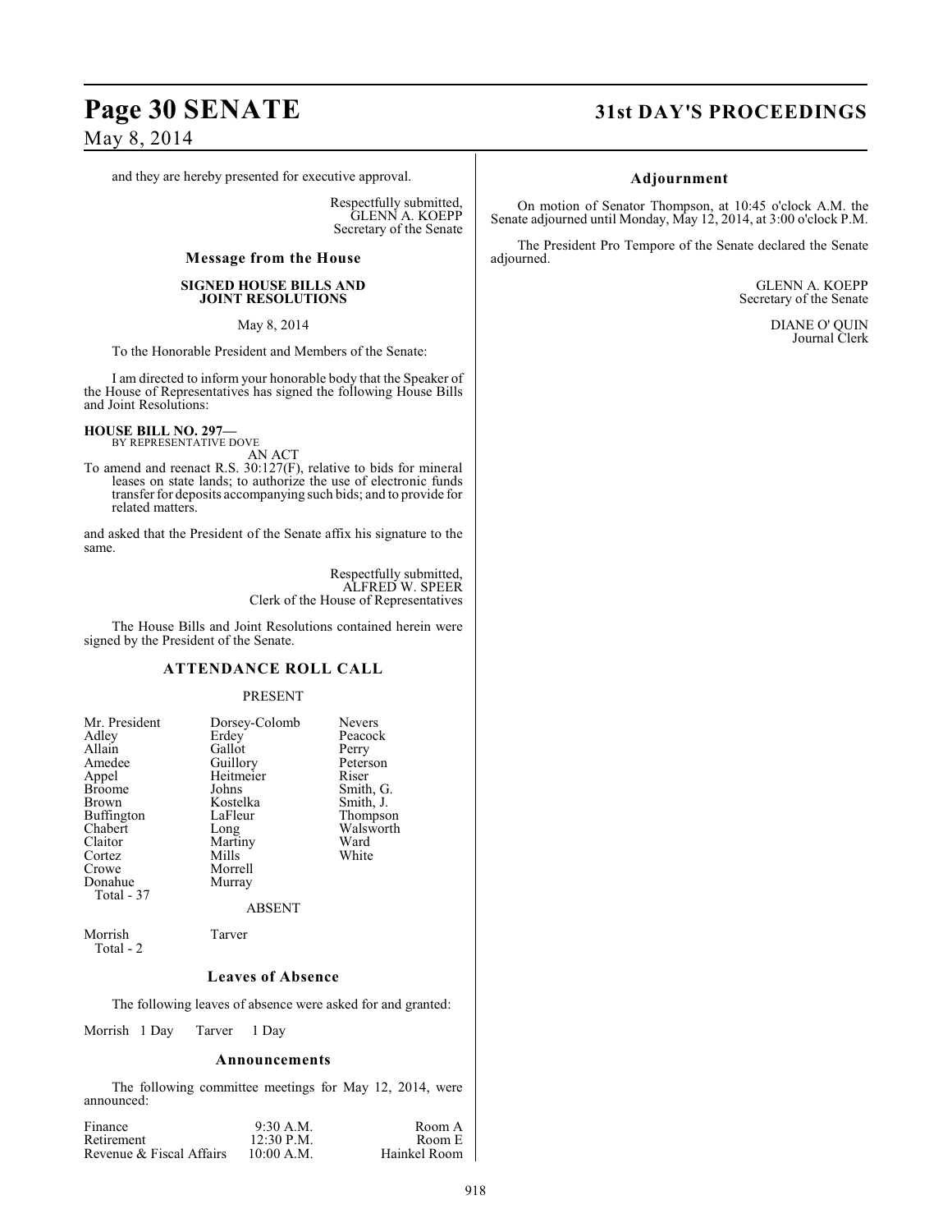and they are hereby presented for executive approval.

Respectfully submitted,
GLENN A. KOEPP
Secretary of the Senate

### Message from the House

**SIGNED HOUSE BILLS AND JOINT RESOLUTIONS**

May 8, 2014

To the Honorable President and Members of the Senate:

I am directed to inform your honorable body that the Speaker of the House of Representatives has signed the following House Bills and Joint Resolutions:

**HOUSE BILL NO. 297—**
BY REPRESENTATIVE DOVE
AN ACT

To amend and reenact R.S. 30:127(F), relative to bids for mineral leases on state lands; to authorize the use of electronic funds transfer for deposits accompanying such bids; and to provide for related matters.

and asked that the President of the Senate affix his signature to the same.

Respectfully submitted,
ALFRED W. SPEER
Clerk of the House of Representatives

The House Bills and Joint Resolutions contained herein were signed by the President of the Senate.

### ATTENDANCE ROLL CALL

PRESENT

| | | |
|---|---|---|
| Mr. President | Dorsey-Colomb | Nevers |
| Adley | Erdey | Peacock |
| Allain | Gallot | Perry |
| Amedee | Guillory | Peterson |
| Appel | Heitmeier | Riser |
| Broome | Johns | Smith, G. |
| Brown | Kostelka | Smith, J. |
| Buffington | LaFleur | Thompson |
| Chabert | Long | Walsworth |
| Claitor | Martiny | Ward |
| Cortez | Mills | White |
| Crowe | Morrell | |
| Donahue | Murray | |

Total - 37

ABSENT

| | |
|---|---|
| Morrish | Tarver |

Total - 2

### Leaves of Absence

The following leaves of absence were asked for and granted:

Morrish 1 Day Tarver 1 Day

### Announcements

The following committee meetings for May 12, 2014, were announced:

| | | |
|---|---|---|
| Finance | 9:30 A.M. | Room A |
| Retirement | 12:30 P.M. | Room E |
| Revenue & Fiscal Affairs | 10:00 A.M. | Hainkel Room |

### Adjournment

On motion of Senator Thompson, at 10:45 o'clock A.M. the Senate adjourned until Monday, May 12, 2014, at 3:00 o'clock P.M.

The President Pro Tempore of the Senate declared the Senate adjourned.

GLENN A. KOEPP
Secretary of the Senate

DIANE O' QUIN
Journal Clerk